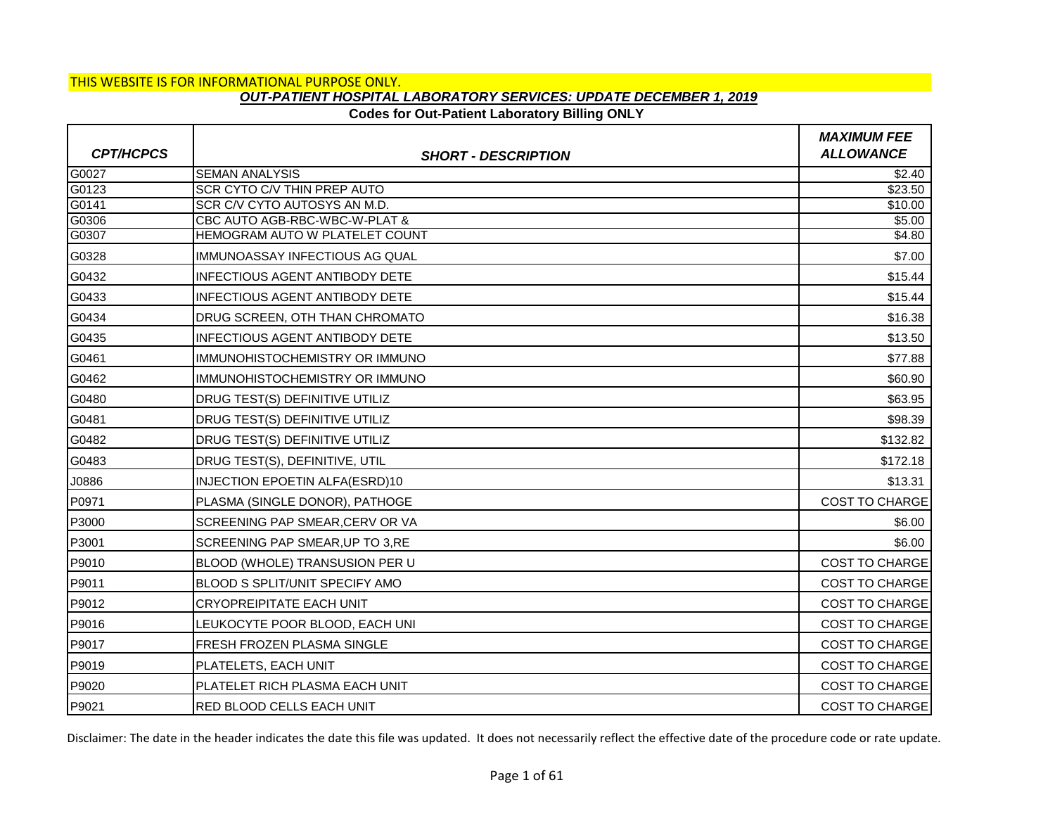THIS WEBSITE IS FOR INFORMATIONAL PURPOSE ONLY.

***OUT-PATIENT HOSPITAL LABORATORY SERVICES: UPDATE DECEMBER 1, 2019***

**Codes for Out-Patient Laboratory Billing ONLY**

| *CPT/HCPCS* | *SHORT - DESCRIPTION* | *MAXIMUM FEE ALLOWANCE* |
|---|---|---|
| G0027 | SEMAN ANALYSIS | $2.40 |
| G0123 | SCR CYTO C/V THIN PREP AUTO | $23.50 |
| G0141 | SCR C/V CYTO AUTOSYS AN M.D. | $10.00 |
| G0306 | CBC AUTO AGB-RBC-WBC-W-PLAT & | $5.00 |
| G0307 | HEMOGRAM AUTO W PLATELET COUNT | $4.80 |
| G0328 | IMMUNOASSAY INFECTIOUS AG QUAL | $7.00 |
| G0432 | INFECTIOUS AGENT ANTIBODY DETE | $15.44 |
| G0433 | INFECTIOUS AGENT ANTIBODY DETE | $15.44 |
| G0434 | DRUG SCREEN, OTH THAN CHROMATO | $16.38 |
| G0435 | INFECTIOUS AGENT ANTIBODY DETE | $13.50 |
| G0461 | IMMUNOHISTOCHEMISTRY OR IMMUNO | $77.88 |
| G0462 | IMMUNOHISTOCHEMISTRY OR IMMUNO | $60.90 |
| G0480 | DRUG TEST(S) DEFINITIVE UTILIZ | $63.95 |
| G0481 | DRUG TEST(S) DEFINITIVE UTILIZ | $98.39 |
| G0482 | DRUG TEST(S) DEFINITIVE UTILIZ | $132.82 |
| G0483 | DRUG TEST(S), DEFINITIVE, UTIL | $172.18 |
| J0886 | INJECTION EPOETIN ALFA(ESRD)10 | $13.31 |
| P0971 | PLASMA (SINGLE DONOR), PATHOGE | COST TO CHARGE |
| P3000 | SCREENING PAP SMEAR,CERV OR VA | $6.00 |
| P3001 | SCREENING PAP SMEAR,UP TO 3,RE | $6.00 |
| P9010 | BLOOD (WHOLE) TRANSUSION PER U | COST TO CHARGE |
| P9011 | BLOOD S SPLIT/UNIT SPECIFY AMO | COST TO CHARGE |
| P9012 | CRYOPREIPITATE EACH UNIT | COST TO CHARGE |
| P9016 | LEUKOCYTE POOR BLOOD, EACH UNI | COST TO CHARGE |
| P9017 | FRESH FROZEN PLASMA SINGLE | COST TO CHARGE |
| P9019 | PLATELETS, EACH UNIT | COST TO CHARGE |
| P9020 | PLATELET RICH PLASMA EACH UNIT | COST TO CHARGE |
| P9021 | RED BLOOD CELLS EACH UNIT | COST TO CHARGE |

Disclaimer: The date in the header indicates the date this file was updated. It does not necessarily reflect the effective date of the procedure code or rate update.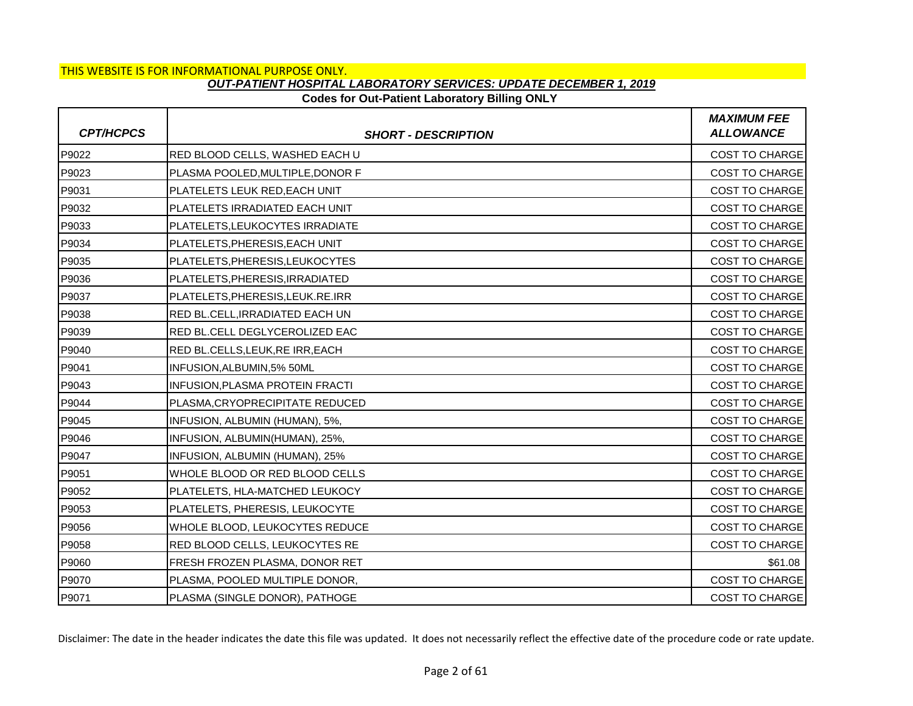THIS WEBSITE IS FOR INFORMATIONAL PURPOSE ONLY.

***OUT-PATIENT HOSPITAL LABORATORY SERVICES: UPDATE DECEMBER 1, 2019***

**Codes for Out-Patient Laboratory Billing ONLY**

| *CPT/HCPCS* | *SHORT - DESCRIPTION* | *MAXIMUM FEE ALLOWANCE* |
|---|---|---|
| P9022 | RED BLOOD CELLS, WASHED EACH U | COST TO CHARGE |
| P9023 | PLASMA POOLED,MULTIPLE,DONOR F | COST TO CHARGE |
| P9031 | PLATELETS LEUK RED,EACH UNIT | COST TO CHARGE |
| P9032 | PLATELETS IRRADIATED EACH UNIT | COST TO CHARGE |
| P9033 | PLATELETS,LEUKOCYTES IRRADIATE | COST TO CHARGE |
| P9034 | PLATELETS,PHERESIS,EACH UNIT | COST TO CHARGE |
| P9035 | PLATELETS,PHERESIS,LEUKOCYTES | COST TO CHARGE |
| P9036 | PLATELETS,PHERESIS,IRRADIATED | COST TO CHARGE |
| P9037 | PLATELETS,PHERESIS,LEUK.RE.IRR | COST TO CHARGE |
| P9038 | RED BL.CELL,IRRADIATED EACH UN | COST TO CHARGE |
| P9039 | RED BL.CELL DEGLYCEROLIZED EAC | COST TO CHARGE |
| P9040 | RED BL.CELLS,LEUK,RE IRR,EACH | COST TO CHARGE |
| P9041 | INFUSION,ALBUMIN,5% 50ML | COST TO CHARGE |
| P9043 | INFUSION,PLASMA PROTEIN FRACTI | COST TO CHARGE |
| P9044 | PLASMA,CRYOPRECIPITATE REDUCED | COST TO CHARGE |
| P9045 | INFUSION, ALBUMIN (HUMAN), 5%, | COST TO CHARGE |
| P9046 | INFUSION, ALBUMIN(HUMAN), 25%, | COST TO CHARGE |
| P9047 | INFUSION, ALBUMIN (HUMAN), 25% | COST TO CHARGE |
| P9051 | WHOLE BLOOD OR RED BLOOD CELLS | COST TO CHARGE |
| P9052 | PLATELETS, HLA-MATCHED LEUKOCY | COST TO CHARGE |
| P9053 | PLATELETS, PHERESIS, LEUKOCYTE | COST TO CHARGE |
| P9056 | WHOLE BLOOD, LEUKOCYTES REDUCE | COST TO CHARGE |
| P9058 | RED BLOOD CELLS, LEUKOCYTES RE | COST TO CHARGE |
| P9060 | FRESH FROZEN PLASMA, DONOR RET | $61.08 |
| P9070 | PLASMA, POOLED MULTIPLE DONOR, | COST TO CHARGE |
| P9071 | PLASMA (SINGLE DONOR), PATHOGE | COST TO CHARGE |

Disclaimer: The date in the header indicates the date this file was updated. It does not necessarily reflect the effective date of the procedure code or rate update.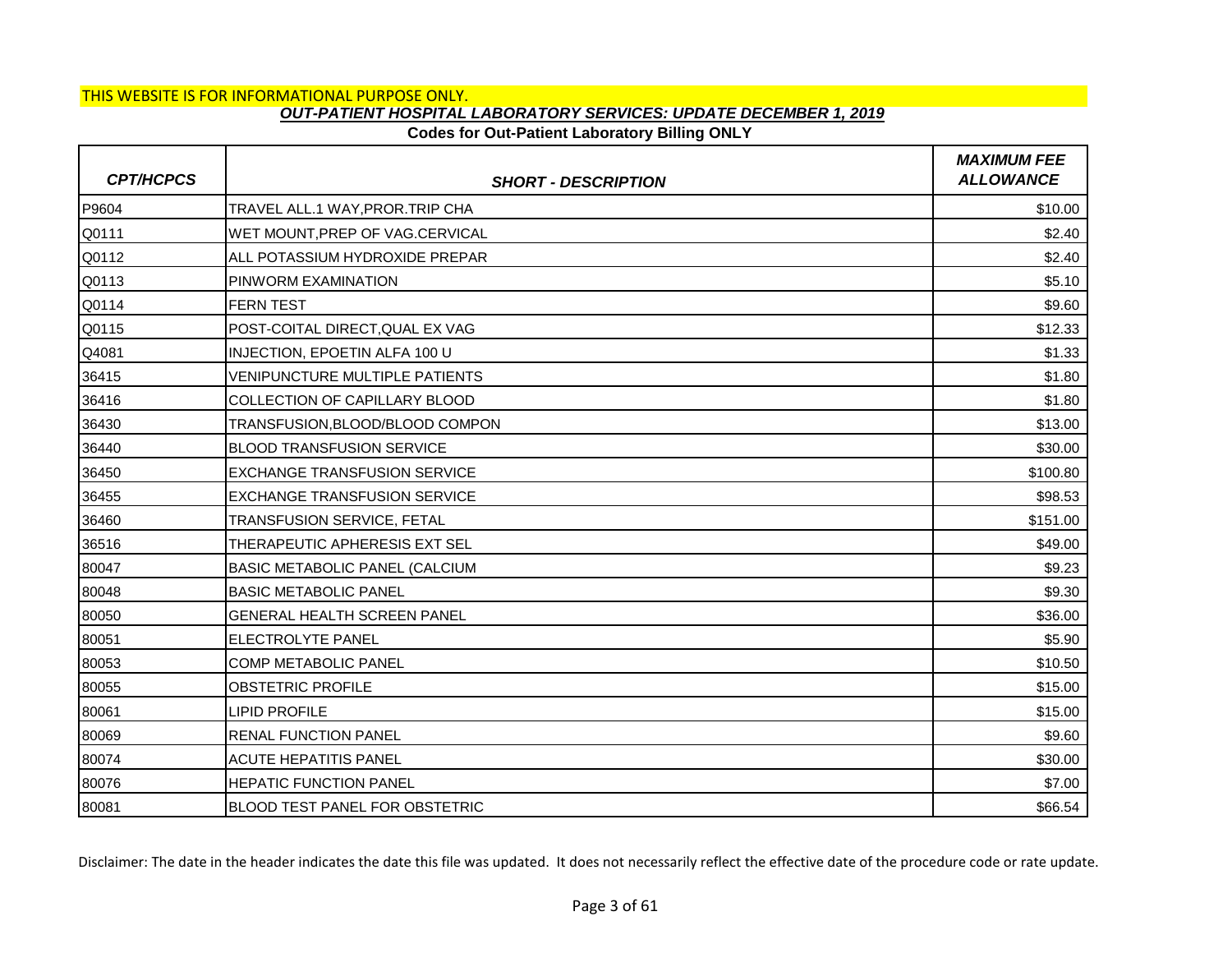THIS WEBSITE IS FOR INFORMATIONAL PURPOSE ONLY.

***OUT-PATIENT HOSPITAL LABORATORY SERVICES: UPDATE DECEMBER 1, 2019***

**Codes for Out-Patient Laboratory Billing ONLY**

| *CPT/HCPCS* | *SHORT - DESCRIPTION* | *MAXIMUM FEE ALLOWANCE* |
|---|---|---|
| P9604 | TRAVEL ALL.1 WAY,PROR.TRIP CHA | $10.00 |
| Q0111 | WET MOUNT,PREP OF VAG.CERVICAL | $2.40 |
| Q0112 | ALL POTASSIUM HYDROXIDE PREPAR | $2.40 |
| Q0113 | PINWORM EXAMINATION | $5.10 |
| Q0114 | FERN TEST | $9.60 |
| Q0115 | POST-COITAL DIRECT,QUAL EX VAG | $12.33 |
| Q4081 | INJECTION, EPOETIN ALFA 100 U | $1.33 |
| 36415 | VENIPUNCTURE MULTIPLE PATIENTS | $1.80 |
| 36416 | COLLECTION OF CAPILLARY BLOOD | $1.80 |
| 36430 | TRANSFUSION,BLOOD/BLOOD COMPON | $13.00 |
| 36440 | BLOOD TRANSFUSION SERVICE | $30.00 |
| 36450 | EXCHANGE TRANSFUSION SERVICE | $100.80 |
| 36455 | EXCHANGE TRANSFUSION SERVICE | $98.53 |
| 36460 | TRANSFUSION SERVICE, FETAL | $151.00 |
| 36516 | THERAPEUTIC APHERESIS EXT SEL | $49.00 |
| 80047 | BASIC METABOLIC PANEL (CALCIUM | $9.23 |
| 80048 | BASIC METABOLIC PANEL | $9.30 |
| 80050 | GENERAL HEALTH SCREEN PANEL | $36.00 |
| 80051 | ELECTROLYTE PANEL | $5.90 |
| 80053 | COMP METABOLIC PANEL | $10.50 |
| 80055 | OBSTETRIC PROFILE | $15.00 |
| 80061 | LIPID PROFILE | $15.00 |
| 80069 | RENAL FUNCTION PANEL | $9.60 |
| 80074 | ACUTE HEPATITIS PANEL | $30.00 |
| 80076 | HEPATIC FUNCTION PANEL | $7.00 |
| 80081 | BLOOD TEST PANEL FOR OBSTETRIC | $66.54 |

Disclaimer: The date in the header indicates the date this file was updated. It does not necessarily reflect the effective date of the procedure code or rate update.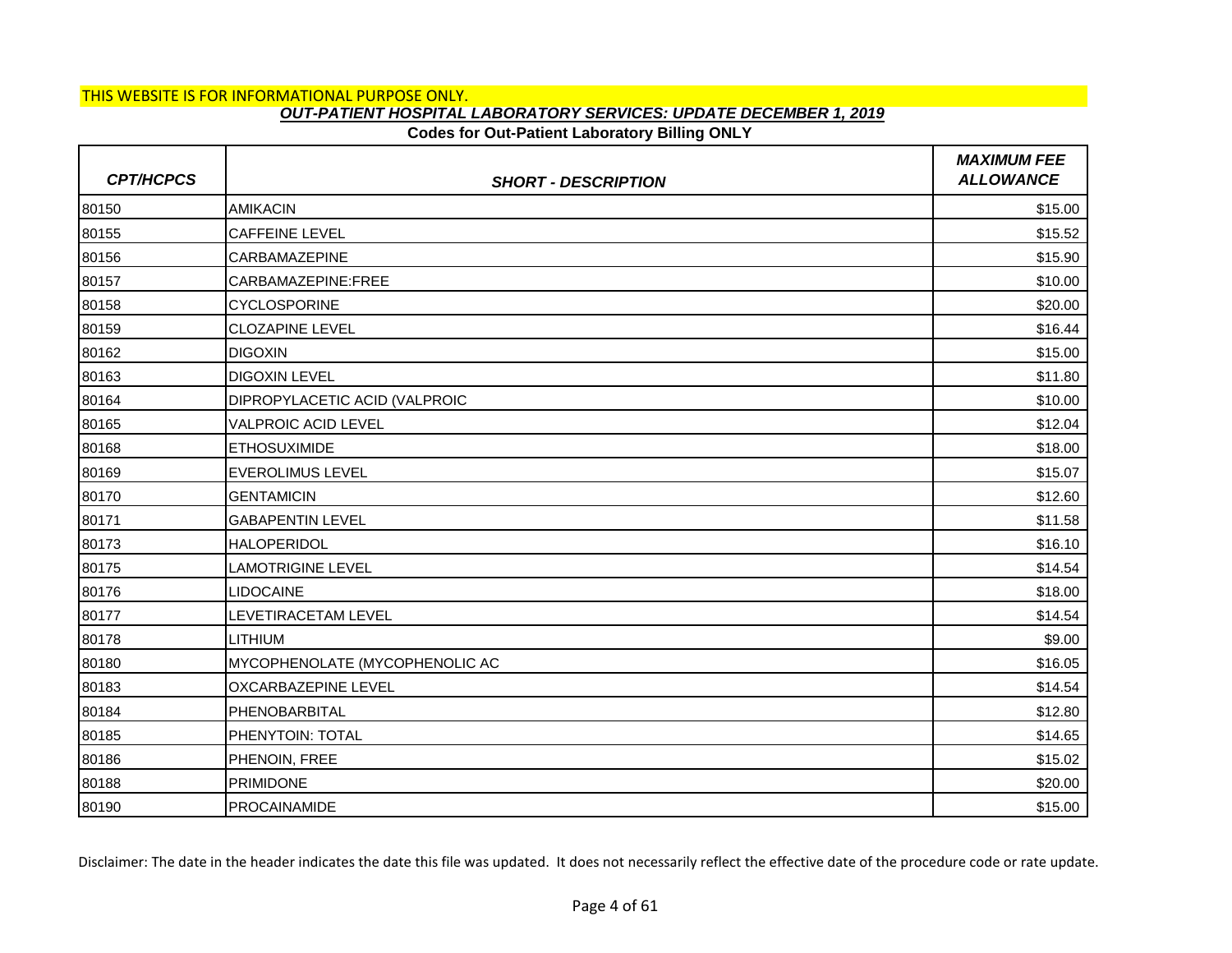THIS WEBSITE IS FOR INFORMATIONAL PURPOSE ONLY.

***OUT-PATIENT HOSPITAL LABORATORY SERVICES: UPDATE DECEMBER 1, 2019***

**Codes for Out-Patient Laboratory Billing ONLY**

| *CPT/HCPCS* | *SHORT - DESCRIPTION* | *MAXIMUM FEE ALLOWANCE* |
|---|---|---|
| 80150 | AMIKACIN | $15.00 |
| 80155 | CAFFEINE LEVEL | $15.52 |
| 80156 | CARBAMAZEPINE | $15.90 |
| 80157 | CARBAMAZEPINE:FREE | $10.00 |
| 80158 | CYCLOSPORINE | $20.00 |
| 80159 | CLOZAPINE LEVEL | $16.44 |
| 80162 | DIGOXIN | $15.00 |
| 80163 | DIGOXIN LEVEL | $11.80 |
| 80164 | DIPROPYLACETIC ACID (VALPROIC | $10.00 |
| 80165 | VALPROIC ACID LEVEL | $12.04 |
| 80168 | ETHOSUXIMIDE | $18.00 |
| 80169 | EVEROLIMUS LEVEL | $15.07 |
| 80170 | GENTAMICIN | $12.60 |
| 80171 | GABAPENTIN LEVEL | $11.58 |
| 80173 | HALOPERIDOL | $16.10 |
| 80175 | LAMOTRIGINE LEVEL | $14.54 |
| 80176 | LIDOCAINE | $18.00 |
| 80177 | LEVETIRACETAM LEVEL | $14.54 |
| 80178 | LITHIUM | $9.00 |
| 80180 | MYCOPHENOLATE (MYCOPHENOLIC AC | $16.05 |
| 80183 | OXCARBAZEPINE LEVEL | $14.54 |
| 80184 | PHENOBARBITAL | $12.80 |
| 80185 | PHENYTOIN: TOTAL | $14.65 |
| 80186 | PHENOIN, FREE | $15.02 |
| 80188 | PRIMIDONE | $20.00 |
| 80190 | PROCAINAMIDE | $15.00 |

Disclaimer: The date in the header indicates the date this file was updated. It does not necessarily reflect the effective date of the procedure code or rate update.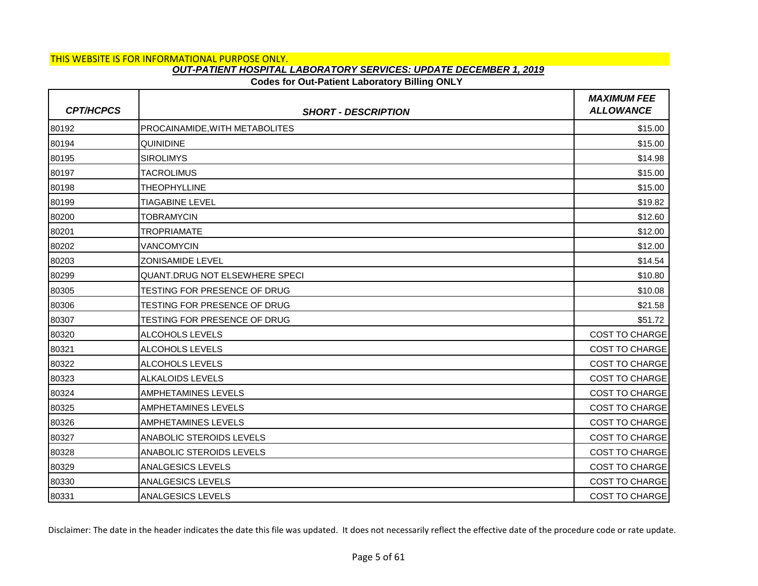THIS WEBSITE IS FOR INFORMATIONAL PURPOSE ONLY.

***OUT-PATIENT HOSPITAL LABORATORY SERVICES: UPDATE DECEMBER 1, 2019***

**Codes for Out-Patient Laboratory Billing ONLY**

| *CPT/HCPCS* | *SHORT - DESCRIPTION* | *MAXIMUM FEE ALLOWANCE* |
|---|---|---|
| 80192 | PROCAINAMIDE,WITH METABOLITES | $15.00 |
| 80194 | QUINIDINE | $15.00 |
| 80195 | SIROLIMYS | $14.98 |
| 80197 | TACROLIMUS | $15.00 |
| 80198 | THEOPHYLLINE | $15.00 |
| 80199 | TIAGABINE LEVEL | $19.82 |
| 80200 | TOBRAMYCIN | $12.60 |
| 80201 | TROPRIAMATE | $12.00 |
| 80202 | VANCOMYCIN | $12.00 |
| 80203 | ZONISAMIDE LEVEL | $14.54 |
| 80299 | QUANT.DRUG NOT ELSEWHERE SPECI | $10.80 |
| 80305 | TESTING FOR PRESENCE OF DRUG | $10.08 |
| 80306 | TESTING FOR PRESENCE OF DRUG | $21.58 |
| 80307 | TESTING FOR PRESENCE OF DRUG | $51.72 |
| 80320 | ALCOHOLS LEVELS | COST TO CHARGE |
| 80321 | ALCOHOLS LEVELS | COST TO CHARGE |
| 80322 | ALCOHOLS LEVELS | COST TO CHARGE |
| 80323 | ALKALOIDS LEVELS | COST TO CHARGE |
| 80324 | AMPHETAMINES LEVELS | COST TO CHARGE |
| 80325 | AMPHETAMINES LEVELS | COST TO CHARGE |
| 80326 | AMPHETAMINES LEVELS | COST TO CHARGE |
| 80327 | ANABOLIC STEROIDS LEVELS | COST TO CHARGE |
| 80328 | ANABOLIC STEROIDS LEVELS | COST TO CHARGE |
| 80329 | ANALGESICS LEVELS | COST TO CHARGE |
| 80330 | ANALGESICS LEVELS | COST TO CHARGE |
| 80331 | ANALGESICS LEVELS | COST TO CHARGE |

Disclaimer: The date in the header indicates the date this file was updated. It does not necessarily reflect the effective date of the procedure code or rate update.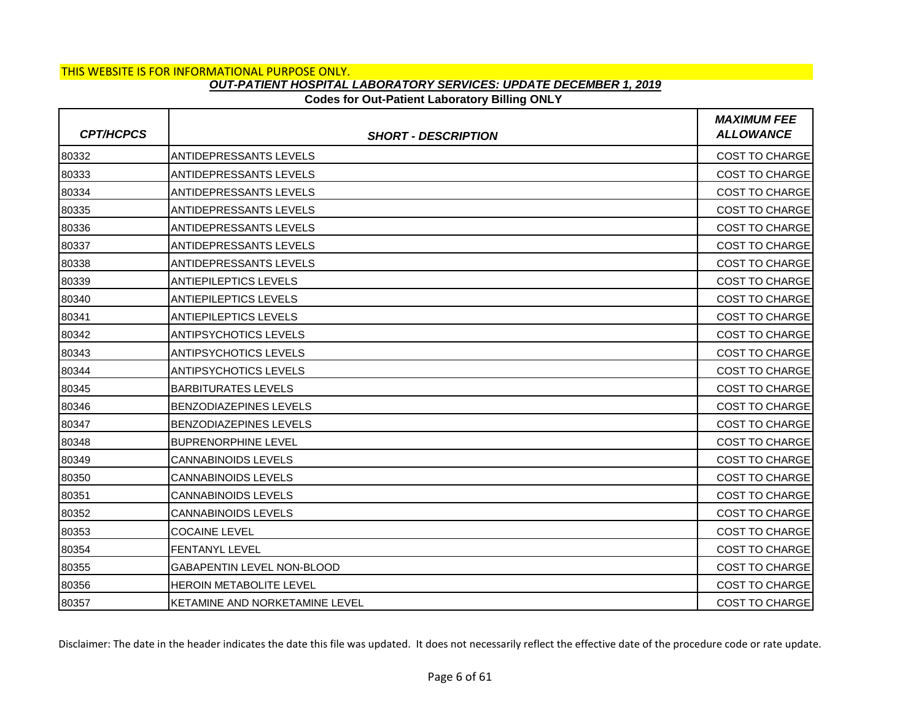THIS WEBSITE IS FOR INFORMATIONAL PURPOSE ONLY.

***OUT-PATIENT HOSPITAL LABORATORY SERVICES: UPDATE DECEMBER 1, 2019***

**Codes for Out-Patient Laboratory Billing ONLY**

| *CPT/HCPCS* | *SHORT - DESCRIPTION* | *MAXIMUM FEE ALLOWANCE* |
|---|---|---|
| 80332 | ANTIDEPRESSANTS LEVELS | COST TO CHARGE |
| 80333 | ANTIDEPRESSANTS LEVELS | COST TO CHARGE |
| 80334 | ANTIDEPRESSANTS LEVELS | COST TO CHARGE |
| 80335 | ANTIDEPRESSANTS LEVELS | COST TO CHARGE |
| 80336 | ANTIDEPRESSANTS LEVELS | COST TO CHARGE |
| 80337 | ANTIDEPRESSANTS LEVELS | COST TO CHARGE |
| 80338 | ANTIDEPRESSANTS LEVELS | COST TO CHARGE |
| 80339 | ANTIEPILEPTICS LEVELS | COST TO CHARGE |
| 80340 | ANTIEPILEPTICS LEVELS | COST TO CHARGE |
| 80341 | ANTIEPILEPTICS LEVELS | COST TO CHARGE |
| 80342 | ANTIPSYCHOTICS LEVELS | COST TO CHARGE |
| 80343 | ANTIPSYCHOTICS LEVELS | COST TO CHARGE |
| 80344 | ANTIPSYCHOTICS LEVELS | COST TO CHARGE |
| 80345 | BARBITURATES LEVELS | COST TO CHARGE |
| 80346 | BENZODIAZEPINES LEVELS | COST TO CHARGE |
| 80347 | BENZODIAZEPINES LEVELS | COST TO CHARGE |
| 80348 | BUPRENORPHINE LEVEL | COST TO CHARGE |
| 80349 | CANNABINOIDS LEVELS | COST TO CHARGE |
| 80350 | CANNABINOIDS LEVELS | COST TO CHARGE |
| 80351 | CANNABINOIDS LEVELS | COST TO CHARGE |
| 80352 | CANNABINOIDS LEVELS | COST TO CHARGE |
| 80353 | COCAINE LEVEL | COST TO CHARGE |
| 80354 | FENTANYL LEVEL | COST TO CHARGE |
| 80355 | GABAPENTIN LEVEL NON-BLOOD | COST TO CHARGE |
| 80356 | HEROIN METABOLITE LEVEL | COST TO CHARGE |
| 80357 | KETAMINE AND NORKETAMINE LEVEL | COST TO CHARGE |

Disclaimer: The date in the header indicates the date this file was updated. It does not necessarily reflect the effective date of the procedure code or rate update.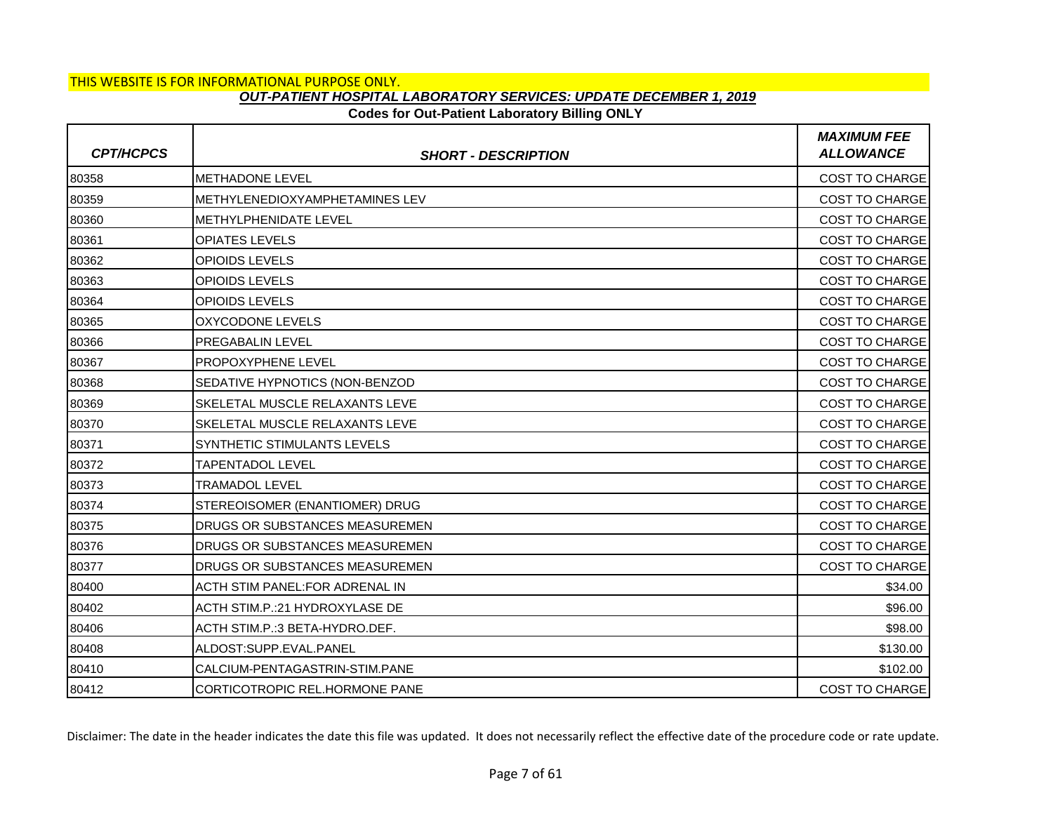THIS WEBSITE IS FOR INFORMATIONAL PURPOSE ONLY.

## *OUT-PATIENT HOSPITAL LABORATORY SERVICES: UPDATE DECEMBER 1, 2019*

### Codes for Out-Patient Laboratory Billing ONLY

| *CPT/HCPCS* | *SHORT - DESCRIPTION* | *MAXIMUM FEE ALLOWANCE* |
|---|---|---|
| 80358 | METHADONE LEVEL | COST TO CHARGE |
| 80359 | METHYLENEDIOXYAMPHETAMINES LEV | COST TO CHARGE |
| 80360 | METHYLPHENIDATE LEVEL | COST TO CHARGE |
| 80361 | OPIATES LEVELS | COST TO CHARGE |
| 80362 | OPIOIDS LEVELS | COST TO CHARGE |
| 80363 | OPIOIDS LEVELS | COST TO CHARGE |
| 80364 | OPIOIDS LEVELS | COST TO CHARGE |
| 80365 | OXYCODONE LEVELS | COST TO CHARGE |
| 80366 | PREGABALIN LEVEL | COST TO CHARGE |
| 80367 | PROPOXYPHENE LEVEL | COST TO CHARGE |
| 80368 | SEDATIVE HYPNOTICS (NON-BENZOD | COST TO CHARGE |
| 80369 | SKELETAL MUSCLE RELAXANTS LEVE | COST TO CHARGE |
| 80370 | SKELETAL MUSCLE RELAXANTS LEVE | COST TO CHARGE |
| 80371 | SYNTHETIC STIMULANTS LEVELS | COST TO CHARGE |
| 80372 | TAPENTADOL LEVEL | COST TO CHARGE |
| 80373 | TRAMADOL LEVEL | COST TO CHARGE |
| 80374 | STEREOISOMER (ENANTIOMER) DRUG | COST TO CHARGE |
| 80375 | DRUGS OR SUBSTANCES MEASUREMEN | COST TO CHARGE |
| 80376 | DRUGS OR SUBSTANCES MEASUREMEN | COST TO CHARGE |
| 80377 | DRUGS OR SUBSTANCES MEASUREMEN | COST TO CHARGE |
| 80400 | ACTH STIM PANEL:FOR ADRENAL IN | $34.00 |
| 80402 | ACTH STIM.P.:21 HYDROXYLASE DE | $96.00 |
| 80406 | ACTH STIM.P.:3 BETA-HYDRO.DEF. | $98.00 |
| 80408 | ALDOST:SUPP.EVAL.PANEL | $130.00 |
| 80410 | CALCIUM-PENTAGASTRIN-STIM.PANE | $102.00 |
| 80412 | CORTICOTROPIC REL.HORMONE PANE | COST TO CHARGE |

Disclaimer: The date in the header indicates the date this file was updated. It does not necessarily reflect the effective date of the procedure code or rate update.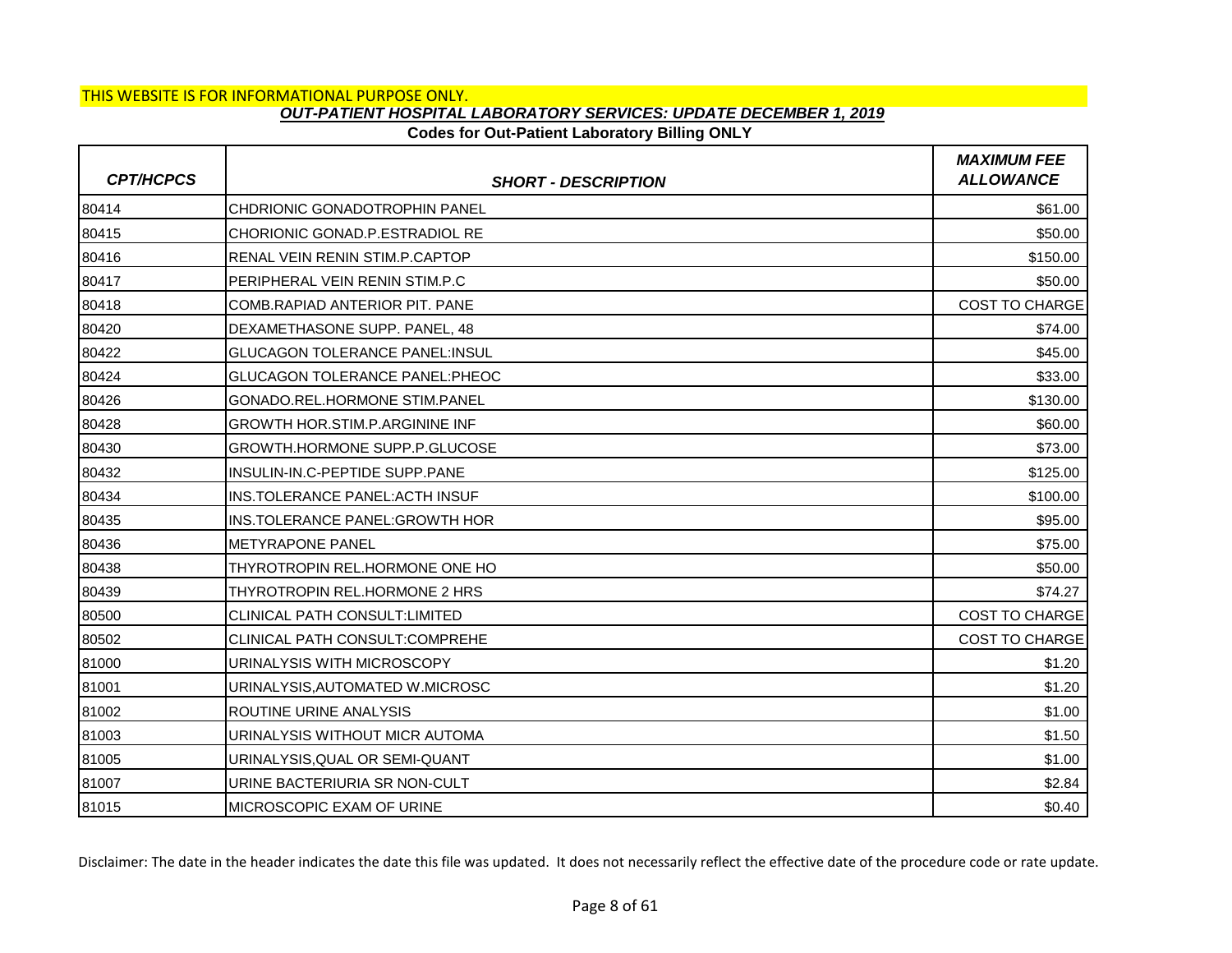THIS WEBSITE IS FOR INFORMATIONAL PURPOSE ONLY.

***OUT-PATIENT HOSPITAL LABORATORY SERVICES: UPDATE DECEMBER 1, 2019***

**Codes for Out-Patient Laboratory Billing ONLY**

| *CPT/HCPCS* | *SHORT - DESCRIPTION* | *MAXIMUM FEE ALLOWANCE* |
|---|---|---|
| 80414 | CHDRIONIC GONADOTROPHIN PANEL | $61.00 |
| 80415 | CHORIONIC GONAD.P.ESTRADIOL RE | $50.00 |
| 80416 | RENAL VEIN RENIN STIM.P.CAPTOP | $150.00 |
| 80417 | PERIPHERAL VEIN RENIN STIM.P.C | $50.00 |
| 80418 | COMB.RAPIAD ANTERIOR PIT. PANE | COST TO CHARGE |
| 80420 | DEXAMETHASONE SUPP. PANEL, 48 | $74.00 |
| 80422 | GLUCAGON TOLERANCE PANEL:INSUL | $45.00 |
| 80424 | GLUCAGON TOLERANCE PANEL:PHEOC | $33.00 |
| 80426 | GONADO.REL.HORMONE STIM.PANEL | $130.00 |
| 80428 | GROWTH HOR.STIM.P.ARGININE INF | $60.00 |
| 80430 | GROWTH.HORMONE SUPP.P.GLUCOSE | $73.00 |
| 80432 | INSULIN-IN.C-PEPTIDE SUPP.PANE | $125.00 |
| 80434 | INS.TOLERANCE PANEL:ACTH INSUF | $100.00 |
| 80435 | INS.TOLERANCE PANEL:GROWTH HOR | $95.00 |
| 80436 | METYRAPONE PANEL | $75.00 |
| 80438 | THYROTROPIN REL.HORMONE ONE HO | $50.00 |
| 80439 | THYROTROPIN REL.HORMONE 2 HRS | $74.27 |
| 80500 | CLINICAL PATH CONSULT:LIMITED | COST TO CHARGE |
| 80502 | CLINICAL PATH CONSULT:COMPREHE | COST TO CHARGE |
| 81000 | URINALYSIS WITH MICROSCOPY | $1.20 |
| 81001 | URINALYSIS,AUTOMATED W.MICROSC | $1.20 |
| 81002 | ROUTINE URINE ANALYSIS | $1.00 |
| 81003 | URINALYSIS WITHOUT MICR AUTOMA | $1.50 |
| 81005 | URINALYSIS,QUAL OR SEMI-QUANT | $1.00 |
| 81007 | URINE BACTERIURIA SR NON-CULT | $2.84 |
| 81015 | MICROSCOPIC EXAM OF URINE | $0.40 |

Disclaimer: The date in the header indicates the date this file was updated. It does not necessarily reflect the effective date of the procedure code or rate update.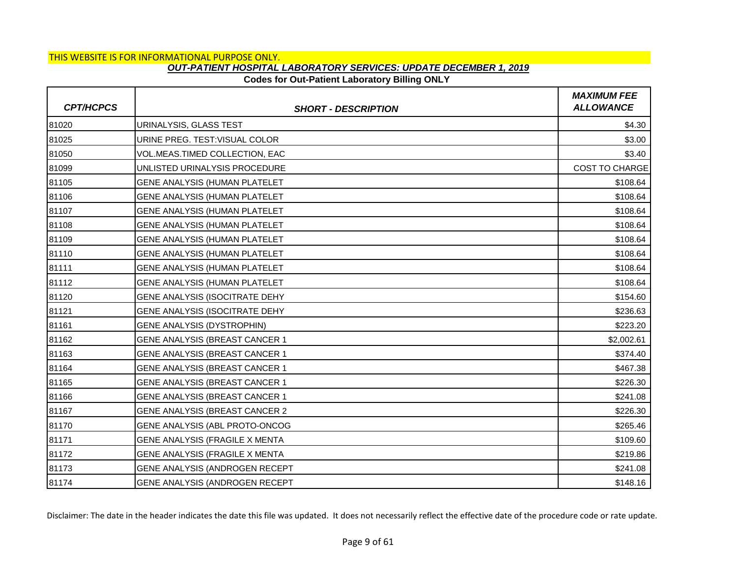THIS WEBSITE IS FOR INFORMATIONAL PURPOSE ONLY.

***OUT-PATIENT HOSPITAL LABORATORY SERVICES: UPDATE DECEMBER 1, 2019***

**Codes for Out-Patient Laboratory Billing ONLY**

| *CPT/HCPCS* | *SHORT - DESCRIPTION* | *MAXIMUM FEE ALLOWANCE* |
|---|---|---|
| 81020 | URINALYSIS, GLASS TEST | $4.30 |
| 81025 | URINE PREG. TEST:VISUAL COLOR | $3.00 |
| 81050 | VOL.MEAS.TIMED COLLECTION, EAC | $3.40 |
| 81099 | UNLISTED URINALYSIS PROCEDURE | COST TO CHARGE |
| 81105 | GENE ANALYSIS (HUMAN PLATELET | $108.64 |
| 81106 | GENE ANALYSIS (HUMAN PLATELET | $108.64 |
| 81107 | GENE ANALYSIS (HUMAN PLATELET | $108.64 |
| 81108 | GENE ANALYSIS (HUMAN PLATELET | $108.64 |
| 81109 | GENE ANALYSIS (HUMAN PLATELET | $108.64 |
| 81110 | GENE ANALYSIS (HUMAN PLATELET | $108.64 |
| 81111 | GENE ANALYSIS (HUMAN PLATELET | $108.64 |
| 81112 | GENE ANALYSIS (HUMAN PLATELET | $108.64 |
| 81120 | GENE ANALYSIS (ISOCITRATE DEHY | $154.60 |
| 81121 | GENE ANALYSIS (ISOCITRATE DEHY | $236.63 |
| 81161 | GENE ANALYSIS (DYSTROPHIN) | $223.20 |
| 81162 | GENE ANALYSIS (BREAST CANCER 1 | $2,002.61 |
| 81163 | GENE ANALYSIS (BREAST CANCER 1 | $374.40 |
| 81164 | GENE ANALYSIS (BREAST CANCER 1 | $467.38 |
| 81165 | GENE ANALYSIS (BREAST CANCER 1 | $226.30 |
| 81166 | GENE ANALYSIS (BREAST CANCER 1 | $241.08 |
| 81167 | GENE ANALYSIS (BREAST CANCER 2 | $226.30 |
| 81170 | GENE ANALYSIS (ABL PROTO-ONCOG | $265.46 |
| 81171 | GENE ANALYSIS (FRAGILE X MENTA | $109.60 |
| 81172 | GENE ANALYSIS (FRAGILE X MENTA | $219.86 |
| 81173 | GENE ANALYSIS (ANDROGEN RECEPT | $241.08 |
| 81174 | GENE ANALYSIS (ANDROGEN RECEPT | $148.16 |

Disclaimer: The date in the header indicates the date this file was updated. It does not necessarily reflect the effective date of the procedure code or rate update.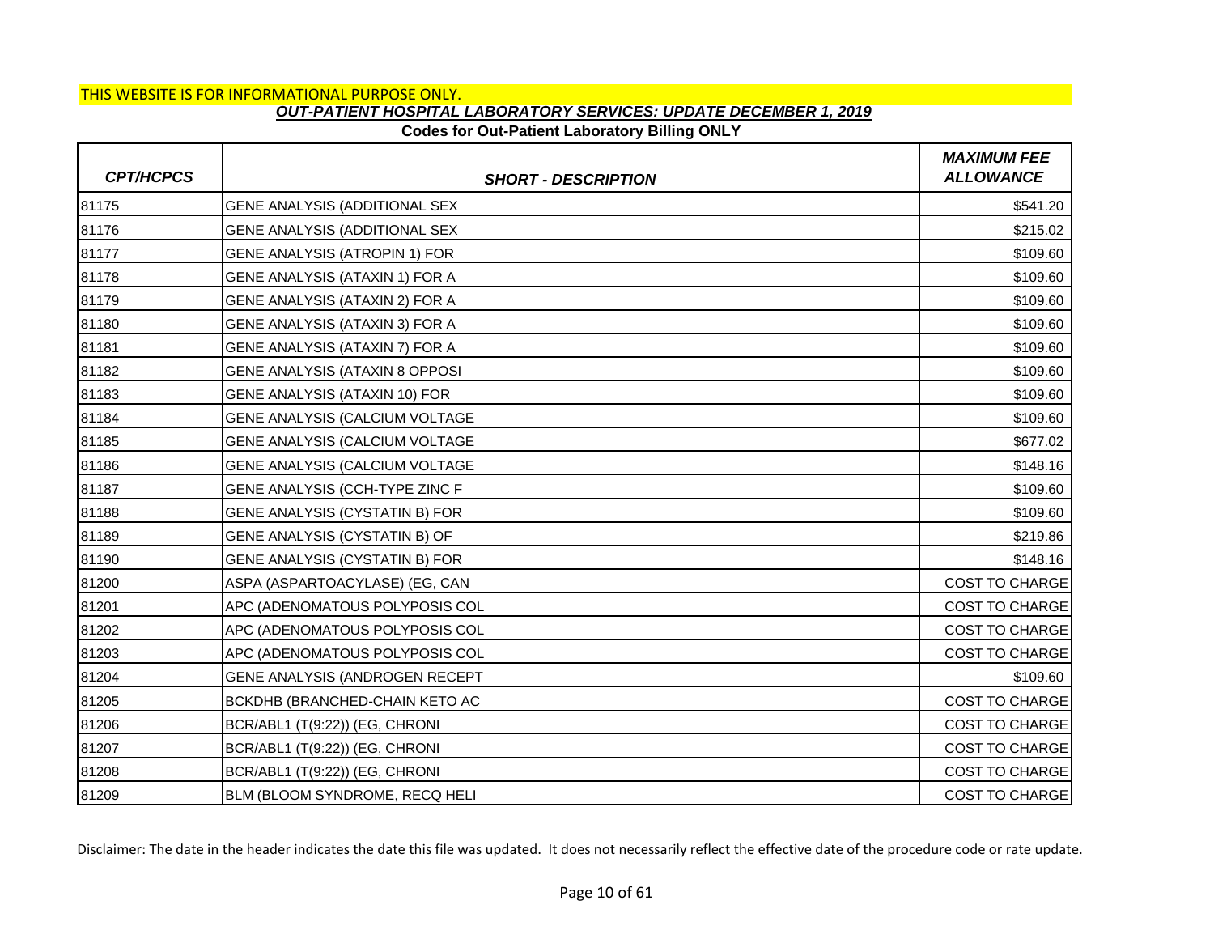THIS WEBSITE IS FOR INFORMATIONAL PURPOSE ONLY.

***OUT-PATIENT HOSPITAL LABORATORY SERVICES: UPDATE DECEMBER 1, 2019***

**Codes for Out-Patient Laboratory Billing ONLY**

| CPT/HCPCS | SHORT - DESCRIPTION | MAXIMUM FEE ALLOWANCE |
|---|---|---|
| 81175 | GENE ANALYSIS (ADDITIONAL SEX | $541.20 |
| 81176 | GENE ANALYSIS (ADDITIONAL SEX | $215.02 |
| 81177 | GENE ANALYSIS (ATROPIN 1) FOR | $109.60 |
| 81178 | GENE ANALYSIS (ATAXIN 1) FOR A | $109.60 |
| 81179 | GENE ANALYSIS (ATAXIN 2) FOR A | $109.60 |
| 81180 | GENE ANALYSIS (ATAXIN 3) FOR A | $109.60 |
| 81181 | GENE ANALYSIS (ATAXIN 7) FOR A | $109.60 |
| 81182 | GENE ANALYSIS (ATAXIN 8 OPPOSI | $109.60 |
| 81183 | GENE ANALYSIS (ATAXIN 10) FOR | $109.60 |
| 81184 | GENE ANALYSIS (CALCIUM VOLTAGE | $109.60 |
| 81185 | GENE ANALYSIS (CALCIUM VOLTAGE | $677.02 |
| 81186 | GENE ANALYSIS (CALCIUM VOLTAGE | $148.16 |
| 81187 | GENE ANALYSIS (CCH-TYPE ZINC F | $109.60 |
| 81188 | GENE ANALYSIS (CYSTATIN B) FOR | $109.60 |
| 81189 | GENE ANALYSIS (CYSTATIN B) OF | $219.86 |
| 81190 | GENE ANALYSIS (CYSTATIN B) FOR | $148.16 |
| 81200 | ASPA (ASPARTOACYLASE) (EG, CAN | COST TO CHARGE |
| 81201 | APC (ADENOMATOUS POLYPOSIS COL | COST TO CHARGE |
| 81202 | APC (ADENOMATOUS POLYPOSIS COL | COST TO CHARGE |
| 81203 | APC (ADENOMATOUS POLYPOSIS COL | COST TO CHARGE |
| 81204 | GENE ANALYSIS (ANDROGEN RECEPT | $109.60 |
| 81205 | BCKDHB (BRANCHED-CHAIN KETO AC | COST TO CHARGE |
| 81206 | BCR/ABL1 (T(9:22)) (EG, CHRONI | COST TO CHARGE |
| 81207 | BCR/ABL1 (T(9:22)) (EG, CHRONI | COST TO CHARGE |
| 81208 | BCR/ABL1 (T(9:22)) (EG, CHRONI | COST TO CHARGE |
| 81209 | BLM (BLOOM SYNDROME, RECQ HELI | COST TO CHARGE |

Disclaimer: The date in the header indicates the date this file was updated. It does not necessarily reflect the effective date of the procedure code or rate update.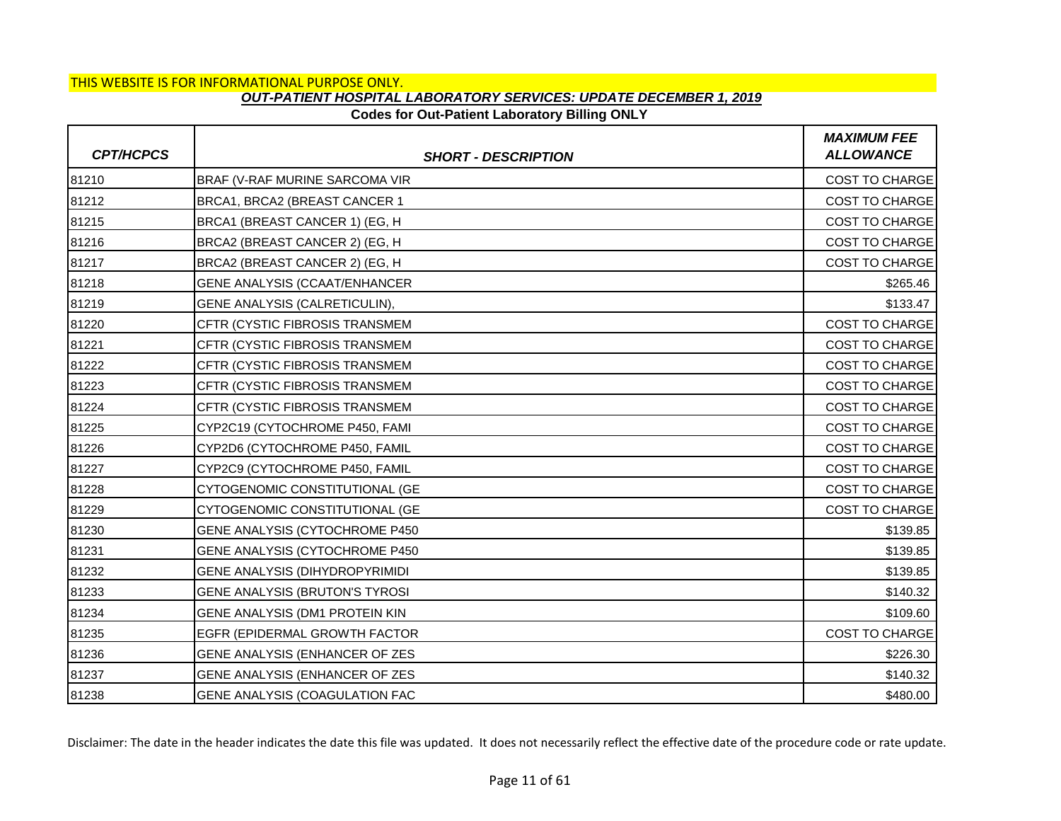THIS WEBSITE IS FOR INFORMATIONAL PURPOSE ONLY.

## *OUT-PATIENT HOSPITAL LABORATORY SERVICES: UPDATE DECEMBER 1, 2019*

### Codes for Out-Patient Laboratory Billing ONLY

| *CPT/HCPCS* | *SHORT - DESCRIPTION* | *MAXIMUM FEE ALLOWANCE* |
|---|---|---|
| 81210 | BRAF (V-RAF MURINE SARCOMA VIR | COST TO CHARGE |
| 81212 | BRCA1, BRCA2 (BREAST CANCER 1 | COST TO CHARGE |
| 81215 | BRCA1 (BREAST CANCER 1) (EG, H | COST TO CHARGE |
| 81216 | BRCA2 (BREAST CANCER 2) (EG, H | COST TO CHARGE |
| 81217 | BRCA2 (BREAST CANCER 2) (EG, H | COST TO CHARGE |
| 81218 | GENE ANALYSIS (CCAAT/ENHANCER | $265.46 |
| 81219 | GENE ANALYSIS (CALRETICULIN), | $133.47 |
| 81220 | CFTR (CYSTIC FIBROSIS TRANSMEM | COST TO CHARGE |
| 81221 | CFTR (CYSTIC FIBROSIS TRANSMEM | COST TO CHARGE |
| 81222 | CFTR (CYSTIC FIBROSIS TRANSMEM | COST TO CHARGE |
| 81223 | CFTR (CYSTIC FIBROSIS TRANSMEM | COST TO CHARGE |
| 81224 | CFTR (CYSTIC FIBROSIS TRANSMEM | COST TO CHARGE |
| 81225 | CYP2C19 (CYTOCHROME P450, FAMI | COST TO CHARGE |
| 81226 | CYP2D6 (CYTOCHROME P450, FAMIL | COST TO CHARGE |
| 81227 | CYP2C9 (CYTOCHROME P450, FAMIL | COST TO CHARGE |
| 81228 | CYTOGENOMIC CONSTITUTIONAL (GE | COST TO CHARGE |
| 81229 | CYTOGENOMIC CONSTITUTIONAL (GE | COST TO CHARGE |
| 81230 | GENE ANALYSIS (CYTOCHROME P450 | $139.85 |
| 81231 | GENE ANALYSIS (CYTOCHROME P450 | $139.85 |
| 81232 | GENE ANALYSIS (DIHYDROPYRIMIDI | $139.85 |
| 81233 | GENE ANALYSIS (BRUTON'S TYROSI | $140.32 |
| 81234 | GENE ANALYSIS (DM1 PROTEIN KIN | $109.60 |
| 81235 | EGFR (EPIDERMAL GROWTH FACTOR | COST TO CHARGE |
| 81236 | GENE ANALYSIS (ENHANCER OF ZES | $226.30 |
| 81237 | GENE ANALYSIS (ENHANCER OF ZES | $140.32 |
| 81238 | GENE ANALYSIS (COAGULATION FAC | $480.00 |

Disclaimer: The date in the header indicates the date this file was updated. It does not necessarily reflect the effective date of the procedure code or rate update.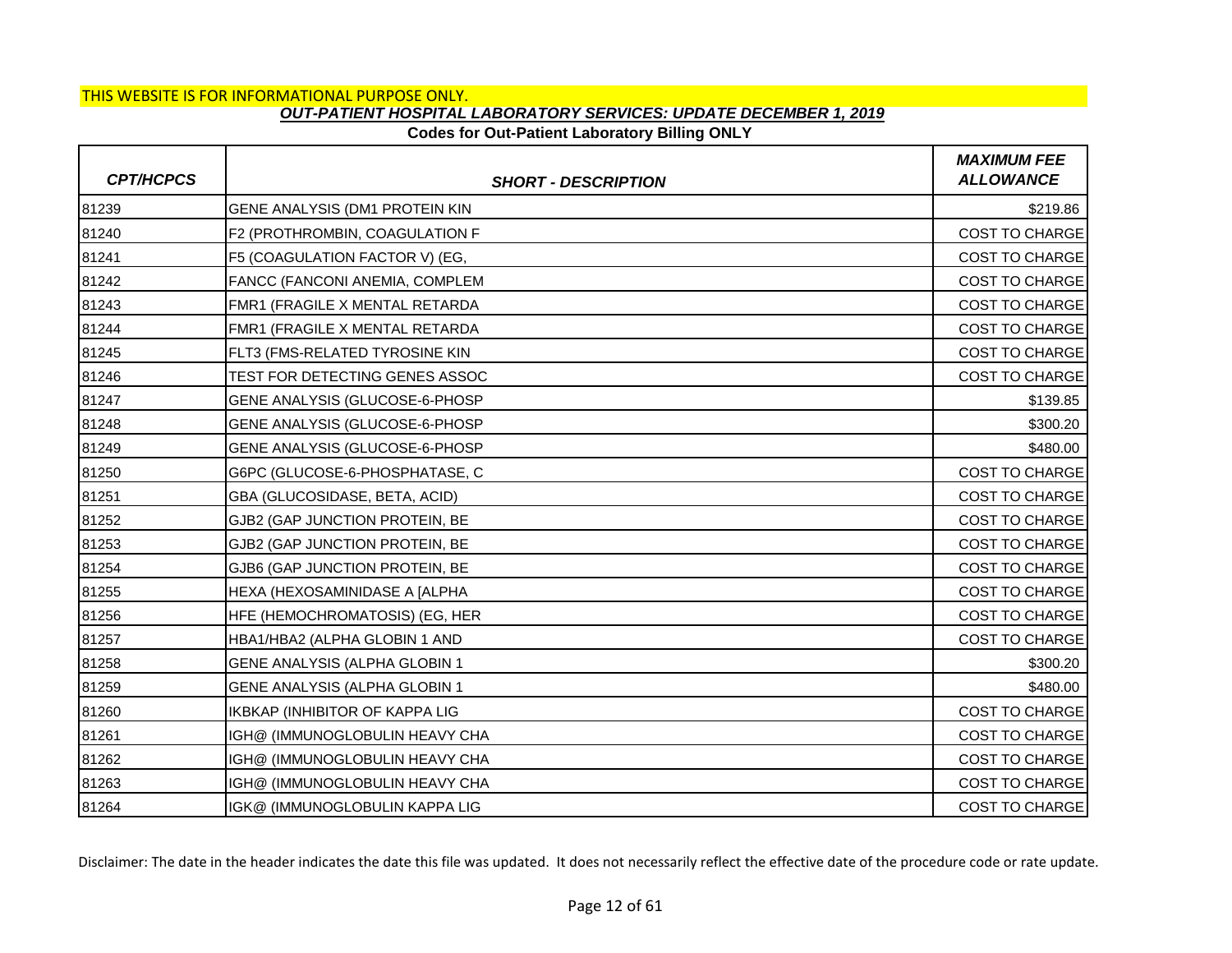THIS WEBSITE IS FOR INFORMATIONAL PURPOSE ONLY.

***OUT-PATIENT HOSPITAL LABORATORY SERVICES: UPDATE DECEMBER 1, 2019***

**Codes for Out-Patient Laboratory Billing ONLY**

| *CPT/HCPCS* | *SHORT - DESCRIPTION* | *MAXIMUM FEE ALLOWANCE* |
|---|---|---|
| 81239 | GENE ANALYSIS (DM1 PROTEIN KIN | $219.86 |
| 81240 | F2 (PROTHROMBIN, COAGULATION F | COST TO CHARGE |
| 81241 | F5 (COAGULATION FACTOR V) (EG, | COST TO CHARGE |
| 81242 | FANCC (FANCONI ANEMIA, COMPLEM | COST TO CHARGE |
| 81243 | FMR1 (FRAGILE X MENTAL RETARDA | COST TO CHARGE |
| 81244 | FMR1 (FRAGILE X MENTAL RETARDA | COST TO CHARGE |
| 81245 | FLT3 (FMS-RELATED TYROSINE KIN | COST TO CHARGE |
| 81246 | TEST FOR DETECTING GENES ASSOC | COST TO CHARGE |
| 81247 | GENE ANALYSIS (GLUCOSE-6-PHOSP | $139.85 |
| 81248 | GENE ANALYSIS (GLUCOSE-6-PHOSP | $300.20 |
| 81249 | GENE ANALYSIS (GLUCOSE-6-PHOSP | $480.00 |
| 81250 | G6PC (GLUCOSE-6-PHOSPHATASE, C | COST TO CHARGE |
| 81251 | GBA (GLUCOSIDASE, BETA, ACID) | COST TO CHARGE |
| 81252 | GJB2 (GAP JUNCTION PROTEIN, BE | COST TO CHARGE |
| 81253 | GJB2 (GAP JUNCTION PROTEIN, BE | COST TO CHARGE |
| 81254 | GJB6 (GAP JUNCTION PROTEIN, BE | COST TO CHARGE |
| 81255 | HEXA (HEXOSAMINIDASE A [ALPHA | COST TO CHARGE |
| 81256 | HFE (HEMOCHROMATOSIS) (EG, HER | COST TO CHARGE |
| 81257 | HBA1/HBA2 (ALPHA GLOBIN 1 AND | COST TO CHARGE |
| 81258 | GENE ANALYSIS (ALPHA GLOBIN 1 | $300.20 |
| 81259 | GENE ANALYSIS (ALPHA GLOBIN 1 | $480.00 |
| 81260 | IKBKAP (INHIBITOR OF KAPPA LIG | COST TO CHARGE |
| 81261 | IGH@ (IMMUNOGLOBULIN HEAVY CHA | COST TO CHARGE |
| 81262 | IGH@ (IMMUNOGLOBULIN HEAVY CHA | COST TO CHARGE |
| 81263 | IGH@ (IMMUNOGLOBULIN HEAVY CHA | COST TO CHARGE |
| 81264 | IGK@ (IMMUNOGLOBULIN KAPPA LIG | COST TO CHARGE |

Disclaimer: The date in the header indicates the date this file was updated. It does not necessarily reflect the effective date of the procedure code or rate update.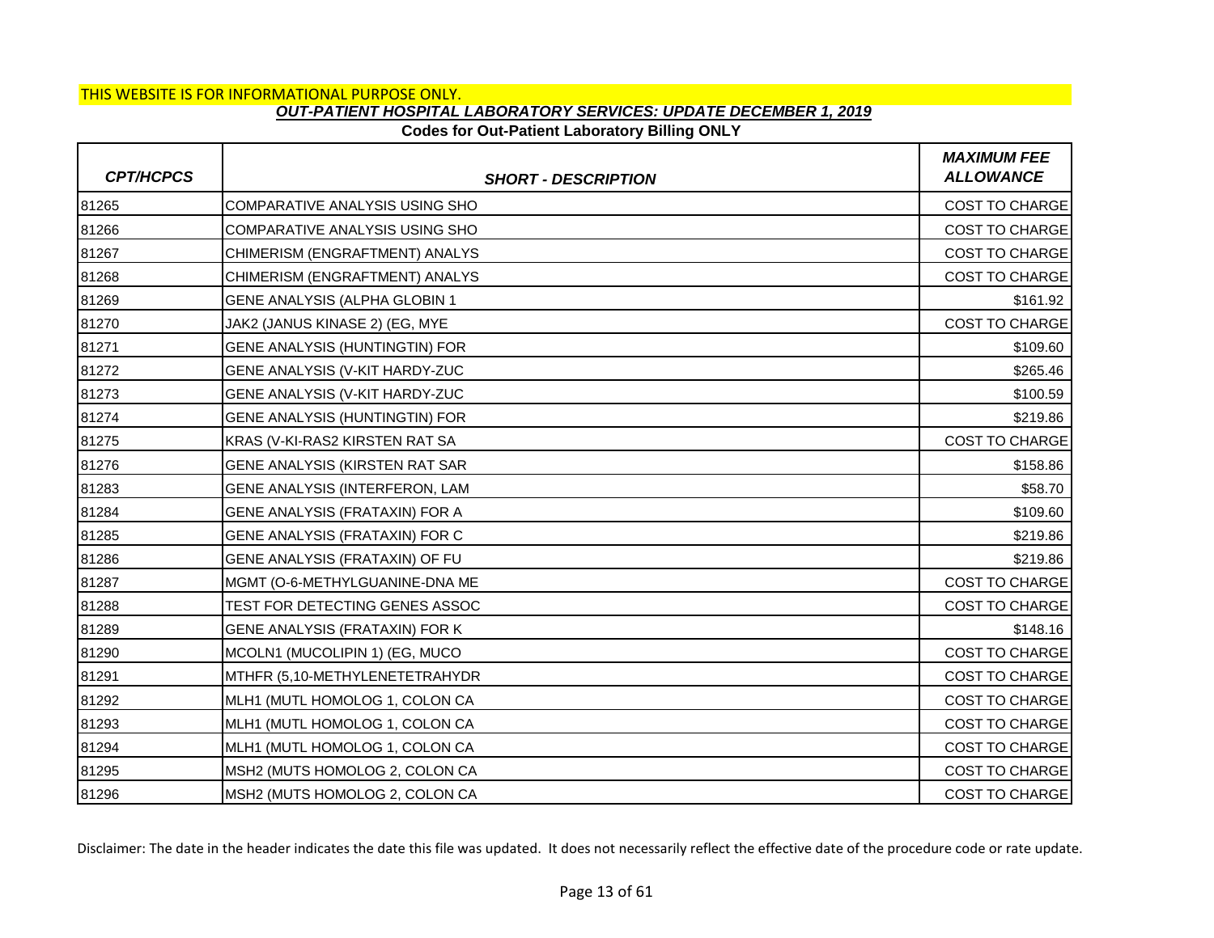THIS WEBSITE IS FOR INFORMATIONAL PURPOSE ONLY.

## *OUT-PATIENT HOSPITAL LABORATORY SERVICES: UPDATE DECEMBER 1, 2019*

**Codes for Out-Patient Laboratory Billing ONLY**

| *CPT/HCPCS* | *SHORT - DESCRIPTION* | *MAXIMUM FEE ALLOWANCE* |
|---|---|---|
| 81265 | COMPARATIVE ANALYSIS USING SHO | COST TO CHARGE |
| 81266 | COMPARATIVE ANALYSIS USING SHO | COST TO CHARGE |
| 81267 | CHIMERISM (ENGRAFTMENT) ANALYS | COST TO CHARGE |
| 81268 | CHIMERISM (ENGRAFTMENT) ANALYS | COST TO CHARGE |
| 81269 | GENE ANALYSIS (ALPHA GLOBIN 1 | $161.92 |
| 81270 | JAK2 (JANUS KINASE 2) (EG, MYE | COST TO CHARGE |
| 81271 | GENE ANALYSIS (HUNTINGTIN) FOR | $109.60 |
| 81272 | GENE ANALYSIS (V-KIT HARDY-ZUC | $265.46 |
| 81273 | GENE ANALYSIS (V-KIT HARDY-ZUC | $100.59 |
| 81274 | GENE ANALYSIS (HUNTINGTIN) FOR | $219.86 |
| 81275 | KRAS (V-KI-RAS2 KIRSTEN RAT SA | COST TO CHARGE |
| 81276 | GENE ANALYSIS (KIRSTEN RAT SAR | $158.86 |
| 81283 | GENE ANALYSIS (INTERFERON, LAM | $58.70 |
| 81284 | GENE ANALYSIS (FRATAXIN) FOR A | $109.60 |
| 81285 | GENE ANALYSIS (FRATAXIN) FOR C | $219.86 |
| 81286 | GENE ANALYSIS (FRATAXIN) OF FU | $219.86 |
| 81287 | MGMT (O-6-METHYLGUANINE-DNA ME | COST TO CHARGE |
| 81288 | TEST FOR DETECTING GENES ASSOC | COST TO CHARGE |
| 81289 | GENE ANALYSIS (FRATAXIN) FOR K | $148.16 |
| 81290 | MCOLN1 (MUCOLIPIN 1) (EG, MUCO | COST TO CHARGE |
| 81291 | MTHFR (5,10-METHYLENETETRAHYDR | COST TO CHARGE |
| 81292 | MLH1 (MUTL HOMOLOG 1, COLON CA | COST TO CHARGE |
| 81293 | MLH1 (MUTL HOMOLOG 1, COLON CA | COST TO CHARGE |
| 81294 | MLH1 (MUTL HOMOLOG 1, COLON CA | COST TO CHARGE |
| 81295 | MSH2 (MUTS HOMOLOG 2, COLON CA | COST TO CHARGE |
| 81296 | MSH2 (MUTS HOMOLOG 2, COLON CA | COST TO CHARGE |

Disclaimer: The date in the header indicates the date this file was updated. It does not necessarily reflect the effective date of the procedure code or rate update.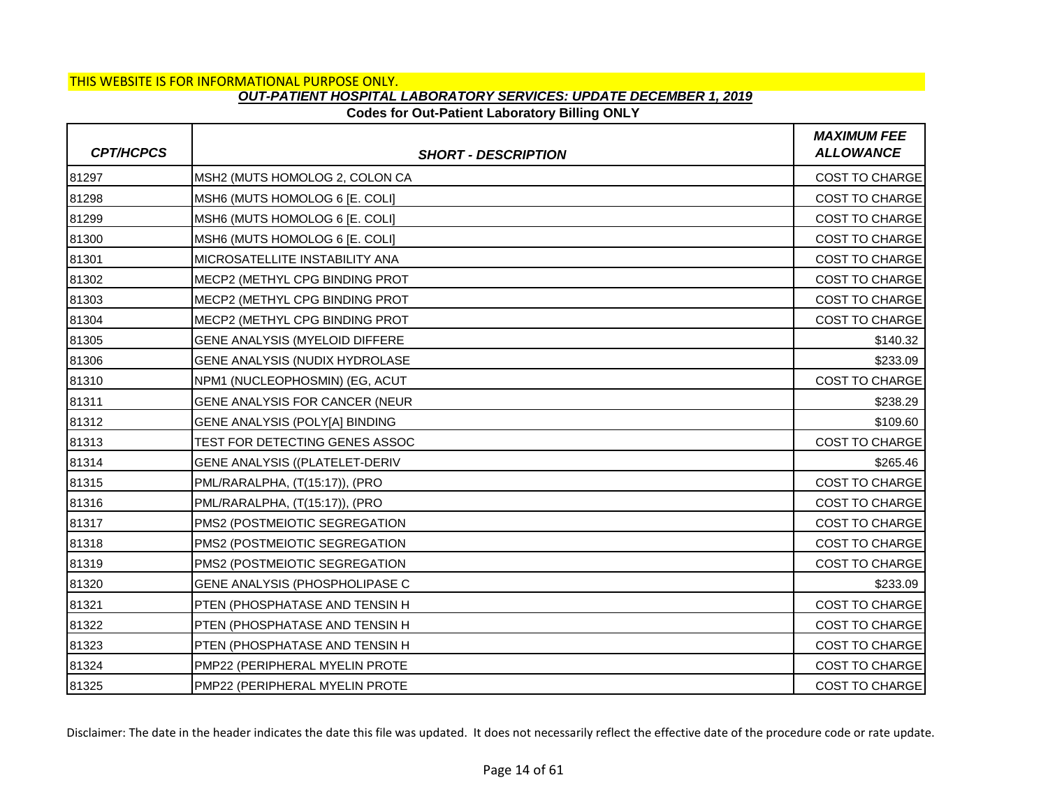THIS WEBSITE IS FOR INFORMATIONAL PURPOSE ONLY.

## *OUT-PATIENT HOSPITAL LABORATORY SERVICES: UPDATE DECEMBER 1, 2019*

### Codes for Out-Patient Laboratory Billing ONLY

| *CPT/HCPCS* | *SHORT - DESCRIPTION* | *MAXIMUM FEE ALLOWANCE* |
|---|---|---|
| 81297 | MSH2 (MUTS HOMOLOG 2, COLON CA | COST TO CHARGE |
| 81298 | MSH6 (MUTS HOMOLOG 6 [E. COLI] | COST TO CHARGE |
| 81299 | MSH6 (MUTS HOMOLOG 6 [E. COLI] | COST TO CHARGE |
| 81300 | MSH6 (MUTS HOMOLOG 6 [E. COLI] | COST TO CHARGE |
| 81301 | MICROSATELLITE INSTABILITY ANA | COST TO CHARGE |
| 81302 | MECP2 (METHYL CPG BINDING PROT | COST TO CHARGE |
| 81303 | MECP2 (METHYL CPG BINDING PROT | COST TO CHARGE |
| 81304 | MECP2 (METHYL CPG BINDING PROT | COST TO CHARGE |
| 81305 | GENE ANALYSIS (MYELOID DIFFERE | $140.32 |
| 81306 | GENE ANALYSIS (NUDIX HYDROLASE | $233.09 |
| 81310 | NPM1 (NUCLEOPHOSMIN) (EG, ACUT | COST TO CHARGE |
| 81311 | GENE ANALYSIS FOR CANCER (NEUR | $238.29 |
| 81312 | GENE ANALYSIS (POLY[A] BINDING | $109.60 |
| 81313 | TEST FOR DETECTING GENES ASSOC | COST TO CHARGE |
| 81314 | GENE ANALYSIS ((PLATELET-DERIV | $265.46 |
| 81315 | PML/RARALPHA, (T(15:17)), (PRO | COST TO CHARGE |
| 81316 | PML/RARALPHA, (T(15:17)), (PRO | COST TO CHARGE |
| 81317 | PMS2 (POSTMEIOTIC SEGREGATION | COST TO CHARGE |
| 81318 | PMS2 (POSTMEIOTIC SEGREGATION | COST TO CHARGE |
| 81319 | PMS2 (POSTMEIOTIC SEGREGATION | COST TO CHARGE |
| 81320 | GENE ANALYSIS (PHOSPHOLIPASE C | $233.09 |
| 81321 | PTEN (PHOSPHATASE AND TENSIN H | COST TO CHARGE |
| 81322 | PTEN (PHOSPHATASE AND TENSIN H | COST TO CHARGE |
| 81323 | PTEN (PHOSPHATASE AND TENSIN H | COST TO CHARGE |
| 81324 | PMP22 (PERIPHERAL MYELIN PROTE | COST TO CHARGE |
| 81325 | PMP22 (PERIPHERAL MYELIN PROTE | COST TO CHARGE |

Disclaimer: The date in the header indicates the date this file was updated. It does not necessarily reflect the effective date of the procedure code or rate update.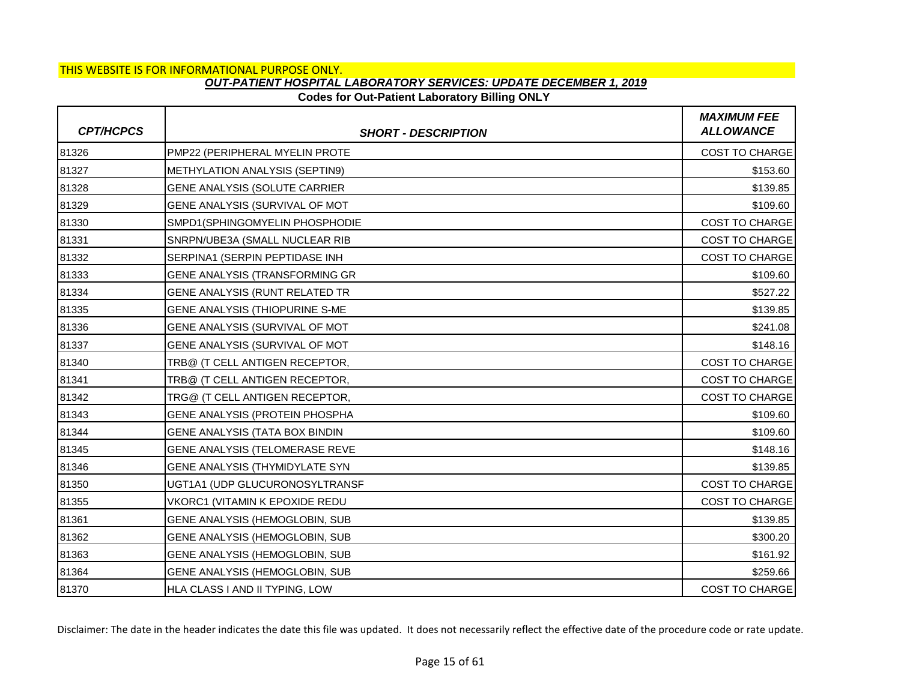THIS WEBSITE IS FOR INFORMATIONAL PURPOSE ONLY.

***OUT-PATIENT HOSPITAL LABORATORY SERVICES: UPDATE DECEMBER 1, 2019***

**Codes for Out-Patient Laboratory Billing ONLY**

| *CPT/HCPCS* | *SHORT - DESCRIPTION* | *MAXIMUM FEE ALLOWANCE* |
|---|---|---|
| 81326 | PMP22 (PERIPHERAL MYELIN PROTE | COST TO CHARGE |
| 81327 | METHYLATION ANALYSIS (SEPTIN9) | $153.60 |
| 81328 | GENE ANALYSIS (SOLUTE CARRIER | $139.85 |
| 81329 | GENE ANALYSIS (SURVIVAL OF MOT | $109.60 |
| 81330 | SMPD1(SPHINGOMYELIN PHOSPHODIE | COST TO CHARGE |
| 81331 | SNRPN/UBE3A (SMALL NUCLEAR RIB | COST TO CHARGE |
| 81332 | SERPINA1 (SERPIN PEPTIDASE INH | COST TO CHARGE |
| 81333 | GENE ANALYSIS (TRANSFORMING GR | $109.60 |
| 81334 | GENE ANALYSIS (RUNT RELATED TR | $527.22 |
| 81335 | GENE ANALYSIS (THIOPURINE S-ME | $139.85 |
| 81336 | GENE ANALYSIS (SURVIVAL OF MOT | $241.08 |
| 81337 | GENE ANALYSIS (SURVIVAL OF MOT | $148.16 |
| 81340 | TRB@ (T CELL ANTIGEN RECEPTOR, | COST TO CHARGE |
| 81341 | TRB@ (T CELL ANTIGEN RECEPTOR, | COST TO CHARGE |
| 81342 | TRG@ (T CELL ANTIGEN RECEPTOR, | COST TO CHARGE |
| 81343 | GENE ANALYSIS (PROTEIN PHOSPHA | $109.60 |
| 81344 | GENE ANALYSIS (TATA BOX BINDIN | $109.60 |
| 81345 | GENE ANALYSIS (TELOMERASE REVE | $148.16 |
| 81346 | GENE ANALYSIS (THYMIDYLATE SYN | $139.85 |
| 81350 | UGT1A1 (UDP GLUCURONOSYLTRANSF | COST TO CHARGE |
| 81355 | VKORC1 (VITAMIN K EPOXIDE REDU | COST TO CHARGE |
| 81361 | GENE ANALYSIS (HEMOGLOBIN, SUB | $139.85 |
| 81362 | GENE ANALYSIS (HEMOGLOBIN, SUB | $300.20 |
| 81363 | GENE ANALYSIS (HEMOGLOBIN, SUB | $161.92 |
| 81364 | GENE ANALYSIS (HEMOGLOBIN, SUB | $259.66 |
| 81370 | HLA CLASS I AND II TYPING, LOW | COST TO CHARGE |

Disclaimer: The date in the header indicates the date this file was updated. It does not necessarily reflect the effective date of the procedure code or rate update.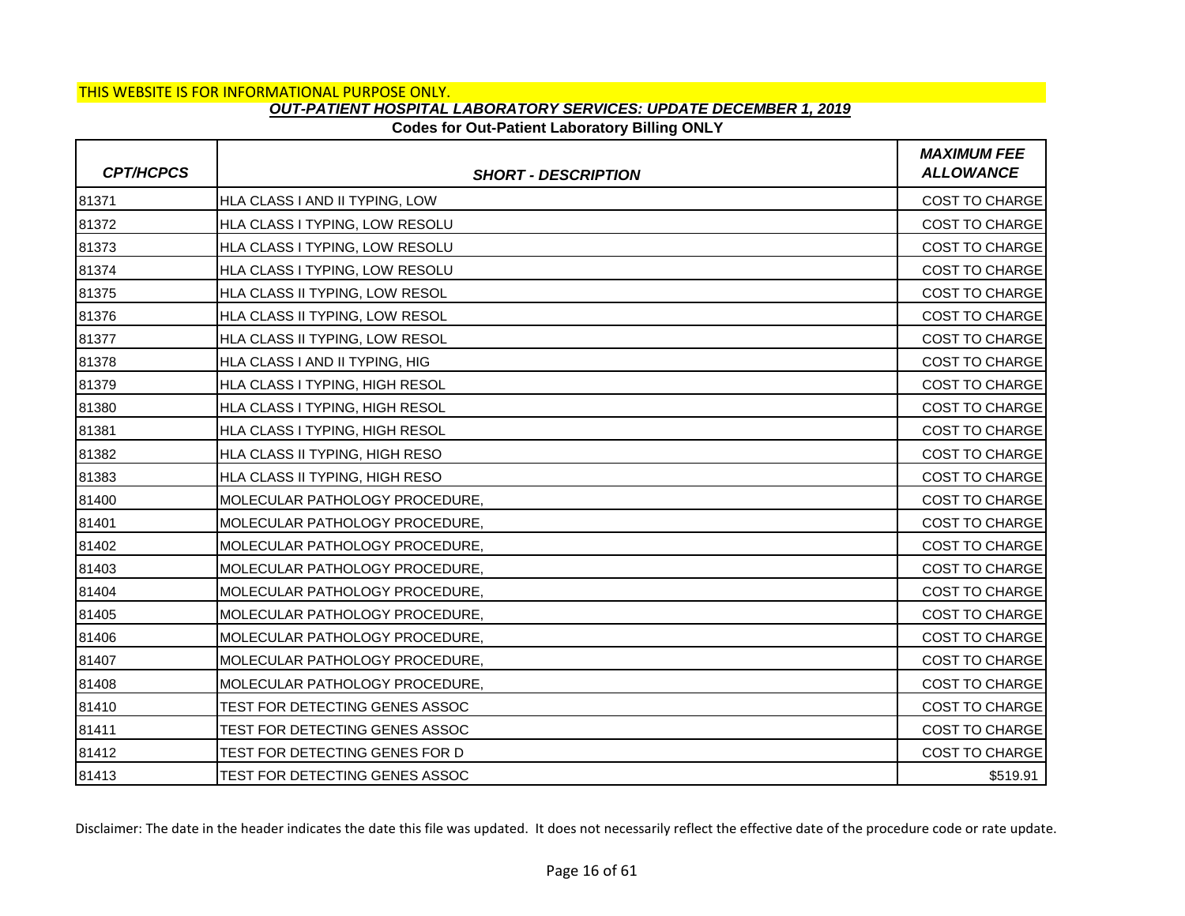THIS WEBSITE IS FOR INFORMATIONAL PURPOSE ONLY.

***OUT-PATIENT HOSPITAL LABORATORY SERVICES: UPDATE DECEMBER 1, 2019***

**Codes for Out-Patient Laboratory Billing ONLY**

| *CPT/HCPCS* | *SHORT - DESCRIPTION* | *MAXIMUM FEE ALLOWANCE* |
|---|---|---|
| 81371 | HLA CLASS I AND II TYPING, LOW | COST TO CHARGE |
| 81372 | HLA CLASS I TYPING, LOW RESOLU | COST TO CHARGE |
| 81373 | HLA CLASS I TYPING, LOW RESOLU | COST TO CHARGE |
| 81374 | HLA CLASS I TYPING, LOW RESOLU | COST TO CHARGE |
| 81375 | HLA CLASS II TYPING, LOW RESOL | COST TO CHARGE |
| 81376 | HLA CLASS II TYPING, LOW RESOL | COST TO CHARGE |
| 81377 | HLA CLASS II TYPING, LOW RESOL | COST TO CHARGE |
| 81378 | HLA CLASS I AND II TYPING, HIG | COST TO CHARGE |
| 81379 | HLA CLASS I TYPING, HIGH RESOL | COST TO CHARGE |
| 81380 | HLA CLASS I TYPING, HIGH RESOL | COST TO CHARGE |
| 81381 | HLA CLASS I TYPING, HIGH RESOL | COST TO CHARGE |
| 81382 | HLA CLASS II TYPING, HIGH RESO | COST TO CHARGE |
| 81383 | HLA CLASS II TYPING, HIGH RESO | COST TO CHARGE |
| 81400 | MOLECULAR PATHOLOGY PROCEDURE, | COST TO CHARGE |
| 81401 | MOLECULAR PATHOLOGY PROCEDURE, | COST TO CHARGE |
| 81402 | MOLECULAR PATHOLOGY PROCEDURE, | COST TO CHARGE |
| 81403 | MOLECULAR PATHOLOGY PROCEDURE, | COST TO CHARGE |
| 81404 | MOLECULAR PATHOLOGY PROCEDURE, | COST TO CHARGE |
| 81405 | MOLECULAR PATHOLOGY PROCEDURE, | COST TO CHARGE |
| 81406 | MOLECULAR PATHOLOGY PROCEDURE, | COST TO CHARGE |
| 81407 | MOLECULAR PATHOLOGY PROCEDURE, | COST TO CHARGE |
| 81408 | MOLECULAR PATHOLOGY PROCEDURE, | COST TO CHARGE |
| 81410 | TEST FOR DETECTING GENES ASSOC | COST TO CHARGE |
| 81411 | TEST FOR DETECTING GENES ASSOC | COST TO CHARGE |
| 81412 | TEST FOR DETECTING GENES FOR D | COST TO CHARGE |
| 81413 | TEST FOR DETECTING GENES ASSOC | $519.91 |

Disclaimer: The date in the header indicates the date this file was updated. It does not necessarily reflect the effective date of the procedure code or rate update.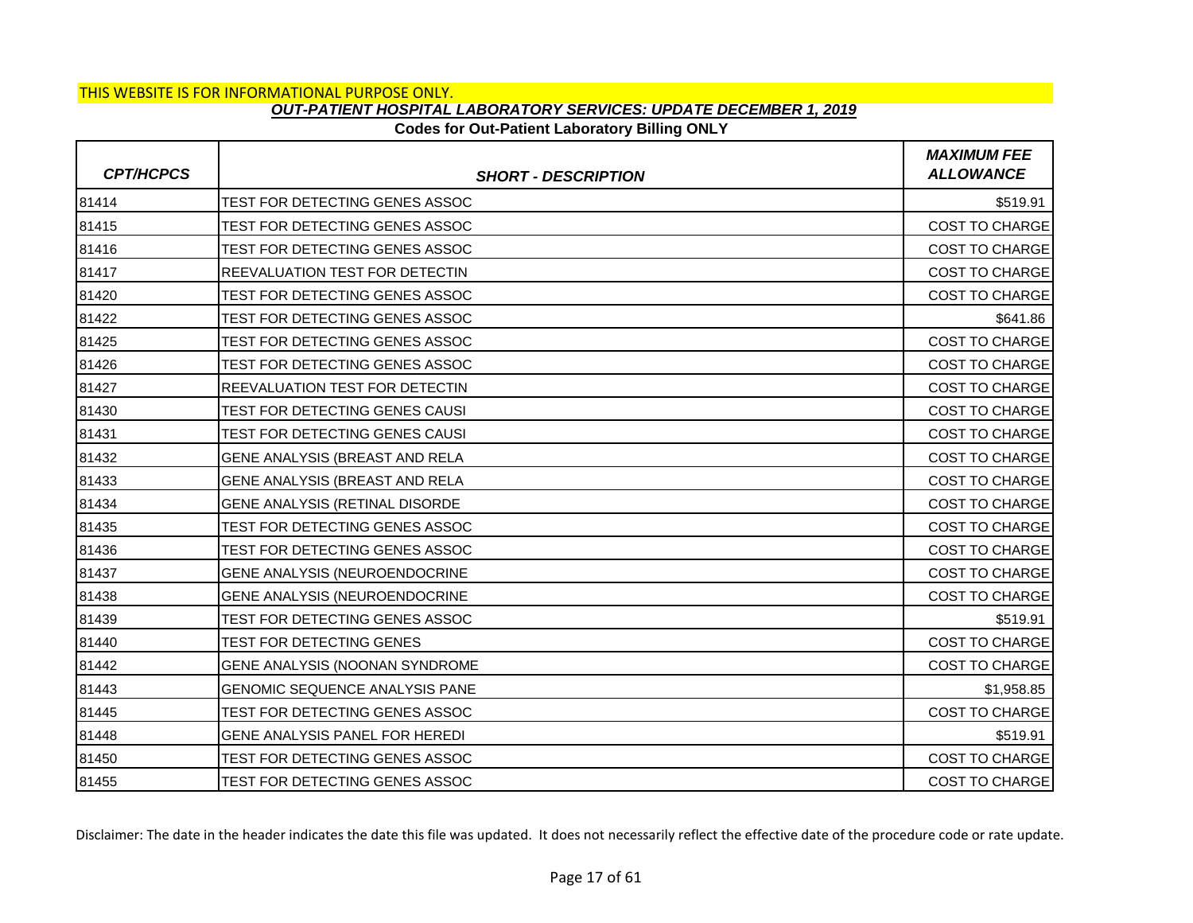THIS WEBSITE IS FOR INFORMATIONAL PURPOSE ONLY.

***OUT-PATIENT HOSPITAL LABORATORY SERVICES: UPDATE DECEMBER 1, 2019***

**Codes for Out-Patient Laboratory Billing ONLY**

| *CPT/HCPCS* | *SHORT - DESCRIPTION* | *MAXIMUM FEE ALLOWANCE* |
|---|---|---|
| 81414 | TEST FOR DETECTING GENES ASSOC | $519.91 |
| 81415 | TEST FOR DETECTING GENES ASSOC | COST TO CHARGE |
| 81416 | TEST FOR DETECTING GENES ASSOC | COST TO CHARGE |
| 81417 | REEVALUATION TEST FOR DETECTIN | COST TO CHARGE |
| 81420 | TEST FOR DETECTING GENES ASSOC | COST TO CHARGE |
| 81422 | TEST FOR DETECTING GENES ASSOC | $641.86 |
| 81425 | TEST FOR DETECTING GENES ASSOC | COST TO CHARGE |
| 81426 | TEST FOR DETECTING GENES ASSOC | COST TO CHARGE |
| 81427 | REEVALUATION TEST FOR DETECTIN | COST TO CHARGE |
| 81430 | TEST FOR DETECTING GENES CAUSI | COST TO CHARGE |
| 81431 | TEST FOR DETECTING GENES CAUSI | COST TO CHARGE |
| 81432 | GENE ANALYSIS (BREAST AND RELA | COST TO CHARGE |
| 81433 | GENE ANALYSIS (BREAST AND RELA | COST TO CHARGE |
| 81434 | GENE ANALYSIS (RETINAL DISORDE | COST TO CHARGE |
| 81435 | TEST FOR DETECTING GENES ASSOC | COST TO CHARGE |
| 81436 | TEST FOR DETECTING GENES ASSOC | COST TO CHARGE |
| 81437 | GENE ANALYSIS (NEUROENDOCRINE | COST TO CHARGE |
| 81438 | GENE ANALYSIS (NEUROENDOCRINE | COST TO CHARGE |
| 81439 | TEST FOR DETECTING GENES ASSOC | $519.91 |
| 81440 | TEST FOR DETECTING GENES | COST TO CHARGE |
| 81442 | GENE ANALYSIS (NOONAN SYNDROME | COST TO CHARGE |
| 81443 | GENOMIC SEQUENCE ANALYSIS PANE | $1,958.85 |
| 81445 | TEST FOR DETECTING GENES ASSOC | COST TO CHARGE |
| 81448 | GENE ANALYSIS PANEL FOR HEREDI | $519.91 |
| 81450 | TEST FOR DETECTING GENES ASSOC | COST TO CHARGE |
| 81455 | TEST FOR DETECTING GENES ASSOC | COST TO CHARGE |

Disclaimer: The date in the header indicates the date this file was updated. It does not necessarily reflect the effective date of the procedure code or rate update.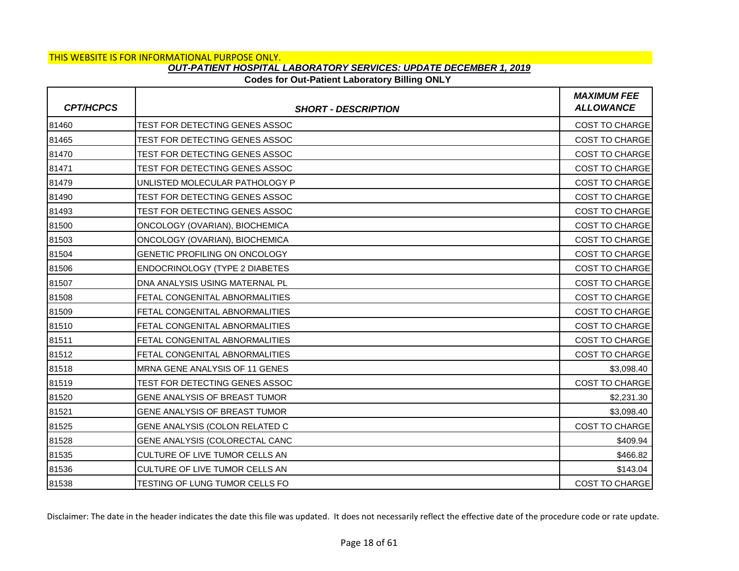THIS WEBSITE IS FOR INFORMATIONAL PURPOSE ONLY.

***OUT-PATIENT HOSPITAL LABORATORY SERVICES: UPDATE DECEMBER 1, 2019***

**Codes for Out-Patient Laboratory Billing ONLY**

| ***CPT/HCPCS*** | ***SHORT - DESCRIPTION*** | ***MAXIMUM FEE ALLOWANCE*** |
|---|---|---|
| 81460 | TEST FOR DETECTING GENES ASSOC | COST TO CHARGE |
| 81465 | TEST FOR DETECTING GENES ASSOC | COST TO CHARGE |
| 81470 | TEST FOR DETECTING GENES ASSOC | COST TO CHARGE |
| 81471 | TEST FOR DETECTING GENES ASSOC | COST TO CHARGE |
| 81479 | UNLISTED MOLECULAR PATHOLOGY P | COST TO CHARGE |
| 81490 | TEST FOR DETECTING GENES ASSOC | COST TO CHARGE |
| 81493 | TEST FOR DETECTING GENES ASSOC | COST TO CHARGE |
| 81500 | ONCOLOGY (OVARIAN), BIOCHEMICA | COST TO CHARGE |
| 81503 | ONCOLOGY (OVARIAN), BIOCHEMICA | COST TO CHARGE |
| 81504 | GENETIC PROFILING ON ONCOLOGY | COST TO CHARGE |
| 81506 | ENDOCRINOLOGY (TYPE 2 DIABETES | COST TO CHARGE |
| 81507 | DNA ANALYSIS USING MATERNAL PL | COST TO CHARGE |
| 81508 | FETAL CONGENITAL ABNORMALITIES | COST TO CHARGE |
| 81509 | FETAL CONGENITAL ABNORMALITIES | COST TO CHARGE |
| 81510 | FETAL CONGENITAL ABNORMALITIES | COST TO CHARGE |
| 81511 | FETAL CONGENITAL ABNORMALITIES | COST TO CHARGE |
| 81512 | FETAL CONGENITAL ABNORMALITIES | COST TO CHARGE |
| 81518 | MRNA GENE ANALYSIS OF 11 GENES | $3,098.40 |
| 81519 | TEST FOR DETECTING GENES ASSOC | COST TO CHARGE |
| 81520 | GENE ANALYSIS OF BREAST TUMOR | $2,231.30 |
| 81521 | GENE ANALYSIS OF BREAST TUMOR | $3,098.40 |
| 81525 | GENE ANALYSIS (COLON RELATED C | COST TO CHARGE |
| 81528 | GENE ANALYSIS (COLORECTAL CANC | $409.94 |
| 81535 | CULTURE OF LIVE TUMOR CELLS AN | $466.82 |
| 81536 | CULTURE OF LIVE TUMOR CELLS AN | $143.04 |
| 81538 | TESTING OF LUNG TUMOR CELLS FO | COST TO CHARGE |

Disclaimer: The date in the header indicates the date this file was updated. It does not necessarily reflect the effective date of the procedure code or rate update.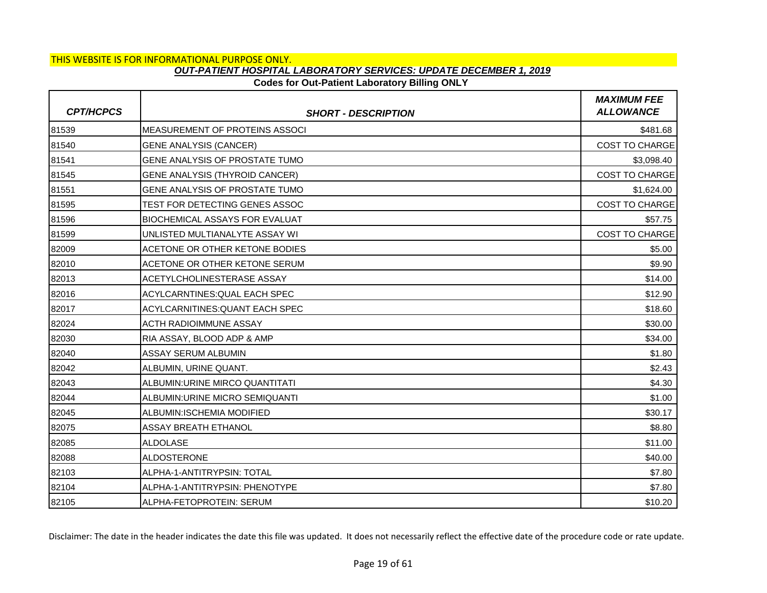THIS WEBSITE IS FOR INFORMATIONAL PURPOSE ONLY.

***OUT-PATIENT HOSPITAL LABORATORY SERVICES: UPDATE DECEMBER 1, 2019***

**Codes for Out-Patient Laboratory Billing ONLY**

| *CPT/HCPCS* | *SHORT - DESCRIPTION* | *MAXIMUM FEE ALLOWANCE* |
|---|---|---|
| 81539 | MEASUREMENT OF PROTEINS ASSOCI | $481.68 |
| 81540 | GENE ANALYSIS (CANCER) | COST TO CHARGE |
| 81541 | GENE ANALYSIS OF PROSTATE TUMO | $3,098.40 |
| 81545 | GENE ANALYSIS (THYROID CANCER) | COST TO CHARGE |
| 81551 | GENE ANALYSIS OF PROSTATE TUMO | $1,624.00 |
| 81595 | TEST FOR DETECTING GENES ASSOC | COST TO CHARGE |
| 81596 | BIOCHEMICAL ASSAYS FOR EVALUAT | $57.75 |
| 81599 | UNLISTED MULTIANALYTE ASSAY WI | COST TO CHARGE |
| 82009 | ACETONE OR OTHER KETONE BODIES | $5.00 |
| 82010 | ACETONE OR OTHER KETONE SERUM | $9.90 |
| 82013 | ACETYLCHOLINESTERASE ASSAY | $14.00 |
| 82016 | ACYLCARNTINES:QUAL EACH SPEC | $12.90 |
| 82017 | ACYLCARNITINES:QUANT EACH SPEC | $18.60 |
| 82024 | ACTH RADIOIMMUNE ASSAY | $30.00 |
| 82030 | RIA ASSAY, BLOOD ADP & AMP | $34.00 |
| 82040 | ASSAY SERUM ALBUMIN | $1.80 |
| 82042 | ALBUMIN, URINE QUANT. | $2.43 |
| 82043 | ALBUMIN:URINE MIRCO QUANTITATI | $4.30 |
| 82044 | ALBUMIN:URINE MICRO SEMIQUANTI | $1.00 |
| 82045 | ALBUMIN:ISCHEMIA MODIFIED | $30.17 |
| 82075 | ASSAY BREATH ETHANOL | $8.80 |
| 82085 | ALDOLASE | $11.00 |
| 82088 | ALDOSTERONE | $40.00 |
| 82103 | ALPHA-1-ANTITRYPSIN: TOTAL | $7.80 |
| 82104 | ALPHA-1-ANTITRYPSIN: PHENOTYPE | $7.80 |
| 82105 | ALPHA-FETOPROTEIN: SERUM | $10.20 |

Disclaimer: The date in the header indicates the date this file was updated. It does not necessarily reflect the effective date of the procedure code or rate update.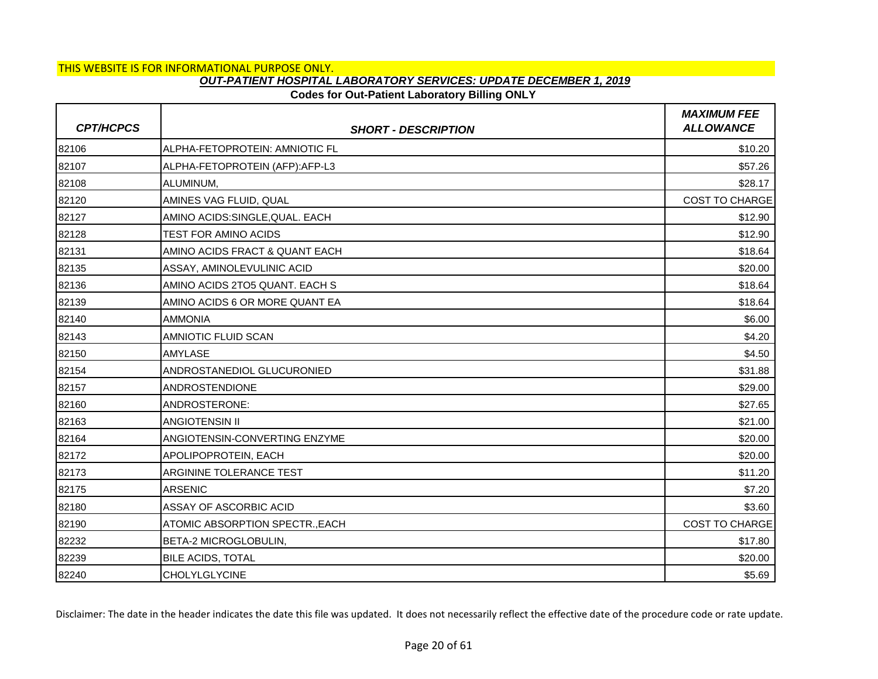THIS WEBSITE IS FOR INFORMATIONAL PURPOSE ONLY.

***OUT-PATIENT HOSPITAL LABORATORY SERVICES: UPDATE DECEMBER 1, 2019***

**Codes for Out-Patient Laboratory Billing ONLY**

| *CPT/HCPCS* | *SHORT - DESCRIPTION* | *MAXIMUM FEE ALLOWANCE* |
|---|---|---|
| 82106 | ALPHA-FETOPROTEIN: AMNIOTIC FL | $10.20 |
| 82107 | ALPHA-FETOPROTEIN (AFP):AFP-L3 | $57.26 |
| 82108 | ALUMINUM, | $28.17 |
| 82120 | AMINES VAG FLUID, QUAL | COST TO CHARGE |
| 82127 | AMINO ACIDS:SINGLE,QUAL. EACH | $12.90 |
| 82128 | TEST FOR AMINO ACIDS | $12.90 |
| 82131 | AMINO ACIDS FRACT & QUANT EACH | $18.64 |
| 82135 | ASSAY, AMINOLEVULINIC ACID | $20.00 |
| 82136 | AMINO ACIDS 2TO5 QUANT. EACH S | $18.64 |
| 82139 | AMINO ACIDS 6 OR MORE QUANT EA | $18.64 |
| 82140 | AMMONIA | $6.00 |
| 82143 | AMNIOTIC FLUID SCAN | $4.20 |
| 82150 | AMYLASE | $4.50 |
| 82154 | ANDROSTANEDIOL GLUCURONIED | $31.88 |
| 82157 | ANDROSTENDIONE | $29.00 |
| 82160 | ANDROSTERONE: | $27.65 |
| 82163 | ANGIOTENSIN II | $21.00 |
| 82164 | ANGIOTENSIN-CONVERTING ENZYME | $20.00 |
| 82172 | APOLIPOPROTEIN, EACH | $20.00 |
| 82173 | ARGININE TOLERANCE TEST | $11.20 |
| 82175 | ARSENIC | $7.20 |
| 82180 | ASSAY OF ASCORBIC ACID | $3.60 |
| 82190 | ATOMIC ABSORPTION SPECTR.,EACH | COST TO CHARGE |
| 82232 | BETA-2 MICROGLOBULIN, | $17.80 |
| 82239 | BILE ACIDS, TOTAL | $20.00 |
| 82240 | CHOLYLGLYCINE | $5.69 |

Disclaimer: The date in the header indicates the date this file was updated. It does not necessarily reflect the effective date of the procedure code or rate update.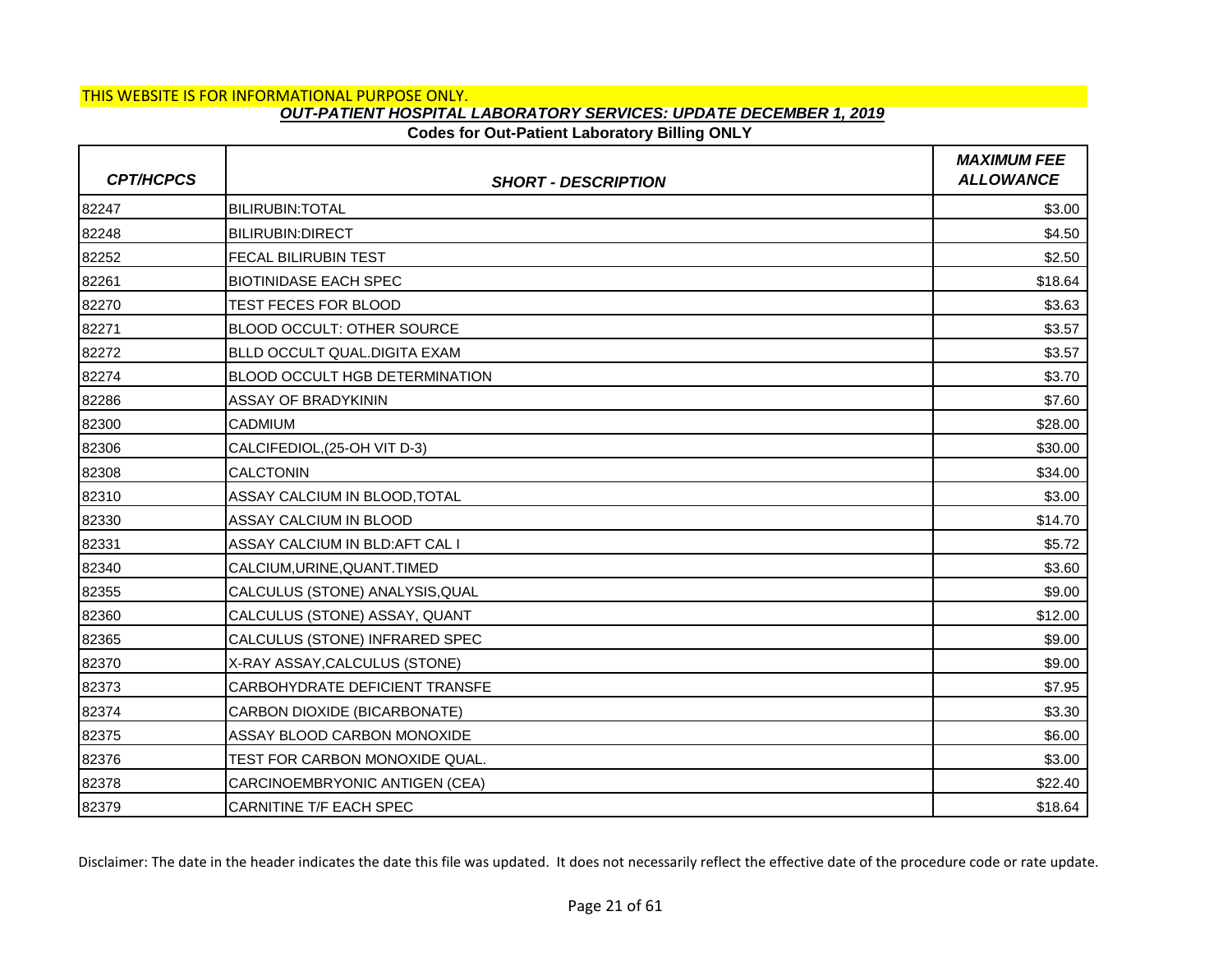THIS WEBSITE IS FOR INFORMATIONAL PURPOSE ONLY.

## *OUT-PATIENT HOSPITAL LABORATORY SERVICES: UPDATE DECEMBER 1, 2019*

### Codes for Out-Patient Laboratory Billing ONLY

| *CPT/HCPCS* | *SHORT - DESCRIPTION* | *MAXIMUM FEE ALLOWANCE* |
|---|---|---|
| 82247 | BILIRUBIN:TOTAL | $3.00 |
| 82248 | BILIRUBIN:DIRECT | $4.50 |
| 82252 | FECAL BILIRUBIN TEST | $2.50 |
| 82261 | BIOTINIDASE EACH SPEC | $18.64 |
| 82270 | TEST FECES FOR BLOOD | $3.63 |
| 82271 | BLOOD OCCULT: OTHER SOURCE | $3.57 |
| 82272 | BLLD OCCULT QUAL.DIGITA EXAM | $3.57 |
| 82274 | BLOOD OCCULT HGB DETERMINATION | $3.70 |
| 82286 | ASSAY OF BRADYKININ | $7.60 |
| 82300 | CADMIUM | $28.00 |
| 82306 | CALCIFEDIOL,(25-OH VIT D-3) | $30.00 |
| 82308 | CALCTONIN | $34.00 |
| 82310 | ASSAY CALCIUM IN BLOOD,TOTAL | $3.00 |
| 82330 | ASSAY CALCIUM IN BLOOD | $14.70 |
| 82331 | ASSAY CALCIUM IN BLD:AFT CAL I | $5.72 |
| 82340 | CALCIUM,URINE,QUANT.TIMED | $3.60 |
| 82355 | CALCULUS (STONE) ANALYSIS,QUAL | $9.00 |
| 82360 | CALCULUS (STONE) ASSAY, QUANT | $12.00 |
| 82365 | CALCULUS (STONE) INFRARED SPEC | $9.00 |
| 82370 | X-RAY ASSAY,CALCULUS (STONE) | $9.00 |
| 82373 | CARBOHYDRATE DEFICIENT TRANSFE | $7.95 |
| 82374 | CARBON DIOXIDE (BICARBONATE) | $3.30 |
| 82375 | ASSAY BLOOD CARBON MONOXIDE | $6.00 |
| 82376 | TEST FOR CARBON MONOXIDE QUAL. | $3.00 |
| 82378 | CARCINOEMBRYONIC ANTIGEN (CEA) | $22.40 |
| 82379 | CARNITINE T/F EACH SPEC | $18.64 |

Disclaimer: The date in the header indicates the date this file was updated. It does not necessarily reflect the effective date of the procedure code or rate update.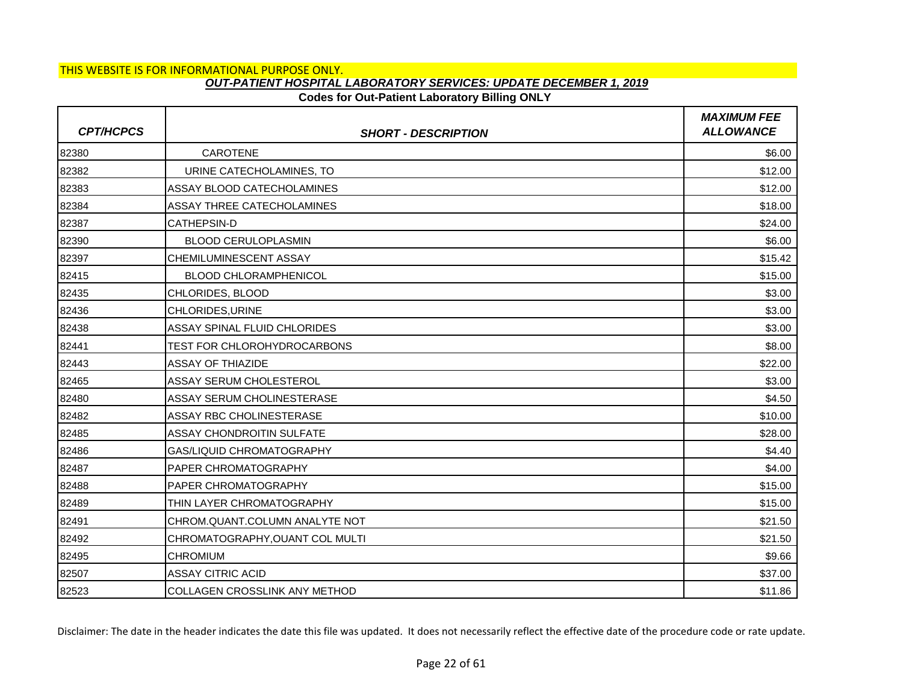THIS WEBSITE IS FOR INFORMATIONAL PURPOSE ONLY.

***OUT-PATIENT HOSPITAL LABORATORY SERVICES: UPDATE DECEMBER 1, 2019***

**Codes for Out-Patient Laboratory Billing ONLY**

| *CPT/HCPCS* | *SHORT - DESCRIPTION* | *MAXIMUM FEE ALLOWANCE* |
|---|---|---|
| 82380 | CAROTENE | $6.00 |
| 82382 | URINE CATECHOLAMINES, TO | $12.00 |
| 82383 | ASSAY BLOOD CATECHOLAMINES | $12.00 |
| 82384 | ASSAY THREE CATECHOLAMINES | $18.00 |
| 82387 | CATHEPSIN-D | $24.00 |
| 82390 | BLOOD CERULOPLASMIN | $6.00 |
| 82397 | CHEMILUMINESCENT ASSAY | $15.42 |
| 82415 | BLOOD CHLORAMPHENICOL | $15.00 |
| 82435 | CHLORIDES, BLOOD | $3.00 |
| 82436 | CHLORIDES,URINE | $3.00 |
| 82438 | ASSAY SPINAL FLUID CHLORIDES | $3.00 |
| 82441 | TEST FOR CHLOROHYDROCARBONS | $8.00 |
| 82443 | ASSAY OF THIAZIDE | $22.00 |
| 82465 | ASSAY SERUM CHOLESTEROL | $3.00 |
| 82480 | ASSAY SERUM CHOLINESTERASE | $4.50 |
| 82482 | ASSAY RBC CHOLINESTERASE | $10.00 |
| 82485 | ASSAY CHONDROITIN SULFATE | $28.00 |
| 82486 | GAS/LIQUID CHROMATOGRAPHY | $4.40 |
| 82487 | PAPER CHROMATOGRAPHY | $4.00 |
| 82488 | PAPER CHROMATOGRAPHY | $15.00 |
| 82489 | THIN LAYER CHROMATOGRAPHY | $15.00 |
| 82491 | CHROM.QUANT.COLUMN ANALYTE NOT | $21.50 |
| 82492 | CHROMATOGRAPHY,OUANT COL MULTI | $21.50 |
| 82495 | CHROMIUM | $9.66 |
| 82507 | ASSAY CITRIC ACID | $37.00 |
| 82523 | COLLAGEN CROSSLINK ANY METHOD | $11.86 |

Disclaimer: The date in the header indicates the date this file was updated. It does not necessarily reflect the effective date of the procedure code or rate update.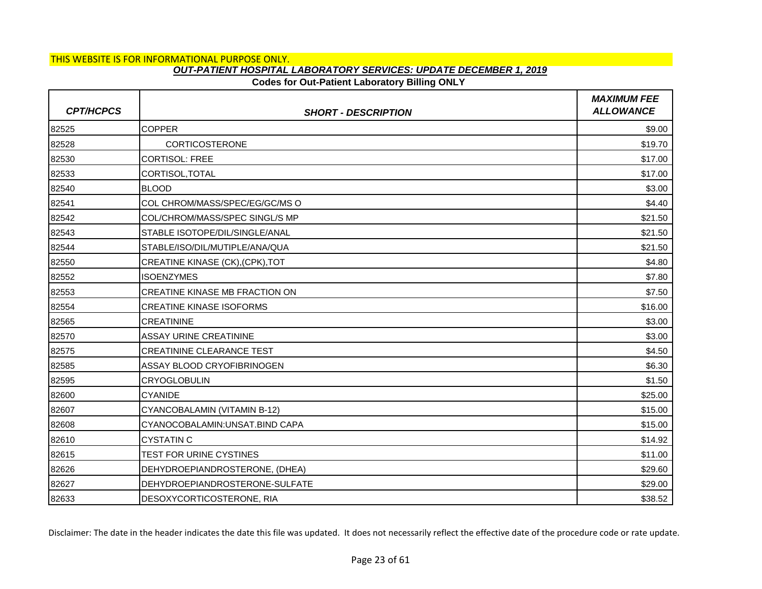THIS WEBSITE IS FOR INFORMATIONAL PURPOSE ONLY.

***OUT-PATIENT HOSPITAL LABORATORY SERVICES: UPDATE DECEMBER 1, 2019***

**Codes for Out-Patient Laboratory Billing ONLY**

| *CPT/HCPCS* | *SHORT - DESCRIPTION* | *MAXIMUM FEE ALLOWANCE* |
|---|---|---|
| 82525 | COPPER | $9.00 |
| 82528 | CORTICOSTERONE | $19.70 |
| 82530 | CORTISOL: FREE | $17.00 |
| 82533 | CORTISOL,TOTAL | $17.00 |
| 82540 | BLOOD | $3.00 |
| 82541 | COL CHROM/MASS/SPEC/EG/GC/MS O | $4.40 |
| 82542 | COL/CHROM/MASS/SPEC SINGL/S MP | $21.50 |
| 82543 | STABLE ISOTOPE/DIL/SINGLE/ANAL | $21.50 |
| 82544 | STABLE/ISO/DIL/MUTIPLE/ANA/QUA | $21.50 |
| 82550 | CREATINE KINASE (CK),(CPK),TOT | $4.80 |
| 82552 | ISOENZYMES | $7.80 |
| 82553 | CREATINE KINASE MB FRACTION ON | $7.50 |
| 82554 | CREATINE KINASE ISOFORMS | $16.00 |
| 82565 | CREATININE | $3.00 |
| 82570 | ASSAY URINE CREATININE | $3.00 |
| 82575 | CREATININE CLEARANCE TEST | $4.50 |
| 82585 | ASSAY BLOOD CRYOFIBRINOGEN | $6.30 |
| 82595 | CRYOGLOBULIN | $1.50 |
| 82600 | CYANIDE | $25.00 |
| 82607 | CYANCOBALAMIN (VITAMIN B-12) | $15.00 |
| 82608 | CYANOCOBALAMIN:UNSAT.BIND CAPA | $15.00 |
| 82610 | CYSTATIN C | $14.92 |
| 82615 | TEST FOR URINE CYSTINES | $11.00 |
| 82626 | DEHYDROEPIANDROSTERONE, (DHEA) | $29.60 |
| 82627 | DEHYDROEPIANDROSTERONE-SULFATE | $29.00 |
| 82633 | DESOXYCORTICOSTERONE, RIA | $38.52 |

Disclaimer: The date in the header indicates the date this file was updated. It does not necessarily reflect the effective date of the procedure code or rate update.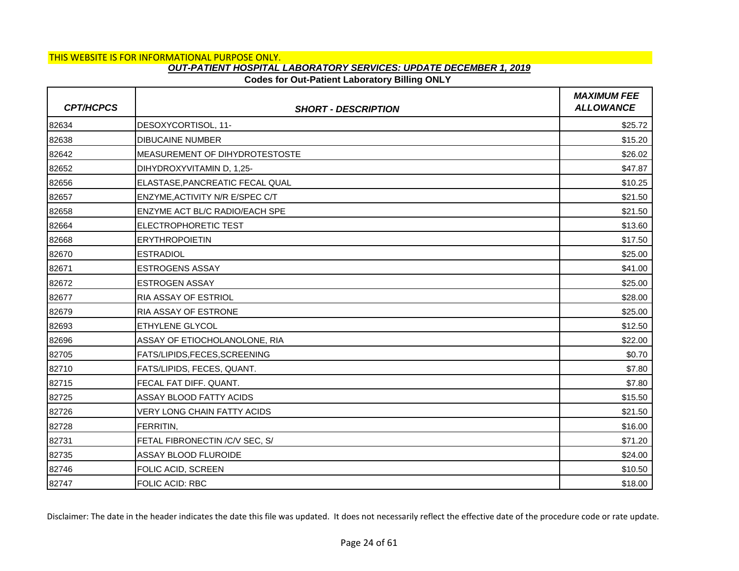THIS WEBSITE IS FOR INFORMATIONAL PURPOSE ONLY.

***OUT-PATIENT HOSPITAL LABORATORY SERVICES: UPDATE DECEMBER 1, 2019***

**Codes for Out-Patient Laboratory Billing ONLY**

| *CPT/HCPCS* | *SHORT - DESCRIPTION* | *MAXIMUM FEE ALLOWANCE* |
|---|---|---|
| 82634 | DESOXYCORTISOL, 11- | $25.72 |
| 82638 | DIBUCAINE NUMBER | $15.20 |
| 82642 | MEASUREMENT OF DIHYDROTESTOSTE | $26.02 |
| 82652 | DIHYDROXYVITAMIN D, 1,25- | $47.87 |
| 82656 | ELASTASE,PANCREATIC FECAL QUAL | $10.25 |
| 82657 | ENZYME,ACTIVITY N/R E/SPEC C/T | $21.50 |
| 82658 | ENZYME ACT BL/C RADIO/EACH SPE | $21.50 |
| 82664 | ELECTROPHORETIC TEST | $13.60 |
| 82668 | ERYTHROPOIETIN | $17.50 |
| 82670 | ESTRADIOL | $25.00 |
| 82671 | ESTROGENS ASSAY | $41.00 |
| 82672 | ESTROGEN ASSAY | $25.00 |
| 82677 | RIA ASSAY OF ESTRIOL | $28.00 |
| 82679 | RIA ASSAY OF ESTRONE | $25.00 |
| 82693 | ETHYLENE GLYCOL | $12.50 |
| 82696 | ASSAY OF ETIOCHOLANOLONE, RIA | $22.00 |
| 82705 | FATS/LIPIDS,FECES,SCREENING | $0.70 |
| 82710 | FATS/LIPIDS, FECES, QUANT. | $7.80 |
| 82715 | FECAL FAT DIFF. QUANT. | $7.80 |
| 82725 | ASSAY BLOOD FATTY ACIDS | $15.50 |
| 82726 | VERY LONG CHAIN FATTY ACIDS | $21.50 |
| 82728 | FERRITIN, | $16.00 |
| 82731 | FETAL FIBRONECTIN /C/V SEC, S/ | $71.20 |
| 82735 | ASSAY BLOOD FLUROIDE | $24.00 |
| 82746 | FOLIC ACID, SCREEN | $10.50 |
| 82747 | FOLIC ACID: RBC | $18.00 |

Disclaimer: The date in the header indicates the date this file was updated. It does not necessarily reflect the effective date of the procedure code or rate update.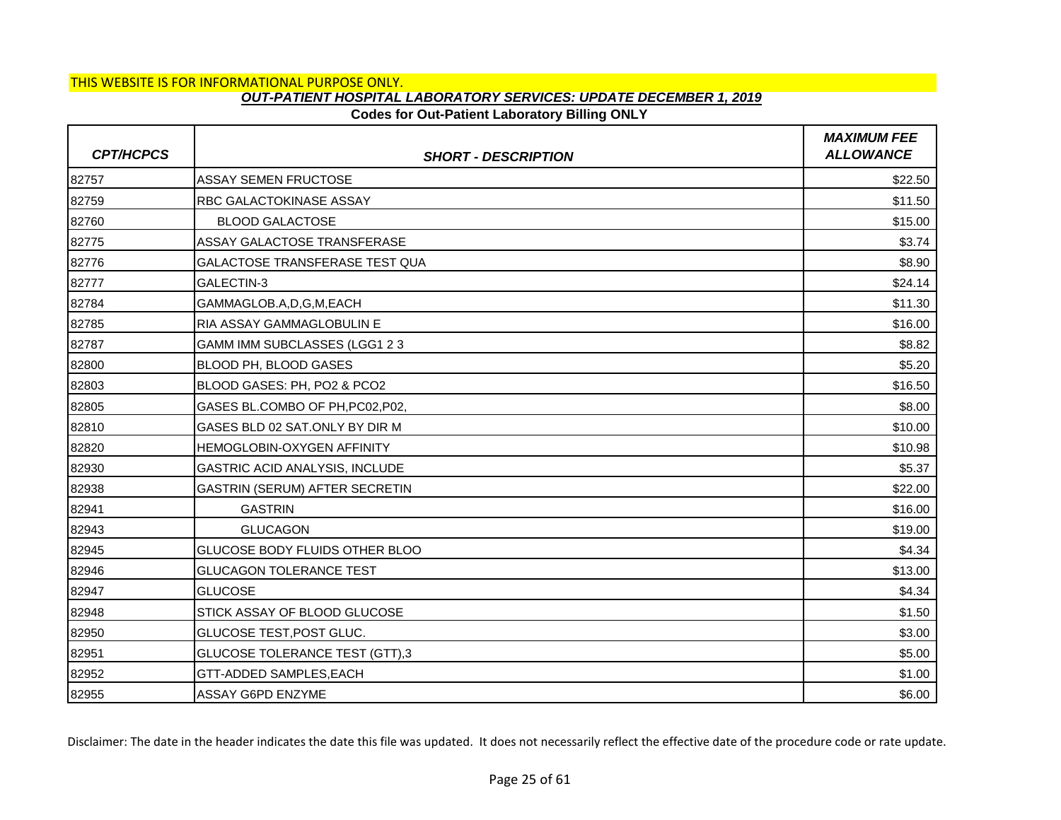THIS WEBSITE IS FOR INFORMATIONAL PURPOSE ONLY.

***OUT-PATIENT HOSPITAL LABORATORY SERVICES: UPDATE DECEMBER 1, 2019***

**Codes for Out-Patient Laboratory Billing ONLY**

| *CPT/HCPCS* | *SHORT - DESCRIPTION* | *MAXIMUM FEE ALLOWANCE* |
|---|---|---|
| 82757 | ASSAY SEMEN FRUCTOSE | $22.50 |
| 82759 | RBC GALACTOKINASE ASSAY | $11.50 |
| 82760 | BLOOD GALACTOSE | $15.00 |
| 82775 | ASSAY GALACTOSE TRANSFERASE | $3.74 |
| 82776 | GALACTOSE TRANSFERASE TEST QUA | $8.90 |
| 82777 | GALECTIN-3 | $24.14 |
| 82784 | GAMMAGLOB.A,D,G,M,EACH | $11.30 |
| 82785 | RIA ASSAY GAMMAGLOBULIN E | $16.00 |
| 82787 | GAMM IMM SUBCLASSES (LGG1 2 3 | $8.82 |
| 82800 | BLOOD PH, BLOOD GASES | $5.20 |
| 82803 | BLOOD GASES: PH, PO2 & PCO2 | $16.50 |
| 82805 | GASES BL.COMBO OF PH,PC02,P02, | $8.00 |
| 82810 | GASES BLD 02 SAT.ONLY BY DIR M | $10.00 |
| 82820 | HEMOGLOBIN-OXYGEN AFFINITY | $10.98 |
| 82930 | GASTRIC ACID ANALYSIS, INCLUDE | $5.37 |
| 82938 | GASTRIN (SERUM) AFTER SECRETIN | $22.00 |
| 82941 | GASTRIN | $16.00 |
| 82943 | GLUCAGON | $19.00 |
| 82945 | GLUCOSE BODY FLUIDS OTHER BLOO | $4.34 |
| 82946 | GLUCAGON TOLERANCE TEST | $13.00 |
| 82947 | GLUCOSE | $4.34 |
| 82948 | STICK ASSAY OF BLOOD GLUCOSE | $1.50 |
| 82950 | GLUCOSE TEST,POST GLUC. | $3.00 |
| 82951 | GLUCOSE TOLERANCE TEST (GTT),3 | $5.00 |
| 82952 | GTT-ADDED SAMPLES,EACH | $1.00 |
| 82955 | ASSAY G6PD ENZYME | $6.00 |

Disclaimer: The date in the header indicates the date this file was updated. It does not necessarily reflect the effective date of the procedure code or rate update.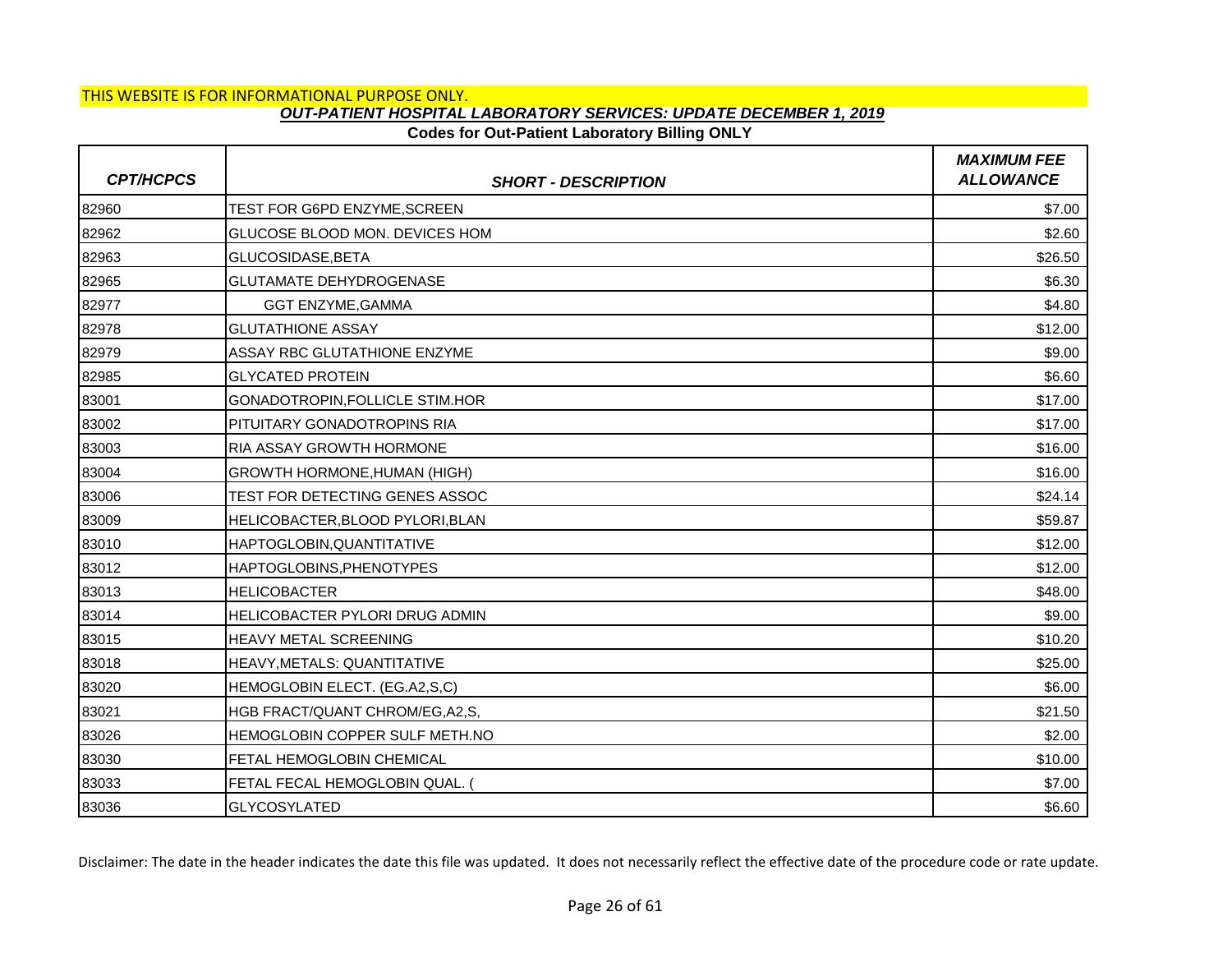THIS WEBSITE IS FOR INFORMATIONAL PURPOSE ONLY.

***OUT-PATIENT HOSPITAL LABORATORY SERVICES: UPDATE DECEMBER 1, 2019***

**Codes for Out-Patient Laboratory Billing ONLY**

| *CPT/HCPCS* | *SHORT - DESCRIPTION* | *MAXIMUM FEE ALLOWANCE* |
|---|---|---|
| 82960 | TEST FOR G6PD ENZYME,SCREEN | $7.00 |
| 82962 | GLUCOSE BLOOD MON. DEVICES HOM | $2.60 |
| 82963 | GLUCOSIDASE,BETA | $26.50 |
| 82965 | GLUTAMATE DEHYDROGENASE | $6.30 |
| 82977 | GGT ENZYME,GAMMA | $4.80 |
| 82978 | GLUTATHIONE ASSAY | $12.00 |
| 82979 | ASSAY RBC GLUTATHIONE ENZYME | $9.00 |
| 82985 | GLYCATED PROTEIN | $6.60 |
| 83001 | GONADOTROPIN,FOLLICLE STIM.HOR | $17.00 |
| 83002 | PITUITARY GONADOTROPINS RIA | $17.00 |
| 83003 | RIA ASSAY GROWTH HORMONE | $16.00 |
| 83004 | GROWTH HORMONE,HUMAN (HIGH) | $16.00 |
| 83006 | TEST FOR DETECTING GENES ASSOC | $24.14 |
| 83009 | HELICOBACTER,BLOOD PYLORI,BLAN | $59.87 |
| 83010 | HAPTOGLOBIN,QUANTITATIVE | $12.00 |
| 83012 | HAPTOGLOBINS,PHENOTYPES | $12.00 |
| 83013 | HELICOBACTER | $48.00 |
| 83014 | HELICOBACTER PYLORI DRUG ADMIN | $9.00 |
| 83015 | HEAVY METAL SCREENING | $10.20 |
| 83018 | HEAVY,METALS: QUANTITATIVE | $25.00 |
| 83020 | HEMOGLOBIN ELECT. (EG.A2,S,C) | $6.00 |
| 83021 | HGB FRACT/QUANT CHROM/EG,A2,S, | $21.50 |
| 83026 | HEMOGLOBIN COPPER SULF METH.NO | $2.00 |
| 83030 | FETAL HEMOGLOBIN CHEMICAL | $10.00 |
| 83033 | FETAL FECAL HEMOGLOBIN QUAL. ( | $7.00 |
| 83036 | GLYCOSYLATED | $6.60 |

Disclaimer: The date in the header indicates the date this file was updated. It does not necessarily reflect the effective date of the procedure code or rate update.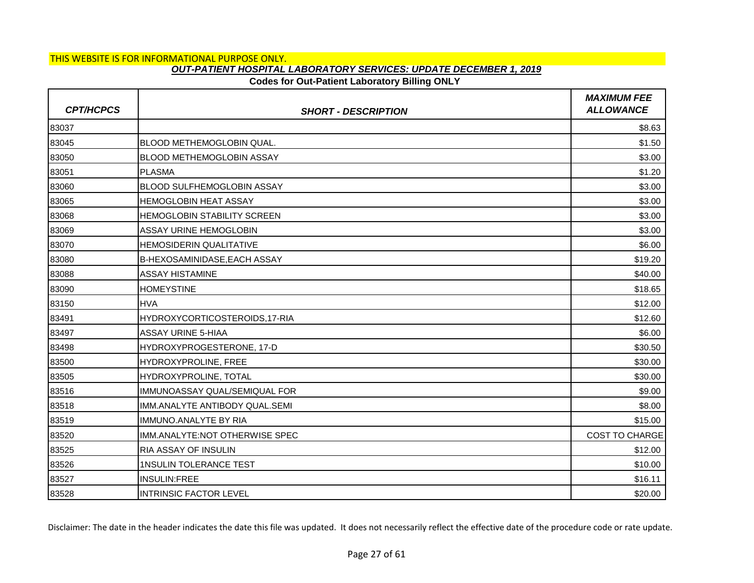THIS WEBSITE IS FOR INFORMATIONAL PURPOSE ONLY.

***OUT-PATIENT HOSPITAL LABORATORY SERVICES: UPDATE DECEMBER 1, 2019***

**Codes for Out-Patient Laboratory Billing ONLY**

| *CPT/HCPCS* | *SHORT - DESCRIPTION* | *MAXIMUM FEE ALLOWANCE* |
|---|---|---|
| 83037 | | $8.63 |
| 83045 | BLOOD METHEMOGLOBIN QUAL. | $1.50 |
| 83050 | BLOOD METHEMOGLOBIN ASSAY | $3.00 |
| 83051 | PLASMA | $1.20 |
| 83060 | BLOOD SULFHEMOGLOBIN ASSAY | $3.00 |
| 83065 | HEMOGLOBIN HEAT ASSAY | $3.00 |
| 83068 | HEMOGLOBIN STABILITY SCREEN | $3.00 |
| 83069 | ASSAY URINE HEMOGLOBIN | $3.00 |
| 83070 | HEMOSIDERIN QUALITATIVE | $6.00 |
| 83080 | B-HEXOSAMINIDASE,EACH ASSAY | $19.20 |
| 83088 | ASSAY HISTAMINE | $40.00 |
| 83090 | HOMEYSTINE | $18.65 |
| 83150 | HVA | $12.00 |
| 83491 | HYDROXYCORTICOSTEROIDS,17-RIA | $12.60 |
| 83497 | ASSAY URINE 5-HIAA | $6.00 |
| 83498 | HYDROXYPROGESTERONE, 17-D | $30.50 |
| 83500 | HYDROXYPROLINE, FREE | $30.00 |
| 83505 | HYDROXYPROLINE, TOTAL | $30.00 |
| 83516 | IMMUNOASSAY QUAL/SEMIQUAL FOR | $9.00 |
| 83518 | IMM.ANALYTE ANTIBODY QUAL.SEMI | $8.00 |
| 83519 | IMMUNO.ANALYTE BY RIA | $15.00 |
| 83520 | IMM.ANALYTE:NOT OTHERWISE SPEC | COST TO CHARGE |
| 83525 | RIA ASSAY OF INSULIN | $12.00 |
| 83526 | 1NSULIN TOLERANCE TEST | $10.00 |
| 83527 | INSULIN:FREE | $16.11 |
| 83528 | INTRINSIC FACTOR LEVEL | $20.00 |

Disclaimer: The date in the header indicates the date this file was updated. It does not necessarily reflect the effective date of the procedure code or rate update.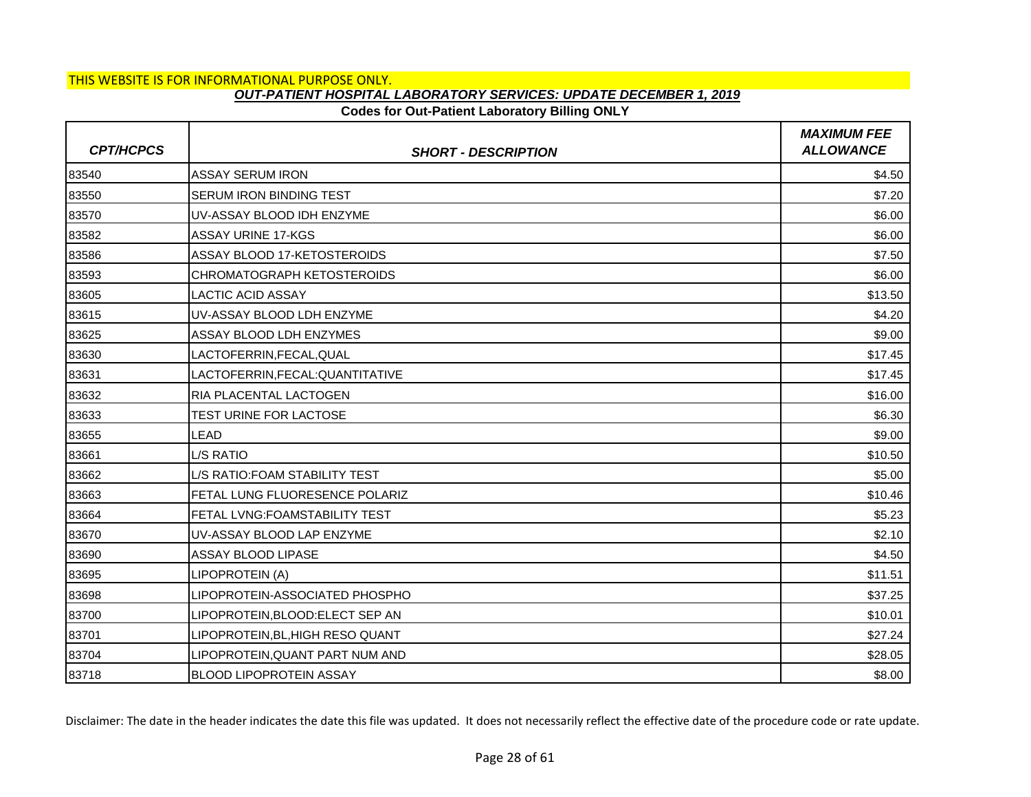THIS WEBSITE IS FOR INFORMATIONAL PURPOSE ONLY.

***OUT-PATIENT HOSPITAL LABORATORY SERVICES: UPDATE DECEMBER 1, 2019***

**Codes for Out-Patient Laboratory Billing ONLY**

| *CPT/HCPCS* | *SHORT - DESCRIPTION* | *MAXIMUM FEE ALLOWANCE* |
|---|---|---|
| 83540 | ASSAY SERUM IRON | $4.50 |
| 83550 | SERUM IRON BINDING TEST | $7.20 |
| 83570 | UV-ASSAY BLOOD IDH ENZYME | $6.00 |
| 83582 | ASSAY URINE 17-KGS | $6.00 |
| 83586 | ASSAY BLOOD 17-KETOSTEROIDS | $7.50 |
| 83593 | CHROMATOGRAPH KETOSTEROIDS | $6.00 |
| 83605 | LACTIC ACID ASSAY | $13.50 |
| 83615 | UV-ASSAY BLOOD LDH ENZYME | $4.20 |
| 83625 | ASSAY BLOOD LDH ENZYMES | $9.00 |
| 83630 | LACTOFERRIN,FECAL,QUAL | $17.45 |
| 83631 | LACTOFERRIN,FECAL:QUANTITATIVE | $17.45 |
| 83632 | RIA PLACENTAL LACTOGEN | $16.00 |
| 83633 | TEST URINE FOR LACTOSE | $6.30 |
| 83655 | LEAD | $9.00 |
| 83661 | L/S RATIO | $10.50 |
| 83662 | L/S RATIO:FOAM STABILITY TEST | $5.00 |
| 83663 | FETAL LUNG FLUORESENCE POLARIZ | $10.46 |
| 83664 | FETAL LVNG:FOAMSTABILITY TEST | $5.23 |
| 83670 | UV-ASSAY BLOOD LAP ENZYME | $2.10 |
| 83690 | ASSAY BLOOD LIPASE | $4.50 |
| 83695 | LIPOPROTEIN (A) | $11.51 |
| 83698 | LIPOPROTEIN-ASSOCIATED PHOSPHO | $37.25 |
| 83700 | LIPOPROTEIN,BLOOD:ELECT SEP AN | $10.01 |
| 83701 | LIPOPROTEIN,BL,HIGH RESO QUANT | $27.24 |
| 83704 | LIPOPROTEIN,QUANT PART NUM AND | $28.05 |
| 83718 | BLOOD LIPOPROTEIN ASSAY | $8.00 |

Disclaimer: The date in the header indicates the date this file was updated. It does not necessarily reflect the effective date of the procedure code or rate update.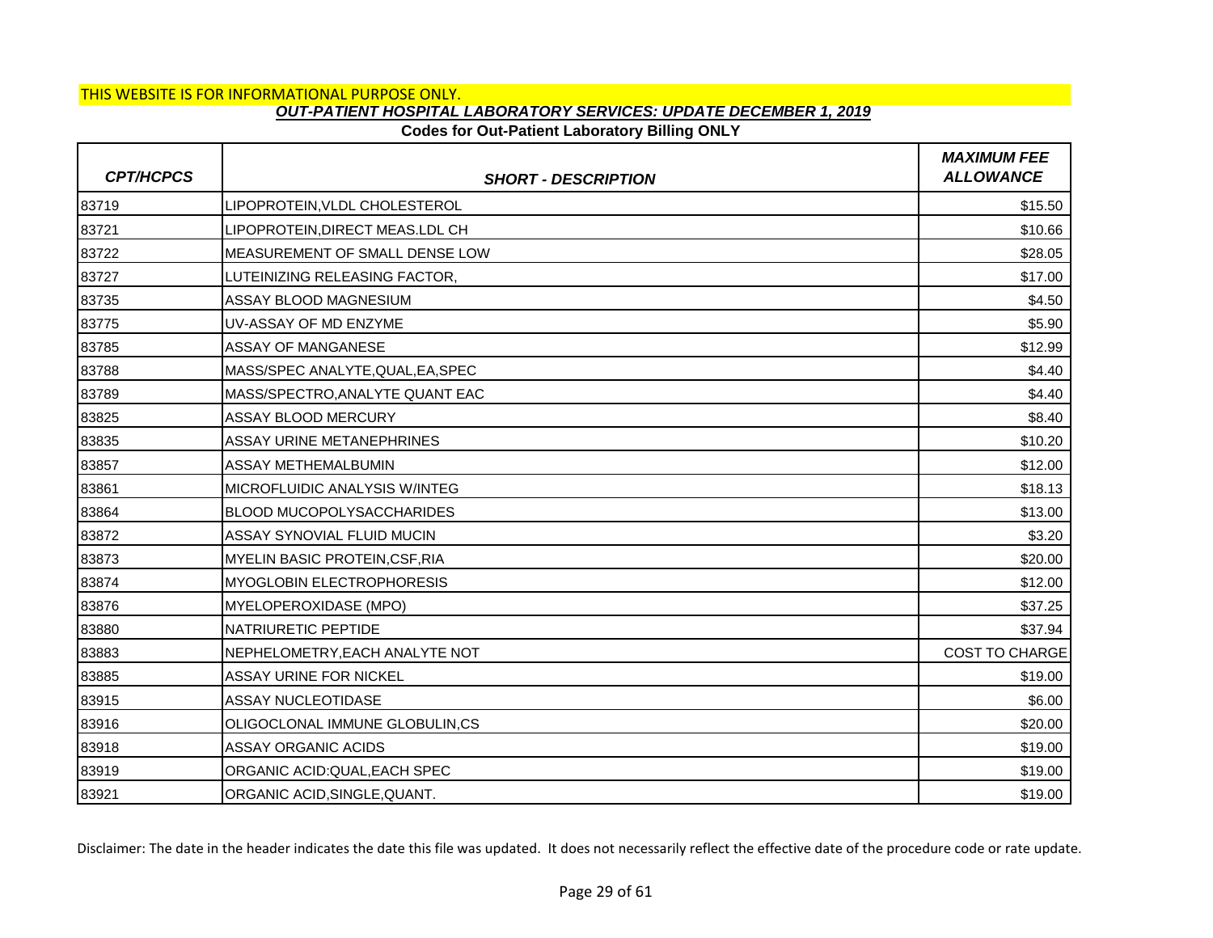THIS WEBSITE IS FOR INFORMATIONAL PURPOSE ONLY.

***OUT-PATIENT HOSPITAL LABORATORY SERVICES: UPDATE DECEMBER 1, 2019***

**Codes for Out-Patient Laboratory Billing ONLY**

| *CPT/HCPCS* | *SHORT - DESCRIPTION* | *MAXIMUM FEE ALLOWANCE* |
|---|---|---|
| 83719 | LIPOPROTEIN,VLDL CHOLESTEROL | $15.50 |
| 83721 | LIPOPROTEIN,DIRECT MEAS.LDL CH | $10.66 |
| 83722 | MEASUREMENT OF SMALL DENSE LOW | $28.05 |
| 83727 | LUTEINIZING RELEASING FACTOR, | $17.00 |
| 83735 | ASSAY BLOOD MAGNESIUM | $4.50 |
| 83775 | UV-ASSAY OF MD ENZYME | $5.90 |
| 83785 | ASSAY OF MANGANESE | $12.99 |
| 83788 | MASS/SPEC ANALYTE,QUAL,EA,SPEC | $4.40 |
| 83789 | MASS/SPECTRO,ANALYTE QUANT EAC | $4.40 |
| 83825 | ASSAY BLOOD MERCURY | $8.40 |
| 83835 | ASSAY URINE METANEPHRINES | $10.20 |
| 83857 | ASSAY METHEMALBUMIN | $12.00 |
| 83861 | MICROFLUIDIC ANALYSIS W/INTEG | $18.13 |
| 83864 | BLOOD MUCOPOLYSACCHARIDES | $13.00 |
| 83872 | ASSAY SYNOVIAL FLUID MUCIN | $3.20 |
| 83873 | MYELIN BASIC PROTEIN,CSF,RIA | $20.00 |
| 83874 | MYOGLOBIN ELECTROPHORESIS | $12.00 |
| 83876 | MYELOPEROXIDASE (MPO) | $37.25 |
| 83880 | NATRIURETIC PEPTIDE | $37.94 |
| 83883 | NEPHELOMETRY,EACH ANALYTE NOT | COST TO CHARGE |
| 83885 | ASSAY URINE FOR NICKEL | $19.00 |
| 83915 | ASSAY NUCLEOTIDASE | $6.00 |
| 83916 | OLIGOCLONAL IMMUNE GLOBULIN,CS | $20.00 |
| 83918 | ASSAY ORGANIC ACIDS | $19.00 |
| 83919 | ORGANIC ACID:QUAL,EACH SPEC | $19.00 |
| 83921 | ORGANIC ACID,SINGLE,QUANT. | $19.00 |

Disclaimer: The date in the header indicates the date this file was updated. It does not necessarily reflect the effective date of the procedure code or rate update.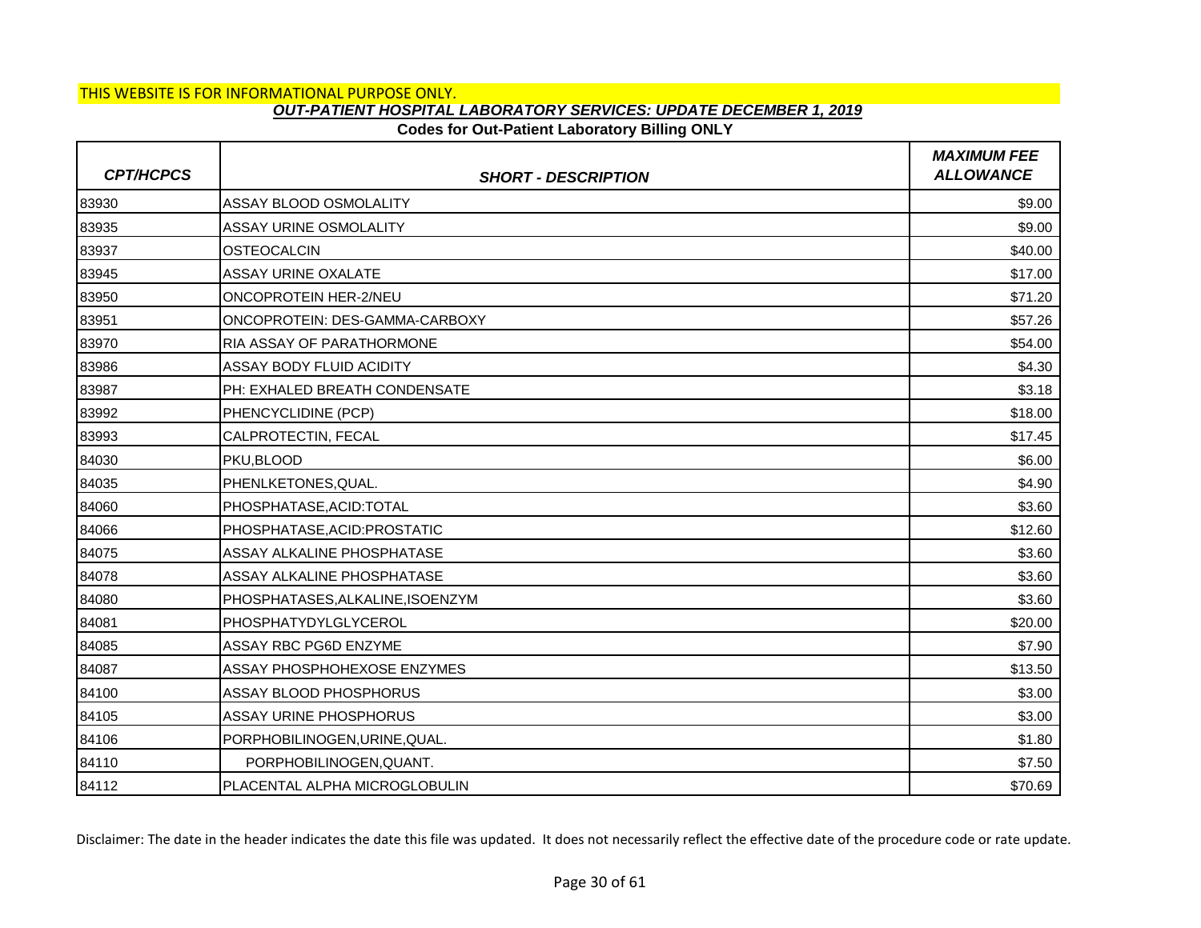THIS WEBSITE IS FOR INFORMATIONAL PURPOSE ONLY.

***OUT-PATIENT HOSPITAL LABORATORY SERVICES: UPDATE DECEMBER 1, 2019***

**Codes for Out-Patient Laboratory Billing ONLY**

| *CPT/HCPCS* | *SHORT - DESCRIPTION* | *MAXIMUM FEE ALLOWANCE* |
|---|---|---|
| 83930 | ASSAY BLOOD OSMOLALITY | $9.00 |
| 83935 | ASSAY URINE OSMOLALITY | $9.00 |
| 83937 | OSTEOCALCIN | $40.00 |
| 83945 | ASSAY URINE OXALATE | $17.00 |
| 83950 | ONCOPROTEIN HER-2/NEU | $71.20 |
| 83951 | ONCOPROTEIN: DES-GAMMA-CARBOXY | $57.26 |
| 83970 | RIA ASSAY OF PARATHORMONE | $54.00 |
| 83986 | ASSAY BODY FLUID ACIDITY | $4.30 |
| 83987 | PH: EXHALED BREATH CONDENSATE | $3.18 |
| 83992 | PHENCYCLIDINE (PCP) | $18.00 |
| 83993 | CALPROTECTIN, FECAL | $17.45 |
| 84030 | PKU,BLOOD | $6.00 |
| 84035 | PHENLKETONES,QUAL. | $4.90 |
| 84060 | PHOSPHATASE,ACID:TOTAL | $3.60 |
| 84066 | PHOSPHATASE,ACID:PROSTATIC | $12.60 |
| 84075 | ASSAY ALKALINE PHOSPHATASE | $3.60 |
| 84078 | ASSAY ALKALINE PHOSPHATASE | $3.60 |
| 84080 | PHOSPHATASES,ALKALINE,ISOENZYM | $3.60 |
| 84081 | PHOSPHATYDYLGLYCEROL | $20.00 |
| 84085 | ASSAY RBC PG6D ENZYME | $7.90 |
| 84087 | ASSAY PHOSPHOHEXOSE ENZYMES | $13.50 |
| 84100 | ASSAY BLOOD PHOSPHORUS | $3.00 |
| 84105 | ASSAY URINE PHOSPHORUS | $3.00 |
| 84106 | PORPHOBILINOGEN,URINE,QUAL. | $1.80 |
| 84110 | PORPHOBILINOGEN,QUANT. | $7.50 |
| 84112 | PLACENTAL ALPHA MICROGLOBULIN | $70.69 |

Disclaimer: The date in the header indicates the date this file was updated. It does not necessarily reflect the effective date of the procedure code or rate update.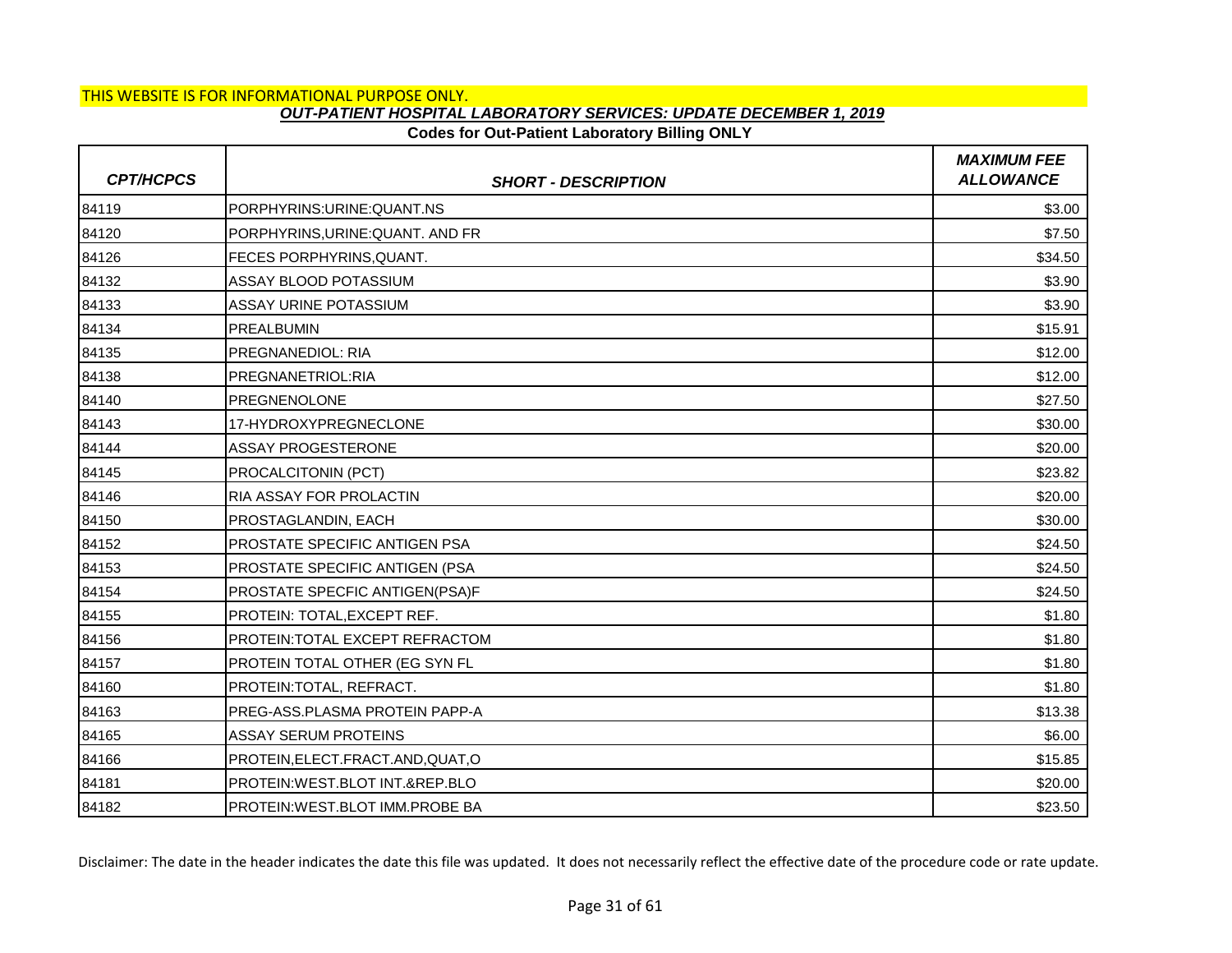THIS WEBSITE IS FOR INFORMATIONAL PURPOSE ONLY.

***OUT-PATIENT HOSPITAL LABORATORY SERVICES: UPDATE DECEMBER 1, 2019***

**Codes for Out-Patient Laboratory Billing ONLY**

| *CPT/HCPCS* | *SHORT - DESCRIPTION* | *MAXIMUM FEE ALLOWANCE* |
|---|---|---|
| 84119 | PORPHYRINS:URINE:QUANT.NS | $3.00 |
| 84120 | PORPHYRINS,URINE:QUANT. AND FR | $7.50 |
| 84126 | FECES PORPHYRINS,QUANT. | $34.50 |
| 84132 | ASSAY BLOOD POTASSIUM | $3.90 |
| 84133 | ASSAY URINE POTASSIUM | $3.90 |
| 84134 | PREALBUMIN | $15.91 |
| 84135 | PREGNANEDIOL: RIA | $12.00 |
| 84138 | PREGNANETRIOL:RIA | $12.00 |
| 84140 | PREGNENOLONE | $27.50 |
| 84143 | 17-HYDROXYPREGNECLONE | $30.00 |
| 84144 | ASSAY PROGESTERONE | $20.00 |
| 84145 | PROCALCITONIN (PCT) | $23.82 |
| 84146 | RIA ASSAY FOR PROLACTIN | $20.00 |
| 84150 | PROSTAGLANDIN, EACH | $30.00 |
| 84152 | PROSTATE SPECIFIC ANTIGEN PSA | $24.50 |
| 84153 | PROSTATE SPECIFIC ANTIGEN (PSA | $24.50 |
| 84154 | PROSTATE SPECFIC ANTIGEN(PSA)F | $24.50 |
| 84155 | PROTEIN: TOTAL,EXCEPT REF. | $1.80 |
| 84156 | PROTEIN:TOTAL EXCEPT REFRACTOM | $1.80 |
| 84157 | PROTEIN TOTAL OTHER (EG SYN FL | $1.80 |
| 84160 | PROTEIN:TOTAL, REFRACT. | $1.80 |
| 84163 | PREG-ASS.PLASMA PROTEIN PAPP-A | $13.38 |
| 84165 | ASSAY SERUM PROTEINS | $6.00 |
| 84166 | PROTEIN,ELECT.FRACT.AND,QUAT,O | $15.85 |
| 84181 | PROTEIN:WEST.BLOT INT.&REP.BLO | $20.00 |
| 84182 | PROTEIN:WEST.BLOT IMM.PROBE BA | $23.50 |

Disclaimer: The date in the header indicates the date this file was updated. It does not necessarily reflect the effective date of the procedure code or rate update.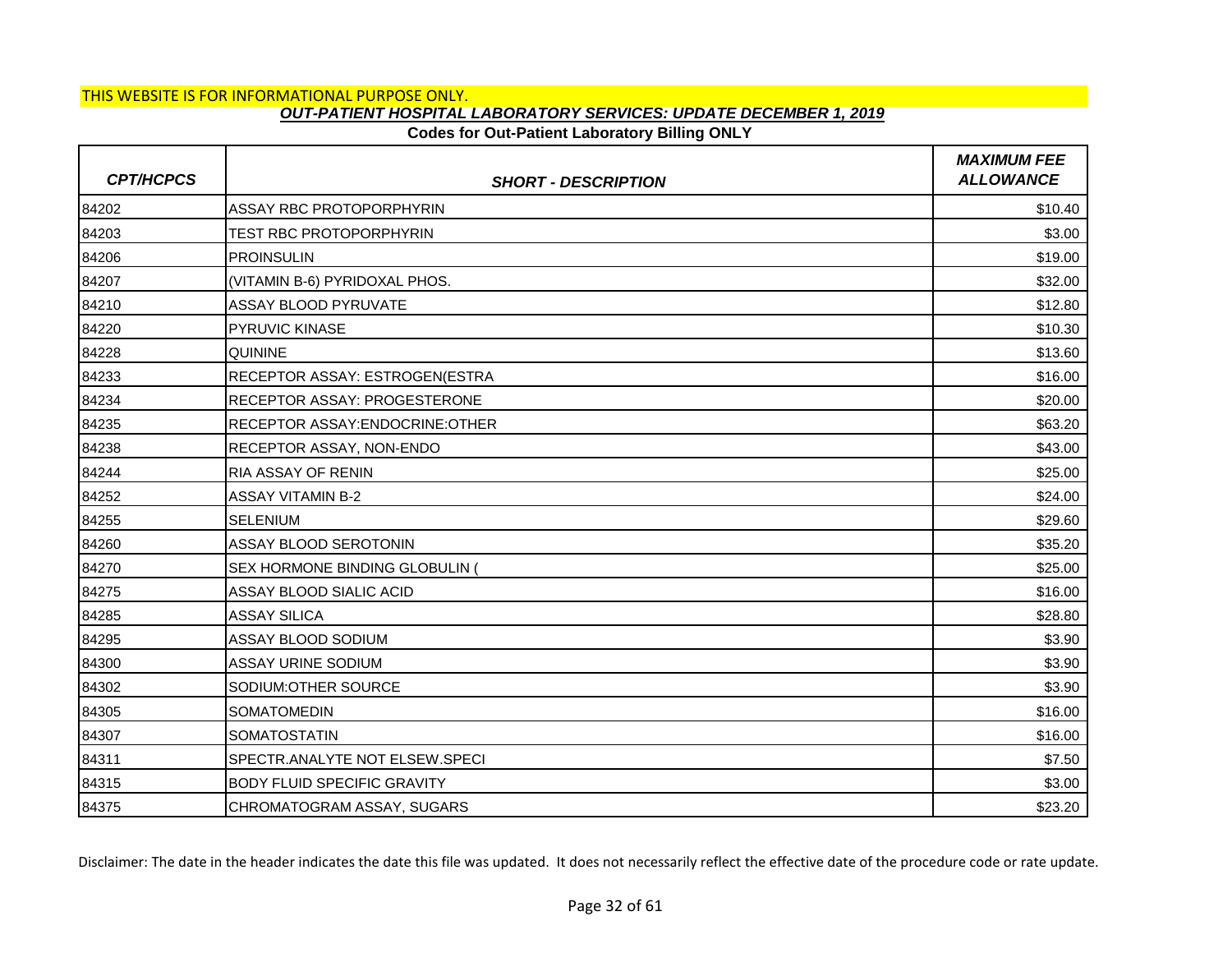THIS WEBSITE IS FOR INFORMATIONAL PURPOSE ONLY.

***OUT-PATIENT HOSPITAL LABORATORY SERVICES: UPDATE DECEMBER 1, 2019***

**Codes for Out-Patient Laboratory Billing ONLY**

| *CPT/HCPCS* | *SHORT - DESCRIPTION* | *MAXIMUM FEE ALLOWANCE* |
|---|---|---|
| 84202 | ASSAY RBC PROTOPORPHYRIN | $10.40 |
| 84203 | TEST RBC PROTOPORPHYRIN | $3.00 |
| 84206 | PROINSULIN | $19.00 |
| 84207 | (VITAMIN B-6) PYRIDOXAL PHOS. | $32.00 |
| 84210 | ASSAY BLOOD PYRUVATE | $12.80 |
| 84220 | PYRUVIC KINASE | $10.30 |
| 84228 | QUININE | $13.60 |
| 84233 | RECEPTOR ASSAY: ESTROGEN(ESTRA | $16.00 |
| 84234 | RECEPTOR ASSAY: PROGESTERONE | $20.00 |
| 84235 | RECEPTOR ASSAY:ENDOCRINE:OTHER | $63.20 |
| 84238 | RECEPTOR ASSAY, NON-ENDO | $43.00 |
| 84244 | RIA ASSAY OF RENIN | $25.00 |
| 84252 | ASSAY VITAMIN B-2 | $24.00 |
| 84255 | SELENIUM | $29.60 |
| 84260 | ASSAY BLOOD SEROTONIN | $35.20 |
| 84270 | SEX HORMONE BINDING GLOBULIN ( | $25.00 |
| 84275 | ASSAY BLOOD SIALIC ACID | $16.00 |
| 84285 | ASSAY SILICA | $28.80 |
| 84295 | ASSAY BLOOD SODIUM | $3.90 |
| 84300 | ASSAY URINE SODIUM | $3.90 |
| 84302 | SODIUM:OTHER SOURCE | $3.90 |
| 84305 | SOMATOMEDIN | $16.00 |
| 84307 | SOMATOSTATIN | $16.00 |
| 84311 | SPECTR.ANALYTE NOT ELSEW.SPECI | $7.50 |
| 84315 | BODY FLUID SPECIFIC GRAVITY | $3.00 |
| 84375 | CHROMATOGRAM ASSAY, SUGARS | $23.20 |

Disclaimer: The date in the header indicates the date this file was updated. It does not necessarily reflect the effective date of the procedure code or rate update.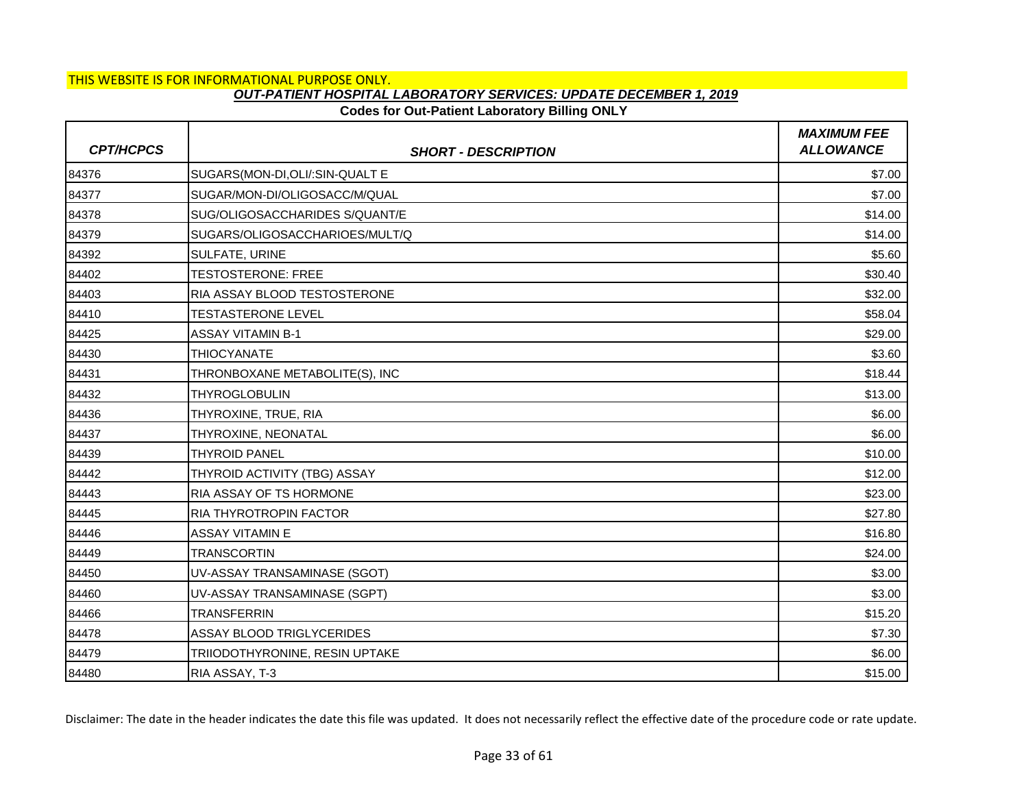THIS WEBSITE IS FOR INFORMATIONAL PURPOSE ONLY.

## *OUT-PATIENT HOSPITAL LABORATORY SERVICES: UPDATE DECEMBER 1, 2019*

### Codes for Out-Patient Laboratory Billing ONLY

| *CPT/HCPCS* | *SHORT - DESCRIPTION* | *MAXIMUM FEE ALLOWANCE* |
|---|---|---|
| 84376 | SUGARS(MON-DI,OLI/:SIN-QUALT E | $7.00 |
| 84377 | SUGAR/MON-DI/OLIGOSACC/M/QUAL | $7.00 |
| 84378 | SUG/OLIGOSACCHARIDES S/QUANT/E | $14.00 |
| 84379 | SUGARS/OLIGOSACCHARIOES/MULT/Q | $14.00 |
| 84392 | SULFATE, URINE | $5.60 |
| 84402 | TESTOSTERONE: FREE | $30.40 |
| 84403 | RIA ASSAY BLOOD TESTOSTERONE | $32.00 |
| 84410 | TESTASTERONE LEVEL | $58.04 |
| 84425 | ASSAY VITAMIN B-1 | $29.00 |
| 84430 | THIOCYANATE | $3.60 |
| 84431 | THRONBOXANE METABOLITE(S), INC | $18.44 |
| 84432 | THYROGLOBULIN | $13.00 |
| 84436 | THYROXINE, TRUE, RIA | $6.00 |
| 84437 | THYROXINE, NEONATAL | $6.00 |
| 84439 | THYROID PANEL | $10.00 |
| 84442 | THYROID ACTIVITY (TBG) ASSAY | $12.00 |
| 84443 | RIA ASSAY OF TS HORMONE | $23.00 |
| 84445 | RIA THYROTROPIN FACTOR | $27.80 |
| 84446 | ASSAY VITAMIN E | $16.80 |
| 84449 | TRANSCORTIN | $24.00 |
| 84450 | UV-ASSAY TRANSAMINASE (SGOT) | $3.00 |
| 84460 | UV-ASSAY TRANSAMINASE (SGPT) | $3.00 |
| 84466 | TRANSFERRIN | $15.20 |
| 84478 | ASSAY BLOOD TRIGLYCERIDES | $7.30 |
| 84479 | TRIIODOTHYRONINE, RESIN UPTAKE | $6.00 |
| 84480 | RIA ASSAY, T-3 | $15.00 |

Disclaimer: The date in the header indicates the date this file was updated. It does not necessarily reflect the effective date of the procedure code or rate update.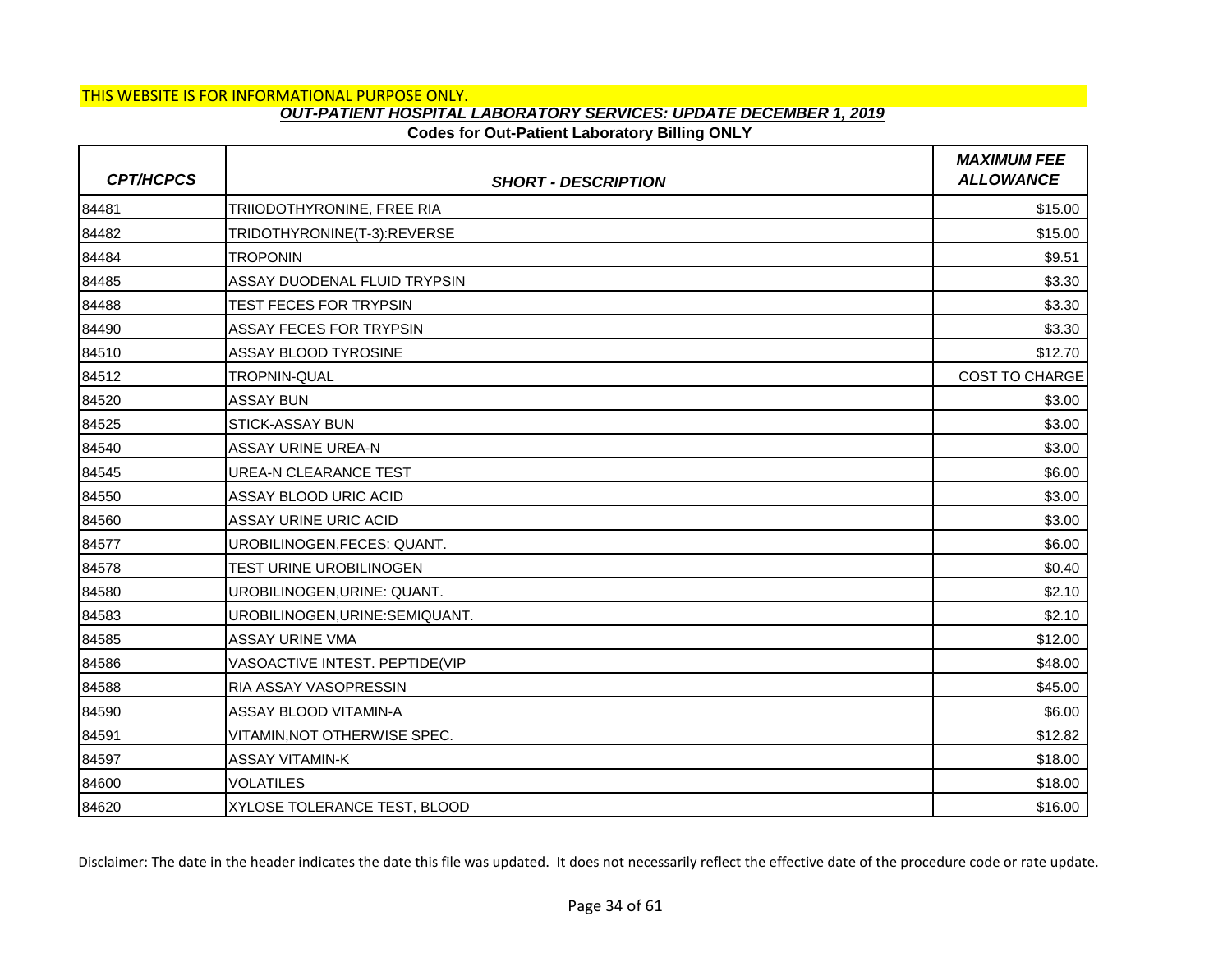THIS WEBSITE IS FOR INFORMATIONAL PURPOSE ONLY.

***OUT-PATIENT HOSPITAL LABORATORY SERVICES: UPDATE DECEMBER 1, 2019***

**Codes for Out-Patient Laboratory Billing ONLY**

| *CPT/HCPCS* | *SHORT - DESCRIPTION* | *MAXIMUM FEE ALLOWANCE* |
|---|---|---|
| 84481 | TRIIODOTHYRONINE, FREE RIA | $15.00 |
| 84482 | TRIDOTHYRONINE(T-3):REVERSE | $15.00 |
| 84484 | TROPONIN | $9.51 |
| 84485 | ASSAY DUODENAL FLUID TRYPSIN | $3.30 |
| 84488 | TEST FECES FOR TRYPSIN | $3.30 |
| 84490 | ASSAY FECES FOR TRYPSIN | $3.30 |
| 84510 | ASSAY BLOOD TYROSINE | $12.70 |
| 84512 | TROPNIN-QUAL | COST TO CHARGE |
| 84520 | ASSAY BUN | $3.00 |
| 84525 | STICK-ASSAY BUN | $3.00 |
| 84540 | ASSAY URINE UREA-N | $3.00 |
| 84545 | UREA-N CLEARANCE TEST | $6.00 |
| 84550 | ASSAY BLOOD URIC ACID | $3.00 |
| 84560 | ASSAY URINE URIC ACID | $3.00 |
| 84577 | UROBILINOGEN,FECES: QUANT. | $6.00 |
| 84578 | TEST URINE UROBILINOGEN | $0.40 |
| 84580 | UROBILINOGEN,URINE: QUANT. | $2.10 |
| 84583 | UROBILINOGEN,URINE:SEMIQUANT. | $2.10 |
| 84585 | ASSAY URINE VMA | $12.00 |
| 84586 | VASOACTIVE INTEST. PEPTIDE(VIP | $48.00 |
| 84588 | RIA ASSAY VASOPRESSIN | $45.00 |
| 84590 | ASSAY BLOOD VITAMIN-A | $6.00 |
| 84591 | VITAMIN,NOT OTHERWISE SPEC. | $12.82 |
| 84597 | ASSAY VITAMIN-K | $18.00 |
| 84600 | VOLATILES | $18.00 |
| 84620 | XYLOSE TOLERANCE TEST, BLOOD | $16.00 |

Disclaimer: The date in the header indicates the date this file was updated. It does not necessarily reflect the effective date of the procedure code or rate update.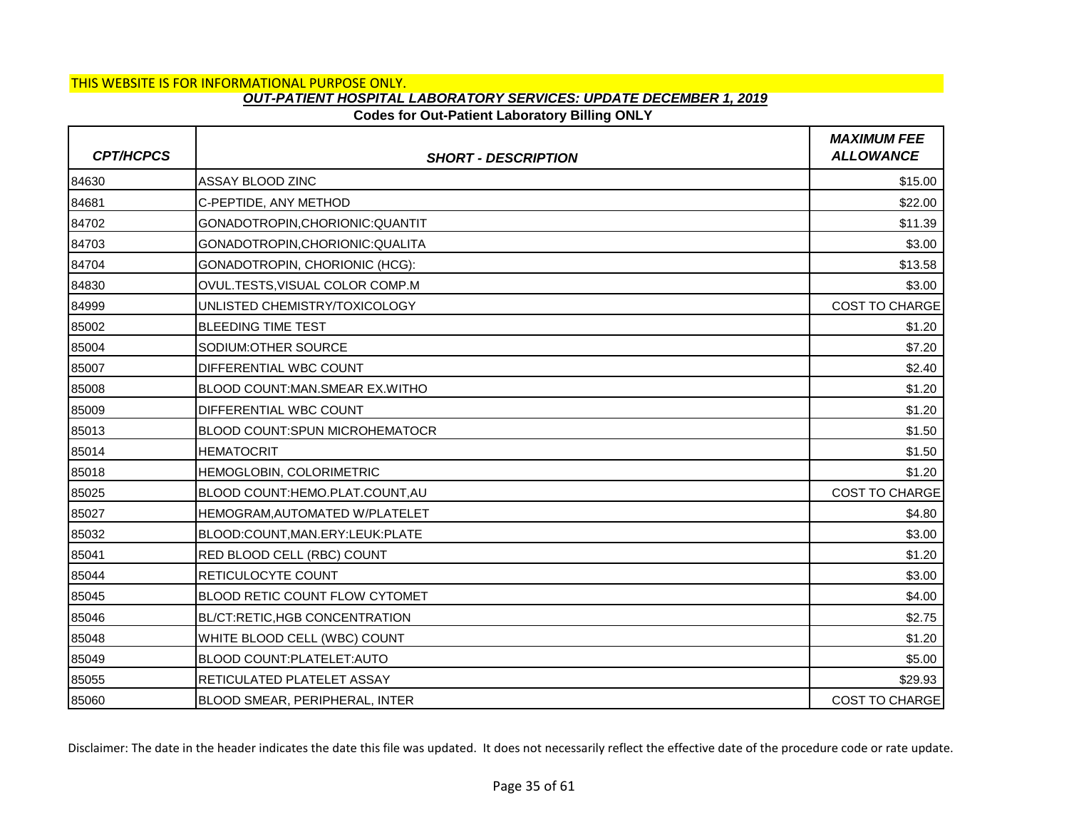THIS WEBSITE IS FOR INFORMATIONAL PURPOSE ONLY.

***OUT-PATIENT HOSPITAL LABORATORY SERVICES: UPDATE DECEMBER 1, 2019***

**Codes for Out-Patient Laboratory Billing ONLY**

| *CPT/HCPCS* | *SHORT - DESCRIPTION* | *MAXIMUM FEE ALLOWANCE* |
|---|---|---|
| 84630 | ASSAY BLOOD ZINC | $15.00 |
| 84681 | C-PEPTIDE, ANY METHOD | $22.00 |
| 84702 | GONADOTROPIN,CHORIONIC:QUANTIT | $11.39 |
| 84703 | GONADOTROPIN,CHORIONIC:QUALITA | $3.00 |
| 84704 | GONADOTROPIN, CHORIONIC (HCG): | $13.58 |
| 84830 | OVUL.TESTS,VISUAL COLOR COMP.M | $3.00 |
| 84999 | UNLISTED CHEMISTRY/TOXICOLOGY | COST TO CHARGE |
| 85002 | BLEEDING TIME TEST | $1.20 |
| 85004 | SODIUM:OTHER SOURCE | $7.20 |
| 85007 | DIFFERENTIAL WBC COUNT | $2.40 |
| 85008 | BLOOD COUNT:MAN.SMEAR EX.WITHO | $1.20 |
| 85009 | DIFFERENTIAL WBC COUNT | $1.20 |
| 85013 | BLOOD COUNT:SPUN MICROHEMATOCR | $1.50 |
| 85014 | HEMATOCRIT | $1.50 |
| 85018 | HEMOGLOBIN, COLORIMETRIC | $1.20 |
| 85025 | BLOOD COUNT:HEMO.PLAT.COUNT,AU | COST TO CHARGE |
| 85027 | HEMOGRAM,AUTOMATED W/PLATELET | $4.80 |
| 85032 | BLOOD:COUNT,MAN.ERY:LEUK:PLATE | $3.00 |
| 85041 | RED BLOOD CELL (RBC) COUNT | $1.20 |
| 85044 | RETICULOCYTE COUNT | $3.00 |
| 85045 | BLOOD RETIC COUNT FLOW CYTOMET | $4.00 |
| 85046 | BL/CT:RETIC,HGB CONCENTRATION | $2.75 |
| 85048 | WHITE BLOOD CELL (WBC) COUNT | $1.20 |
| 85049 | BLOOD COUNT:PLATELET:AUTO | $5.00 |
| 85055 | RETICULATED PLATELET ASSAY | $29.93 |
| 85060 | BLOOD SMEAR, PERIPHERAL, INTER | COST TO CHARGE |

Disclaimer: The date in the header indicates the date this file was updated. It does not necessarily reflect the effective date of the procedure code or rate update.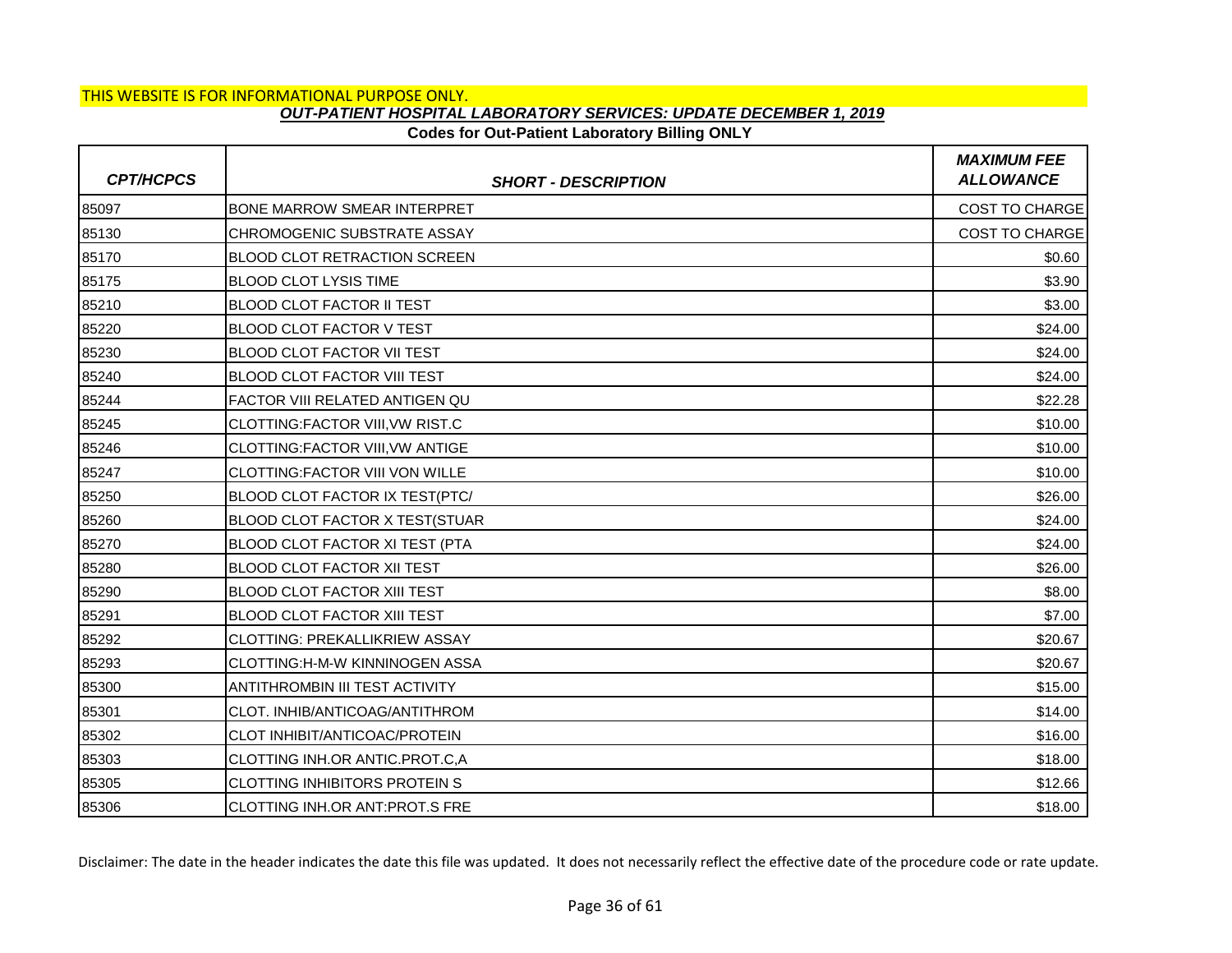THIS WEBSITE IS FOR INFORMATIONAL PURPOSE ONLY.

***OUT-PATIENT HOSPITAL LABORATORY SERVICES: UPDATE DECEMBER 1, 2019***

**Codes for Out-Patient Laboratory Billing ONLY**

| *CPT/HCPCS* | *SHORT - DESCRIPTION* | *MAXIMUM FEE ALLOWANCE* |
|---|---|---|
| 85097 | BONE MARROW SMEAR INTERPRET | COST TO CHARGE |
| 85130 | CHROMOGENIC SUBSTRATE ASSAY | COST TO CHARGE |
| 85170 | BLOOD CLOT RETRACTION SCREEN | $0.60 |
| 85175 | BLOOD CLOT LYSIS TIME | $3.90 |
| 85210 | BLOOD CLOT FACTOR II TEST | $3.00 |
| 85220 | BLOOD CLOT FACTOR V TEST | $24.00 |
| 85230 | BLOOD CLOT FACTOR VII TEST | $24.00 |
| 85240 | BLOOD CLOT FACTOR VIII TEST | $24.00 |
| 85244 | FACTOR VIII RELATED ANTIGEN QU | $22.28 |
| 85245 | CLOTTING:FACTOR VIII,VW RIST.C | $10.00 |
| 85246 | CLOTTING:FACTOR VIII,VW ANTIGE | $10.00 |
| 85247 | CLOTTING:FACTOR VIII VON WILLE | $10.00 |
| 85250 | BLOOD CLOT FACTOR IX TEST(PTC/ | $26.00 |
| 85260 | BLOOD CLOT FACTOR X TEST(STUAR | $24.00 |
| 85270 | BLOOD CLOT FACTOR XI TEST (PTA | $24.00 |
| 85280 | BLOOD CLOT FACTOR XII TEST | $26.00 |
| 85290 | BLOOD CLOT FACTOR XIII TEST | $8.00 |
| 85291 | BLOOD CLOT FACTOR XIII TEST | $7.00 |
| 85292 | CLOTTING: PREKALLIKRIEW ASSAY | $20.67 |
| 85293 | CLOTTING:H-M-W KINNINOGEN ASSA | $20.67 |
| 85300 | ANTITHROMBIN III TEST ACTIVITY | $15.00 |
| 85301 | CLOT. INHIB/ANTICOAG/ANTITHROM | $14.00 |
| 85302 | CLOT INHIBIT/ANTICOAC/PROTEIN | $16.00 |
| 85303 | CLOTTING INH.OR ANTIC.PROT.C,A | $18.00 |
| 85305 | CLOTTING INHIBITORS PROTEIN S | $12.66 |
| 85306 | CLOTTING INH.OR ANT:PROT.S FRE | $18.00 |

Disclaimer: The date in the header indicates the date this file was updated. It does not necessarily reflect the effective date of the procedure code or rate update.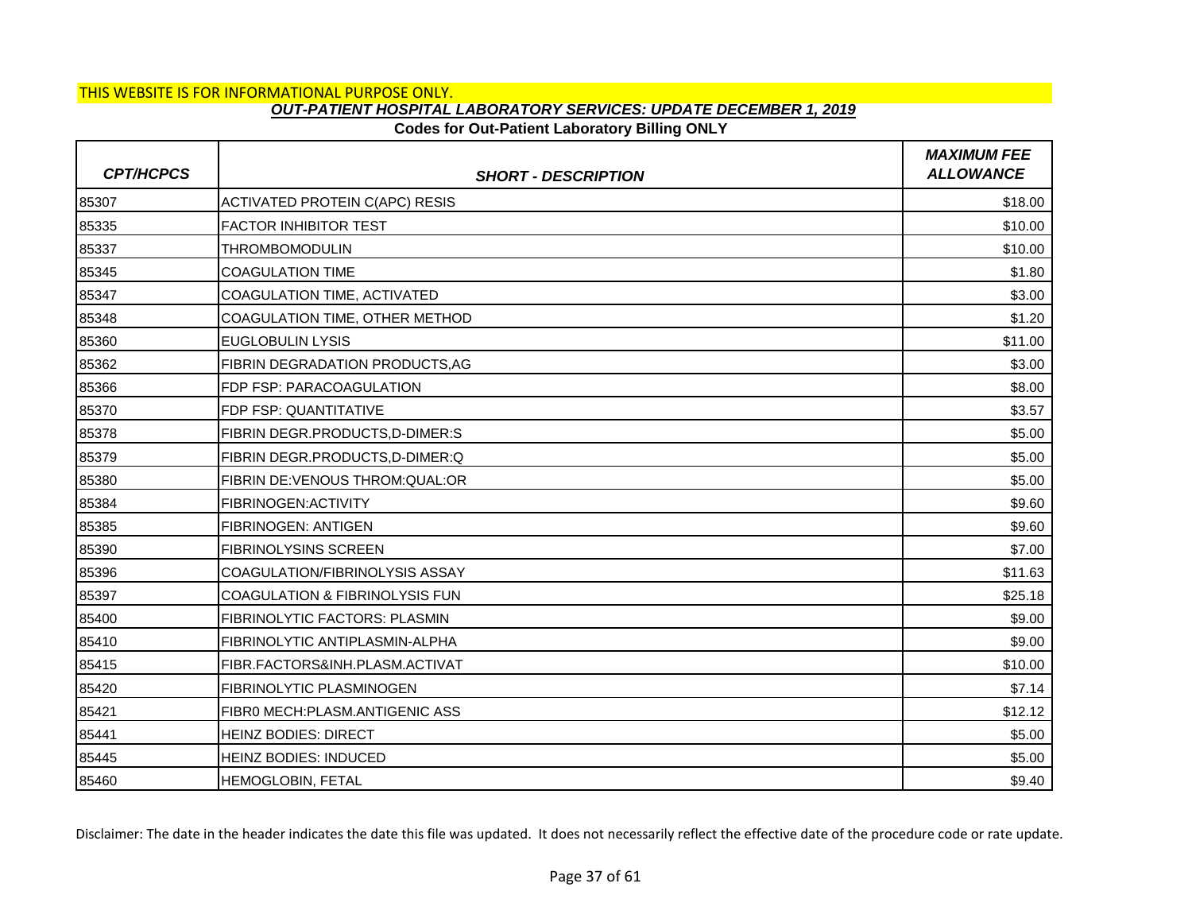THIS WEBSITE IS FOR INFORMATIONAL PURPOSE ONLY.

***OUT-PATIENT HOSPITAL LABORATORY SERVICES: UPDATE DECEMBER 1, 2019***

**Codes for Out-Patient Laboratory Billing ONLY**

| CPT/HCPCS | SHORT - DESCRIPTION | MAXIMUM FEE ALLOWANCE |
|---|---|---|
| 85307 | ACTIVATED PROTEIN C(APC) RESIS | $18.00 |
| 85335 | FACTOR INHIBITOR TEST | $10.00 |
| 85337 | THROMBOMODULIN | $10.00 |
| 85345 | COAGULATION TIME | $1.80 |
| 85347 | COAGULATION TIME, ACTIVATED | $3.00 |
| 85348 | COAGULATION TIME, OTHER METHOD | $1.20 |
| 85360 | EUGLOBULIN LYSIS | $11.00 |
| 85362 | FIBRIN DEGRADATION PRODUCTS,AG | $3.00 |
| 85366 | FDP FSP: PARACOAGULATION | $8.00 |
| 85370 | FDP FSP: QUANTITATIVE | $3.57 |
| 85378 | FIBRIN DEGR.PRODUCTS,D-DIMER:S | $5.00 |
| 85379 | FIBRIN DEGR.PRODUCTS,D-DIMER:Q | $5.00 |
| 85380 | FIBRIN DE:VENOUS THROM:QUAL:OR | $5.00 |
| 85384 | FIBRINOGEN:ACTIVITY | $9.60 |
| 85385 | FIBRINOGEN: ANTIGEN | $9.60 |
| 85390 | FIBRINOLYSINS SCREEN | $7.00 |
| 85396 | COAGULATION/FIBRINOLYSIS ASSAY | $11.63 |
| 85397 | COAGULATION & FIBRINOLYSIS FUN | $25.18 |
| 85400 | FIBRINOLYTIC FACTORS: PLASMIN | $9.00 |
| 85410 | FIBRINOLYTIC ANTIPLASMIN-ALPHA | $9.00 |
| 85415 | FIBR.FACTORS&INH.PLASM.ACTIVAT | $10.00 |
| 85420 | FIBRINOLYTIC PLASMINOGEN | $7.14 |
| 85421 | FIBR0 MECH:PLASM.ANTIGENIC ASS | $12.12 |
| 85441 | HEINZ BODIES: DIRECT | $5.00 |
| 85445 | HEINZ BODIES: INDUCED | $5.00 |
| 85460 | HEMOGLOBIN, FETAL | $9.40 |

Disclaimer: The date in the header indicates the date this file was updated. It does not necessarily reflect the effective date of the procedure code or rate update.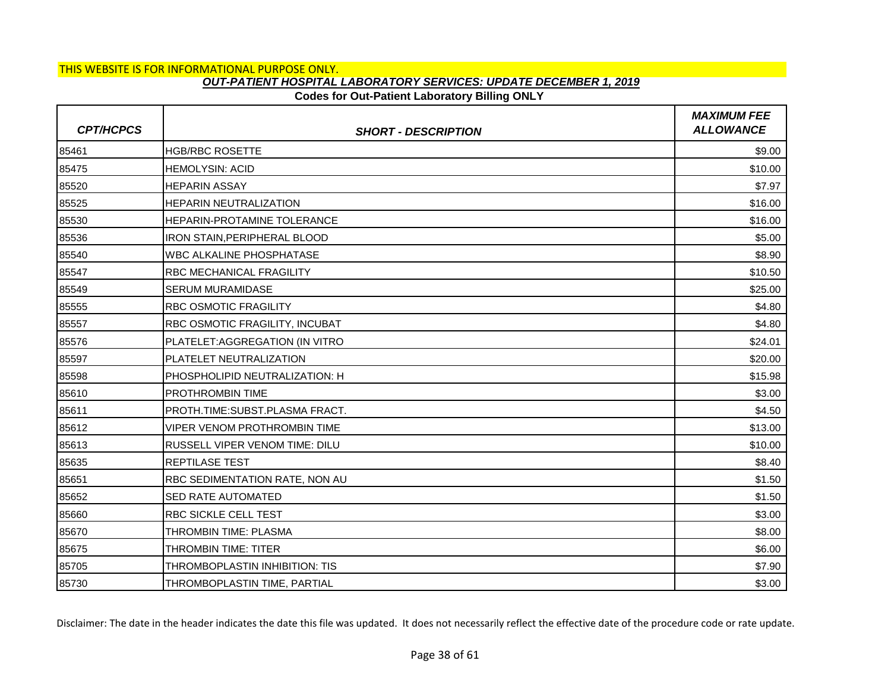THIS WEBSITE IS FOR INFORMATIONAL PURPOSE ONLY.

***OUT-PATIENT HOSPITAL LABORATORY SERVICES: UPDATE DECEMBER 1, 2019***

**Codes for Out-Patient Laboratory Billing ONLY**

| CPT/HCPCS | SHORT - DESCRIPTION | MAXIMUM FEE ALLOWANCE |
|---|---|---|
| 85461 | HGB/RBC ROSETTE | $9.00 |
| 85475 | HEMOLYSIN: ACID | $10.00 |
| 85520 | HEPARIN ASSAY | $7.97 |
| 85525 | HEPARIN NEUTRALIZATION | $16.00 |
| 85530 | HEPARIN-PROTAMINE TOLERANCE | $16.00 |
| 85536 | IRON STAIN,PERIPHERAL BLOOD | $5.00 |
| 85540 | WBC ALKALINE PHOSPHATASE | $8.90 |
| 85547 | RBC MECHANICAL FRAGILITY | $10.50 |
| 85549 | SERUM MURAMIDASE | $25.00 |
| 85555 | RBC OSMOTIC FRAGILITY | $4.80 |
| 85557 | RBC OSMOTIC FRAGILITY, INCUBAT | $4.80 |
| 85576 | PLATELET:AGGREGATION (IN VITRO | $24.01 |
| 85597 | PLATELET NEUTRALIZATION | $20.00 |
| 85598 | PHOSPHOLIPID NEUTRALIZATION: H | $15.98 |
| 85610 | PROTHROMBIN TIME | $3.00 |
| 85611 | PROTH.TIME:SUBST.PLASMA FRACT. | $4.50 |
| 85612 | VIPER VENOM PROTHROMBIN TIME | $13.00 |
| 85613 | RUSSELL VIPER VENOM TIME: DILU | $10.00 |
| 85635 | REPTILASE TEST | $8.40 |
| 85651 | RBC SEDIMENTATION RATE, NON AU | $1.50 |
| 85652 | SED RATE AUTOMATED | $1.50 |
| 85660 | RBC SICKLE CELL TEST | $3.00 |
| 85670 | THROMBIN TIME: PLASMA | $8.00 |
| 85675 | THROMBIN TIME: TITER | $6.00 |
| 85705 | THROMBOPLASTIN INHIBITION: TIS | $7.90 |
| 85730 | THROMBOPLASTIN TIME, PARTIAL | $3.00 |

Disclaimer: The date in the header indicates the date this file was updated. It does not necessarily reflect the effective date of the procedure code or rate update.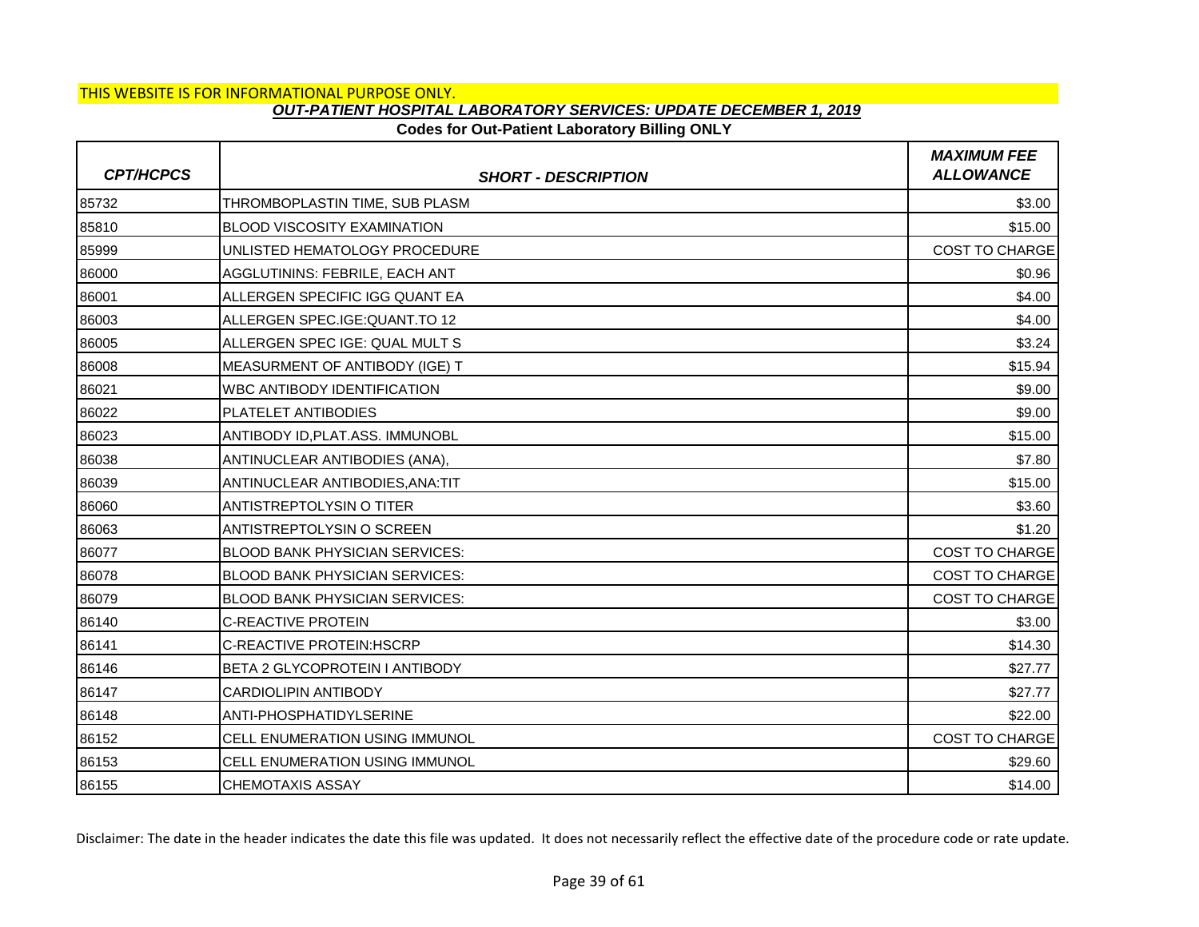THIS WEBSITE IS FOR INFORMATIONAL PURPOSE ONLY.

## *OUT-PATIENT HOSPITAL LABORATORY SERVICES: UPDATE DECEMBER 1, 2019*

**Codes for Out-Patient Laboratory Billing ONLY**

| *CPT/HCPCS* | *SHORT - DESCRIPTION* | *MAXIMUM FEE ALLOWANCE* |
|---|---|---|
| 85732 | THROMBOPLASTIN TIME, SUB PLASM | $3.00 |
| 85810 | BLOOD VISCOSITY EXAMINATION | $15.00 |
| 85999 | UNLISTED HEMATOLOGY PROCEDURE | COST TO CHARGE |
| 86000 | AGGLUTININS: FEBRILE, EACH ANT | $0.96 |
| 86001 | ALLERGEN SPECIFIC IGG QUANT EA | $4.00 |
| 86003 | ALLERGEN SPEC.IGE:QUANT.TO 12 | $4.00 |
| 86005 | ALLERGEN SPEC IGE: QUAL MULT S | $3.24 |
| 86008 | MEASURMENT OF ANTIBODY (IGE) T | $15.94 |
| 86021 | WBC ANTIBODY IDENTIFICATION | $9.00 |
| 86022 | PLATELET ANTIBODIES | $9.00 |
| 86023 | ANTIBODY ID,PLAT.ASS. IMMUNOBL | $15.00 |
| 86038 | ANTINUCLEAR ANTIBODIES (ANA), | $7.80 |
| 86039 | ANTINUCLEAR ANTIBODIES,ANA:TIT | $15.00 |
| 86060 | ANTISTREPTOLYSIN O TITER | $3.60 |
| 86063 | ANTISTREPTOLYSIN O SCREEN | $1.20 |
| 86077 | BLOOD BANK PHYSICIAN SERVICES: | COST TO CHARGE |
| 86078 | BLOOD BANK PHYSICIAN SERVICES: | COST TO CHARGE |
| 86079 | BLOOD BANK PHYSICIAN SERVICES: | COST TO CHARGE |
| 86140 | C-REACTIVE PROTEIN | $3.00 |
| 86141 | C-REACTIVE PROTEIN:HSCRP | $14.30 |
| 86146 | BETA 2 GLYCOPROTEIN I ANTIBODY | $27.77 |
| 86147 | CARDIOLIPIN ANTIBODY | $27.77 |
| 86148 | ANTI-PHOSPHATIDYLSERINE | $22.00 |
| 86152 | CELL ENUMERATION USING IMMUNOL | COST TO CHARGE |
| 86153 | CELL ENUMERATION USING IMMUNOL | $29.60 |
| 86155 | CHEMOTAXIS ASSAY | $14.00 |

Disclaimer: The date in the header indicates the date this file was updated. It does not necessarily reflect the effective date of the procedure code or rate update.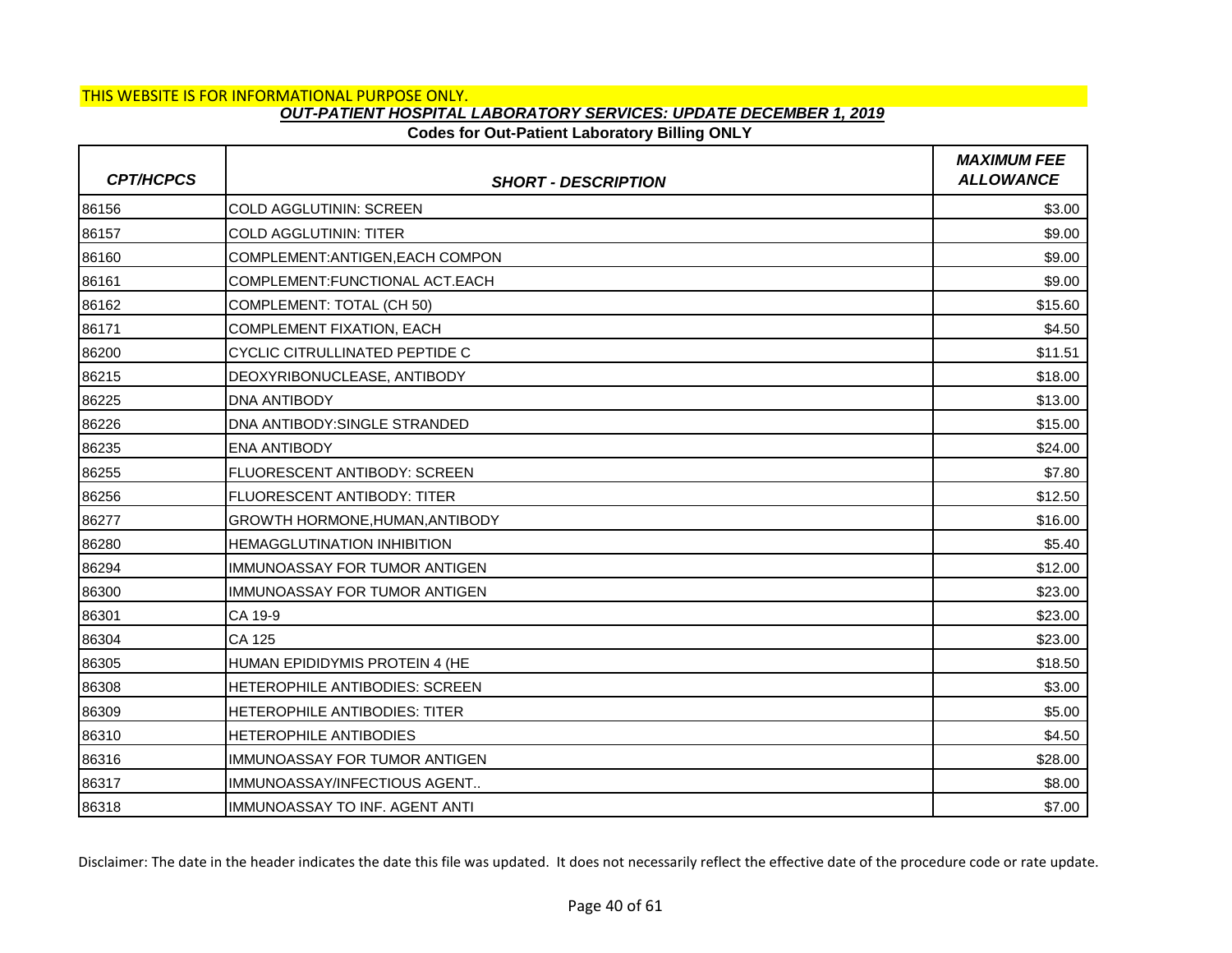THIS WEBSITE IS FOR INFORMATIONAL PURPOSE ONLY.

***OUT-PATIENT HOSPITAL LABORATORY SERVICES: UPDATE DECEMBER 1, 2019***

**Codes for Out-Patient Laboratory Billing ONLY**

| *CPT/HCPCS* | *SHORT - DESCRIPTION* | *MAXIMUM FEE ALLOWANCE* |
|---|---|---|
| 86156 | COLD AGGLUTININ: SCREEN | $3.00 |
| 86157 | COLD AGGLUTININ: TITER | $9.00 |
| 86160 | COMPLEMENT:ANTIGEN,EACH COMPON | $9.00 |
| 86161 | COMPLEMENT:FUNCTIONAL ACT.EACH | $9.00 |
| 86162 | COMPLEMENT: TOTAL (CH 50) | $15.60 |
| 86171 | COMPLEMENT FIXATION, EACH | $4.50 |
| 86200 | CYCLIC CITRULLINATED PEPTIDE C | $11.51 |
| 86215 | DEOXYRIBONUCLEASE, ANTIBODY | $18.00 |
| 86225 | DNA ANTIBODY | $13.00 |
| 86226 | DNA ANTIBODY:SINGLE STRANDED | $15.00 |
| 86235 | ENA ANTIBODY | $24.00 |
| 86255 | FLUORESCENT ANTIBODY: SCREEN | $7.80 |
| 86256 | FLUORESCENT ANTIBODY: TITER | $12.50 |
| 86277 | GROWTH HORMONE,HUMAN,ANTIBODY | $16.00 |
| 86280 | HEMAGGLUTINATION INHIBITION | $5.40 |
| 86294 | IMMUNOASSAY FOR TUMOR ANTIGEN | $12.00 |
| 86300 | IMMUNOASSAY FOR TUMOR ANTIGEN | $23.00 |
| 86301 | CA 19-9 | $23.00 |
| 86304 | CA 125 | $23.00 |
| 86305 | HUMAN EPIDIDYMIS PROTEIN 4 (HE | $18.50 |
| 86308 | HETEROPHILE ANTIBODIES: SCREEN | $3.00 |
| 86309 | HETEROPHILE ANTIBODIES: TITER | $5.00 |
| 86310 | HETEROPHILE ANTIBODIES | $4.50 |
| 86316 | IMMUNOASSAY FOR TUMOR ANTIGEN | $28.00 |
| 86317 | IMMUNOASSAY/INFECTIOUS AGENT.. | $8.00 |
| 86318 | IMMUNOASSAY TO INF. AGENT ANTI | $7.00 |

Disclaimer: The date in the header indicates the date this file was updated. It does not necessarily reflect the effective date of the procedure code or rate update.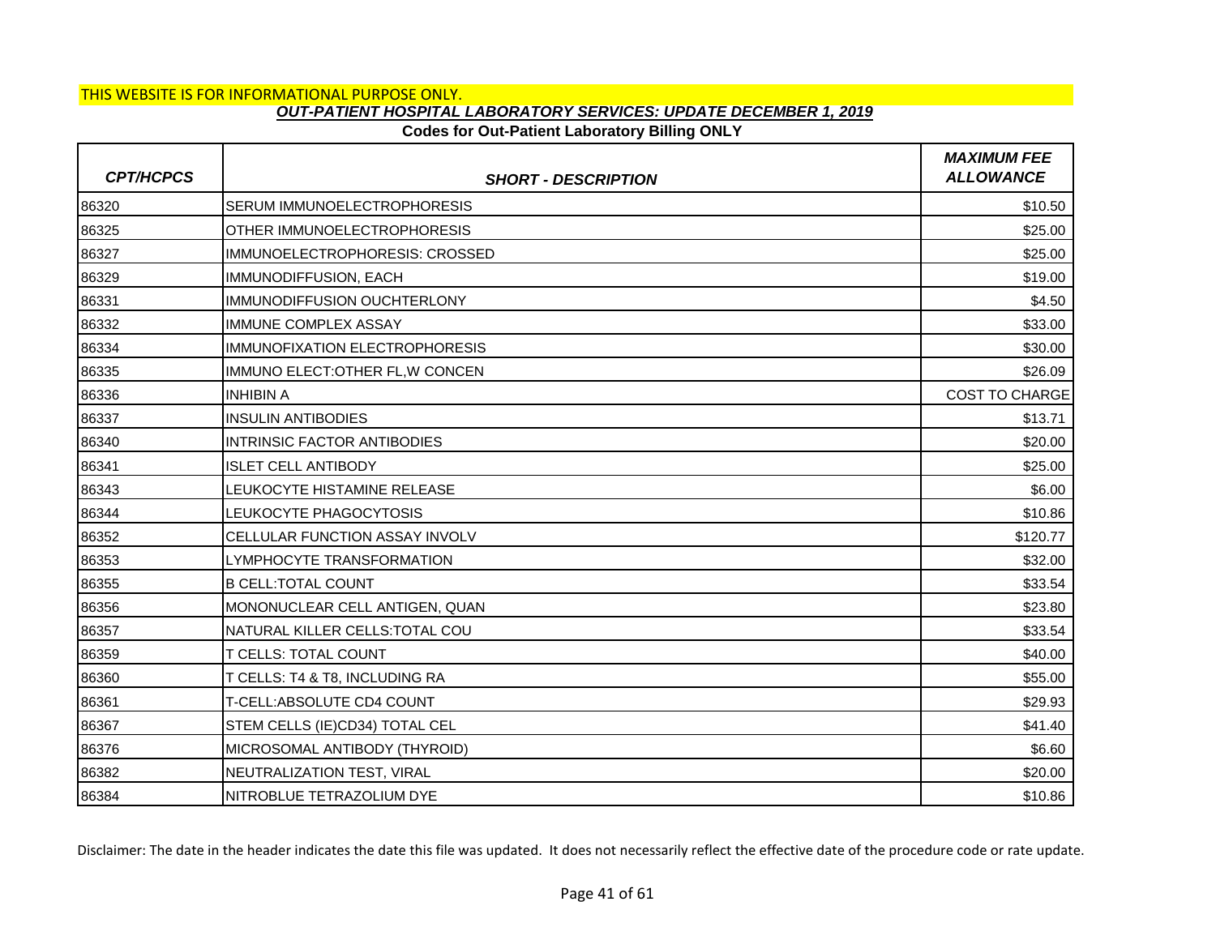THIS WEBSITE IS FOR INFORMATIONAL PURPOSE ONLY.

## *OUT-PATIENT HOSPITAL LABORATORY SERVICES: UPDATE DECEMBER 1, 2019*

### Codes for Out-Patient Laboratory Billing ONLY

| *CPT/HCPCS* | *SHORT - DESCRIPTION* | *MAXIMUM FEE ALLOWANCE* |
|---|---|---|
| 86320 | SERUM IMMUNOELECTROPHORESIS | $10.50 |
| 86325 | OTHER IMMUNOELECTROPHORESIS | $25.00 |
| 86327 | IMMUNOELECTROPHORESIS: CROSSED | $25.00 |
| 86329 | IMMUNODIFFUSION, EACH | $19.00 |
| 86331 | IMMUNODIFFUSION OUCHTERLONY | $4.50 |
| 86332 | IMMUNE COMPLEX ASSAY | $33.00 |
| 86334 | IMMUNOFIXATION ELECTROPHORESIS | $30.00 |
| 86335 | IMMUNO ELECT:OTHER FL,W CONCEN | $26.09 |
| 86336 | INHIBIN A | COST TO CHARGE |
| 86337 | INSULIN ANTIBODIES | $13.71 |
| 86340 | INTRINSIC FACTOR ANTIBODIES | $20.00 |
| 86341 | ISLET CELL ANTIBODY | $25.00 |
| 86343 | LEUKOCYTE HISTAMINE RELEASE | $6.00 |
| 86344 | LEUKOCYTE PHAGOCYTOSIS | $10.86 |
| 86352 | CELLULAR FUNCTION ASSAY INVOLV | $120.77 |
| 86353 | LYMPHOCYTE TRANSFORMATION | $32.00 |
| 86355 | B CELL:TOTAL COUNT | $33.54 |
| 86356 | MONONUCLEAR CELL ANTIGEN, QUAN | $23.80 |
| 86357 | NATURAL KILLER CELLS:TOTAL COU | $33.54 |
| 86359 | T CELLS: TOTAL COUNT | $40.00 |
| 86360 | T CELLS: T4 & T8, INCLUDING RA | $55.00 |
| 86361 | T-CELL:ABSOLUTE CD4 COUNT | $29.93 |
| 86367 | STEM CELLS (IE)CD34) TOTAL CEL | $41.40 |
| 86376 | MICROSOMAL ANTIBODY (THYROID) | $6.60 |
| 86382 | NEUTRALIZATION TEST, VIRAL | $20.00 |
| 86384 | NITROBLUE TETRAZOLIUM DYE | $10.86 |

Disclaimer: The date in the header indicates the date this file was updated. It does not necessarily reflect the effective date of the procedure code or rate update.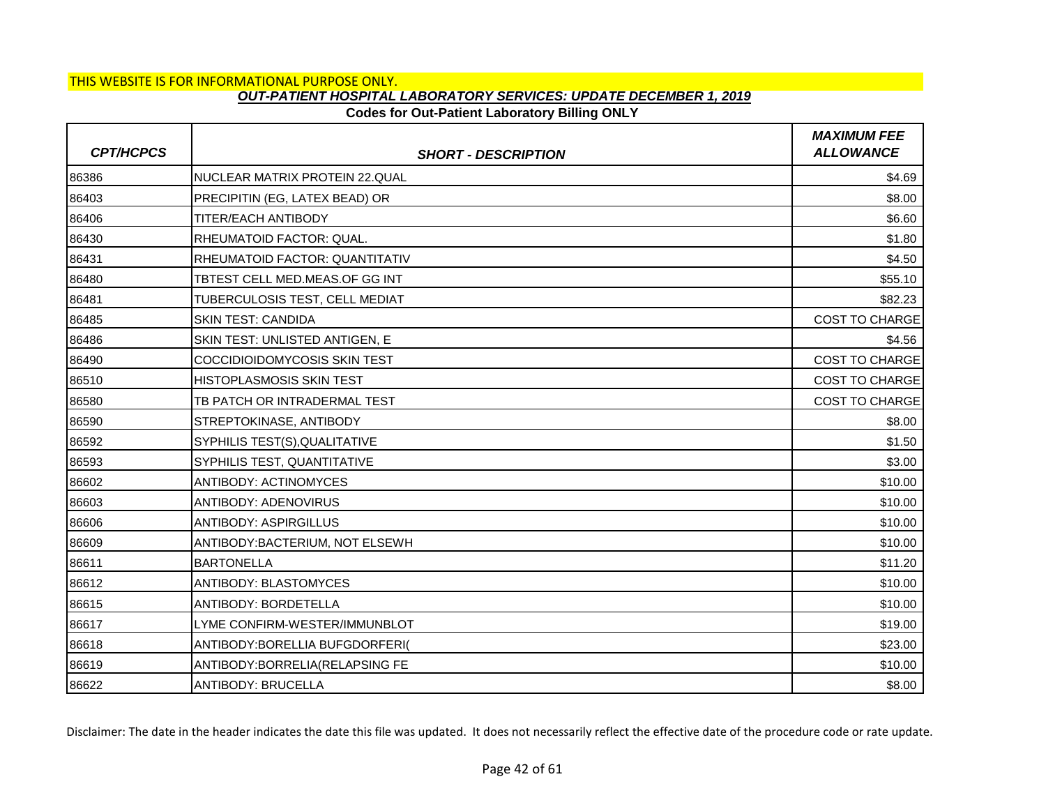THIS WEBSITE IS FOR INFORMATIONAL PURPOSE ONLY.

***OUT-PATIENT HOSPITAL LABORATORY SERVICES: UPDATE DECEMBER 1, 2019***

**Codes for Out-Patient Laboratory Billing ONLY**

| *CPT/HCPCS* | *SHORT - DESCRIPTION* | *MAXIMUM FEE ALLOWANCE* |
|---|---|---|
| 86386 | NUCLEAR MATRIX PROTEIN 22.QUAL | $4.69 |
| 86403 | PRECIPITIN (EG, LATEX BEAD) OR | $8.00 |
| 86406 | TITER/EACH ANTIBODY | $6.60 |
| 86430 | RHEUMATOID FACTOR: QUAL. | $1.80 |
| 86431 | RHEUMATOID FACTOR: QUANTITATIV | $4.50 |
| 86480 | TBTEST CELL MED.MEAS.OF GG INT | $55.10 |
| 86481 | TUBERCULOSIS TEST, CELL MEDIAT | $82.23 |
| 86485 | SKIN TEST: CANDIDA | COST TO CHARGE |
| 86486 | SKIN TEST: UNLISTED ANTIGEN, E | $4.56 |
| 86490 | COCCIDIOIDOMYCOSIS SKIN TEST | COST TO CHARGE |
| 86510 | HISTOPLASMOSIS SKIN TEST | COST TO CHARGE |
| 86580 | TB PATCH OR INTRADERMAL TEST | COST TO CHARGE |
| 86590 | STREPTOKINASE, ANTIBODY | $8.00 |
| 86592 | SYPHILIS TEST(S),QUALITATIVE | $1.50 |
| 86593 | SYPHILIS TEST, QUANTITATIVE | $3.00 |
| 86602 | ANTIBODY: ACTINOMYCES | $10.00 |
| 86603 | ANTIBODY: ADENOVIRUS | $10.00 |
| 86606 | ANTIBODY: ASPIRGILLUS | $10.00 |
| 86609 | ANTIBODY:BACTERIUM, NOT ELSEWH | $10.00 |
| 86611 | BARTONELLA | $11.20 |
| 86612 | ANTIBODY: BLASTOMYCES | $10.00 |
| 86615 | ANTIBODY: BORDETELLA | $10.00 |
| 86617 | LYME CONFIRM-WESTER/IMMUNBLOT | $19.00 |
| 86618 | ANTIBODY:BORELLIA BUFGDORFERI( | $23.00 |
| 86619 | ANTIBODY:BORRELIA(RELAPSING FE | $10.00 |
| 86622 | ANTIBODY: BRUCELLA | $8.00 |

Disclaimer: The date in the header indicates the date this file was updated. It does not necessarily reflect the effective date of the procedure code or rate update.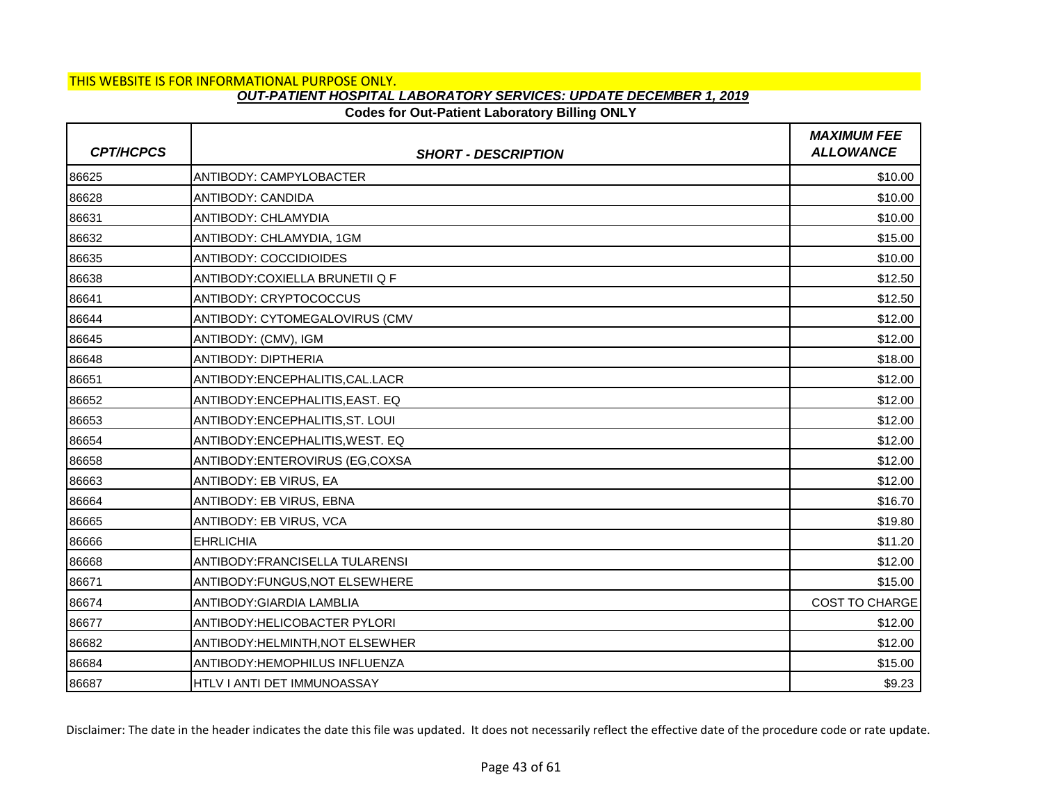THIS WEBSITE IS FOR INFORMATIONAL PURPOSE ONLY.

***OUT-PATIENT HOSPITAL LABORATORY SERVICES: UPDATE DECEMBER 1, 2019***

**Codes for Out-Patient Laboratory Billing ONLY**

| *CPT/HCPCS* | *SHORT - DESCRIPTION* | *MAXIMUM FEE ALLOWANCE* |
|---|---|---|
| 86625 | ANTIBODY: CAMPYLOBACTER | $10.00 |
| 86628 | ANTIBODY: CANDIDA | $10.00 |
| 86631 | ANTIBODY: CHLAMYDIA | $10.00 |
| 86632 | ANTIBODY: CHLAMYDIA, 1GM | $15.00 |
| 86635 | ANTIBODY: COCCIDIOIDES | $10.00 |
| 86638 | ANTIBODY:COXIELLA BRUNETII Q F | $12.50 |
| 86641 | ANTIBODY: CRYPTOCOCCUS | $12.50 |
| 86644 | ANTIBODY: CYTOMEGALOVIRUS (CMV | $12.00 |
| 86645 | ANTIBODY: (CMV), IGM | $12.00 |
| 86648 | ANTIBODY: DIPTHERIA | $18.00 |
| 86651 | ANTIBODY:ENCEPHALITIS,CAL.LACR | $12.00 |
| 86652 | ANTIBODY:ENCEPHALITIS,EAST. EQ | $12.00 |
| 86653 | ANTIBODY:ENCEPHALITIS,ST. LOUI | $12.00 |
| 86654 | ANTIBODY:ENCEPHALITIS,WEST. EQ | $12.00 |
| 86658 | ANTIBODY:ENTEROVIRUS (EG,COXSA | $12.00 |
| 86663 | ANTIBODY: EB VIRUS, EA | $12.00 |
| 86664 | ANTIBODY: EB VIRUS, EBNA | $16.70 |
| 86665 | ANTIBODY: EB VIRUS, VCA | $19.80 |
| 86666 | EHRLICHIA | $11.20 |
| 86668 | ANTIBODY:FRANCISELLA TULARENSI | $12.00 |
| 86671 | ANTIBODY:FUNGUS,NOT ELSEWHERE | $15.00 |
| 86674 | ANTIBODY:GIARDIA LAMBLIA | COST TO CHARGE |
| 86677 | ANTIBODY:HELICOBACTER PYLORI | $12.00 |
| 86682 | ANTIBODY:HELMINTH,NOT ELSEWHER | $12.00 |
| 86684 | ANTIBODY:HEMOPHILUS INFLUENZA | $15.00 |
| 86687 | HTLV I ANTI DET IMMUNOASSAY | $9.23 |

Disclaimer: The date in the header indicates the date this file was updated. It does not necessarily reflect the effective date of the procedure code or rate update.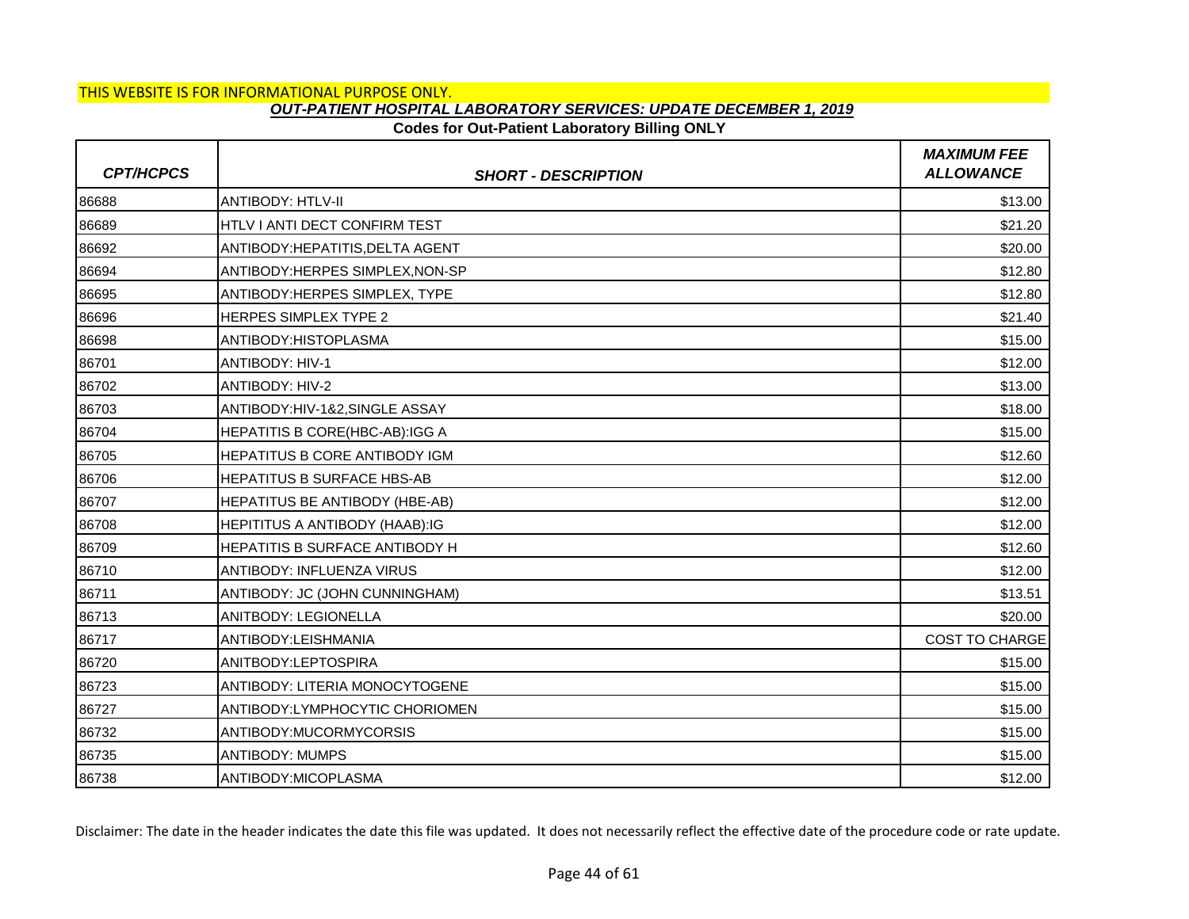THIS WEBSITE IS FOR INFORMATIONAL PURPOSE ONLY.

***OUT-PATIENT HOSPITAL LABORATORY SERVICES: UPDATE DECEMBER 1, 2019***

**Codes for Out-Patient Laboratory Billing ONLY**

| *CPT/HCPCS* | *SHORT - DESCRIPTION* | *MAXIMUM FEE ALLOWANCE* |
|---|---|---|
| 86688 | ANTIBODY: HTLV-II | $13.00 |
| 86689 | HTLV I ANTI DECT CONFIRM TEST | $21.20 |
| 86692 | ANTIBODY:HEPATITIS,DELTA AGENT | $20.00 |
| 86694 | ANTIBODY:HERPES SIMPLEX,NON-SP | $12.80 |
| 86695 | ANTIBODY:HERPES SIMPLEX, TYPE | $12.80 |
| 86696 | HERPES SIMPLEX TYPE 2 | $21.40 |
| 86698 | ANTIBODY:HISTOPLASMA | $15.00 |
| 86701 | ANTIBODY: HIV-1 | $12.00 |
| 86702 | ANTIBODY: HIV-2 | $13.00 |
| 86703 | ANTIBODY:HIV-1&2,SINGLE ASSAY | $18.00 |
| 86704 | HEPATITIS B CORE(HBC-AB):IGG A | $15.00 |
| 86705 | HEPATITUS B CORE ANTIBODY IGM | $12.60 |
| 86706 | HEPATITUS B SURFACE HBS-AB | $12.00 |
| 86707 | HEPATITUS BE ANTIBODY (HBE-AB) | $12.00 |
| 86708 | HEPITITUS A ANTIBODY (HAAB):IG | $12.00 |
| 86709 | HEPATITIS B SURFACE ANTIBODY H | $12.60 |
| 86710 | ANTIBODY: INFLUENZA VIRUS | $12.00 |
| 86711 | ANTIBODY: JC (JOHN CUNNINGHAM) | $13.51 |
| 86713 | ANITBODY: LEGIONELLA | $20.00 |
| 86717 | ANTIBODY:LEISHMANIA | COST TO CHARGE |
| 86720 | ANITBODY:LEPTOSPIRA | $15.00 |
| 86723 | ANTIBODY: LITERIA MONOCYTOGENE | $15.00 |
| 86727 | ANTIBODY:LYMPHOCYTIC CHORIOMEN | $15.00 |
| 86732 | ANTIBODY:MUCORMYCORSIS | $15.00 |
| 86735 | ANTIBODY: MUMPS | $15.00 |
| 86738 | ANTIBODY:MICOPLASMA | $12.00 |

Disclaimer: The date in the header indicates the date this file was updated. It does not necessarily reflect the effective date of the procedure code or rate update.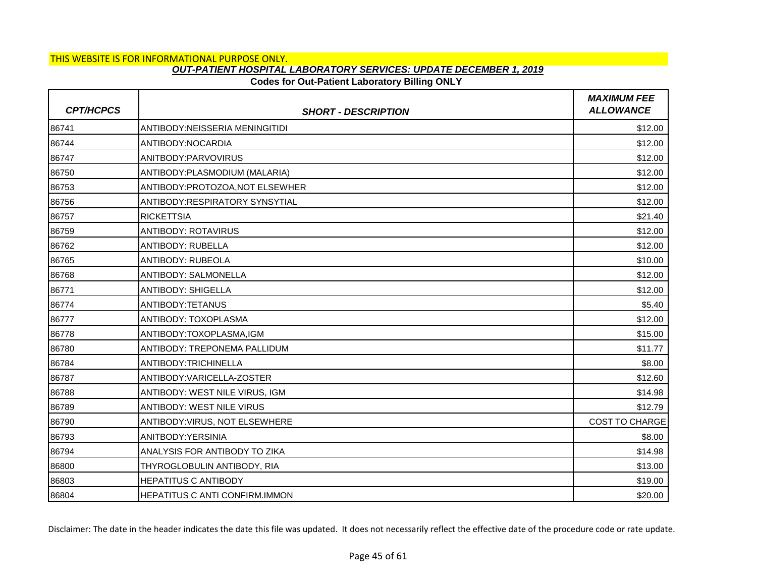THIS WEBSITE IS FOR INFORMATIONAL PURPOSE ONLY.

***OUT-PATIENT HOSPITAL LABORATORY SERVICES: UPDATE DECEMBER 1, 2019***

**Codes for Out-Patient Laboratory Billing ONLY**

| *CPT/HCPCS* | *SHORT - DESCRIPTION* | *MAXIMUM FEE ALLOWANCE* |
|---|---|---|
| 86741 | ANTIBODY:NEISSERIA MENINGITIDI | $12.00 |
| 86744 | ANTIBODY:NOCARDIA | $12.00 |
| 86747 | ANITBODY:PARVOVIRUS | $12.00 |
| 86750 | ANTIBODY:PLASMODIUM (MALARIA) | $12.00 |
| 86753 | ANTIBODY:PROTOZOA,NOT ELSEWHER | $12.00 |
| 86756 | ANTIBODY:RESPIRATORY SYNSYTIAL | $12.00 |
| 86757 | RICKETTSIA | $21.40 |
| 86759 | ANTIBODY: ROTAVIRUS | $12.00 |
| 86762 | ANTIBODY: RUBELLA | $12.00 |
| 86765 | ANTIBODY: RUBEOLA | $10.00 |
| 86768 | ANTIBODY: SALMONELLA | $12.00 |
| 86771 | ANTIBODY: SHIGELLA | $12.00 |
| 86774 | ANTIBODY:TETANUS | $5.40 |
| 86777 | ANTIBODY: TOXOPLASMA | $12.00 |
| 86778 | ANTIBODY:TOXOPLASMA,IGM | $15.00 |
| 86780 | ANTIBODY: TREPONEMA PALLIDUM | $11.77 |
| 86784 | ANTIBODY:TRICHINELLA | $8.00 |
| 86787 | ANTIBODY:VARICELLA-ZOSTER | $12.60 |
| 86788 | ANTIBODY: WEST NILE VIRUS, IGM | $14.98 |
| 86789 | ANTIBODY: WEST NILE VIRUS | $12.79 |
| 86790 | ANTIBODY:VIRUS, NOT ELSEWHERE | COST TO CHARGE |
| 86793 | ANITBODY:YERSINIA | $8.00 |
| 86794 | ANALYSIS FOR ANTIBODY TO ZIKA | $14.98 |
| 86800 | THYROGLOBULIN ANTIBODY, RIA | $13.00 |
| 86803 | HEPATITUS C ANTIBODY | $19.00 |
| 86804 | HEPATITUS C ANTI CONFIRM.IMMON | $20.00 |

Disclaimer: The date in the header indicates the date this file was updated. It does not necessarily reflect the effective date of the procedure code or rate update.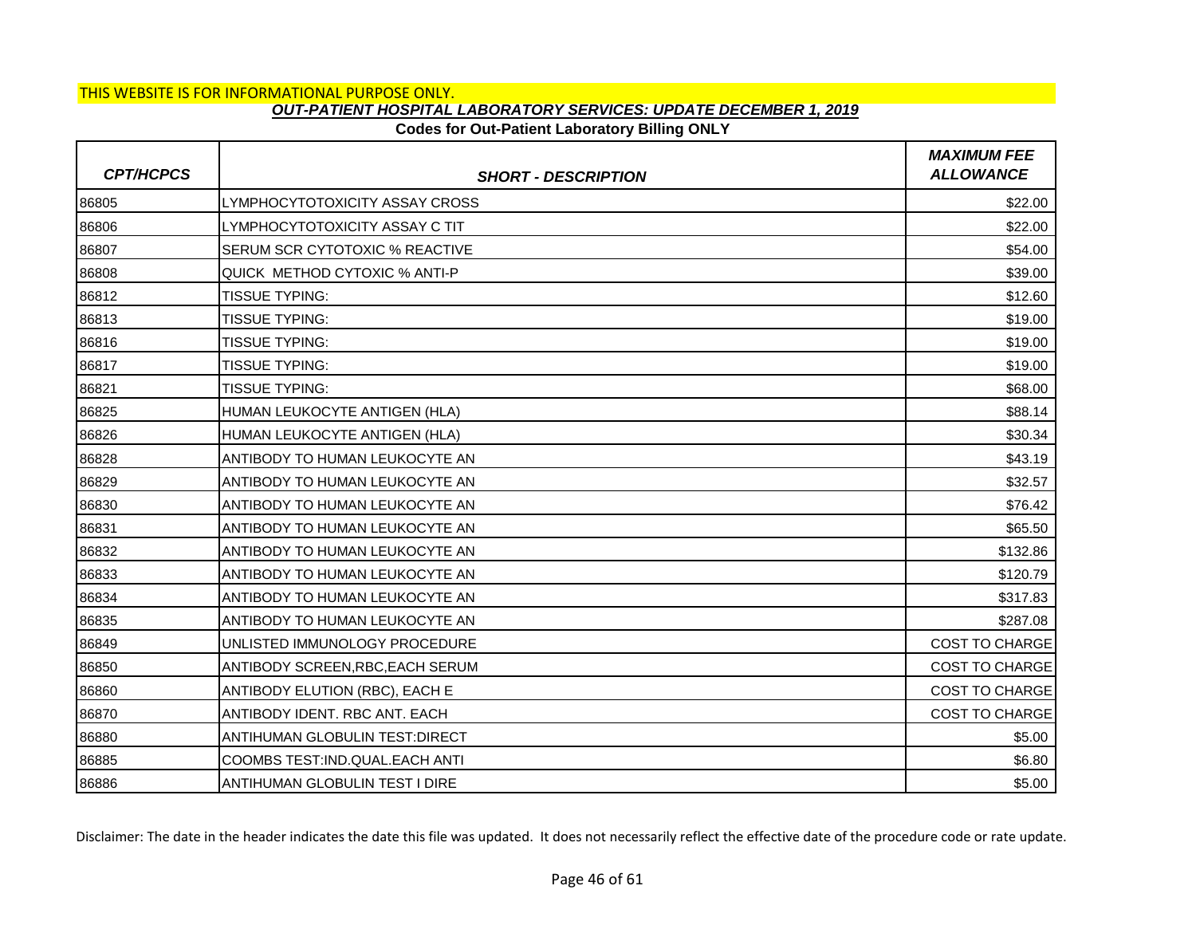THIS WEBSITE IS FOR INFORMATIONAL PURPOSE ONLY.

***OUT-PATIENT HOSPITAL LABORATORY SERVICES: UPDATE DECEMBER 1, 2019***

**Codes for Out-Patient Laboratory Billing ONLY**

| *CPT/HCPCS* | *SHORT - DESCRIPTION* | *MAXIMUM FEE ALLOWANCE* |
|---|---|---|
| 86805 | LYMPHOCYTOTOXICITY ASSAY CROSS | $22.00 |
| 86806 | LYMPHOCYTOTOXICITY ASSAY C TIT | $22.00 |
| 86807 | SERUM SCR CYTOTOXIC % REACTIVE | $54.00 |
| 86808 | QUICK METHOD CYTOXIC % ANTI-P | $39.00 |
| 86812 | TISSUE TYPING: | $12.60 |
| 86813 | TISSUE TYPING: | $19.00 |
| 86816 | TISSUE TYPING: | $19.00 |
| 86817 | TISSUE TYPING: | $19.00 |
| 86821 | TISSUE TYPING: | $68.00 |
| 86825 | HUMAN LEUKOCYTE ANTIGEN (HLA) | $88.14 |
| 86826 | HUMAN LEUKOCYTE ANTIGEN (HLA) | $30.34 |
| 86828 | ANTIBODY TO HUMAN LEUKOCYTE AN | $43.19 |
| 86829 | ANTIBODY TO HUMAN LEUKOCYTE AN | $32.57 |
| 86830 | ANTIBODY TO HUMAN LEUKOCYTE AN | $76.42 |
| 86831 | ANTIBODY TO HUMAN LEUKOCYTE AN | $65.50 |
| 86832 | ANTIBODY TO HUMAN LEUKOCYTE AN | $132.86 |
| 86833 | ANTIBODY TO HUMAN LEUKOCYTE AN | $120.79 |
| 86834 | ANTIBODY TO HUMAN LEUKOCYTE AN | $317.83 |
| 86835 | ANTIBODY TO HUMAN LEUKOCYTE AN | $287.08 |
| 86849 | UNLISTED IMMUNOLOGY PROCEDURE | COST TO CHARGE |
| 86850 | ANTIBODY SCREEN,RBC,EACH SERUM | COST TO CHARGE |
| 86860 | ANTIBODY ELUTION (RBC), EACH E | COST TO CHARGE |
| 86870 | ANTIBODY IDENT. RBC ANT. EACH | COST TO CHARGE |
| 86880 | ANTIHUMAN GLOBULIN TEST:DIRECT | $5.00 |
| 86885 | COOMBS TEST:IND.QUAL.EACH ANTI | $6.80 |
| 86886 | ANTIHUMAN GLOBULIN TEST I DIRE | $5.00 |

Disclaimer: The date in the header indicates the date this file was updated. It does not necessarily reflect the effective date of the procedure code or rate update.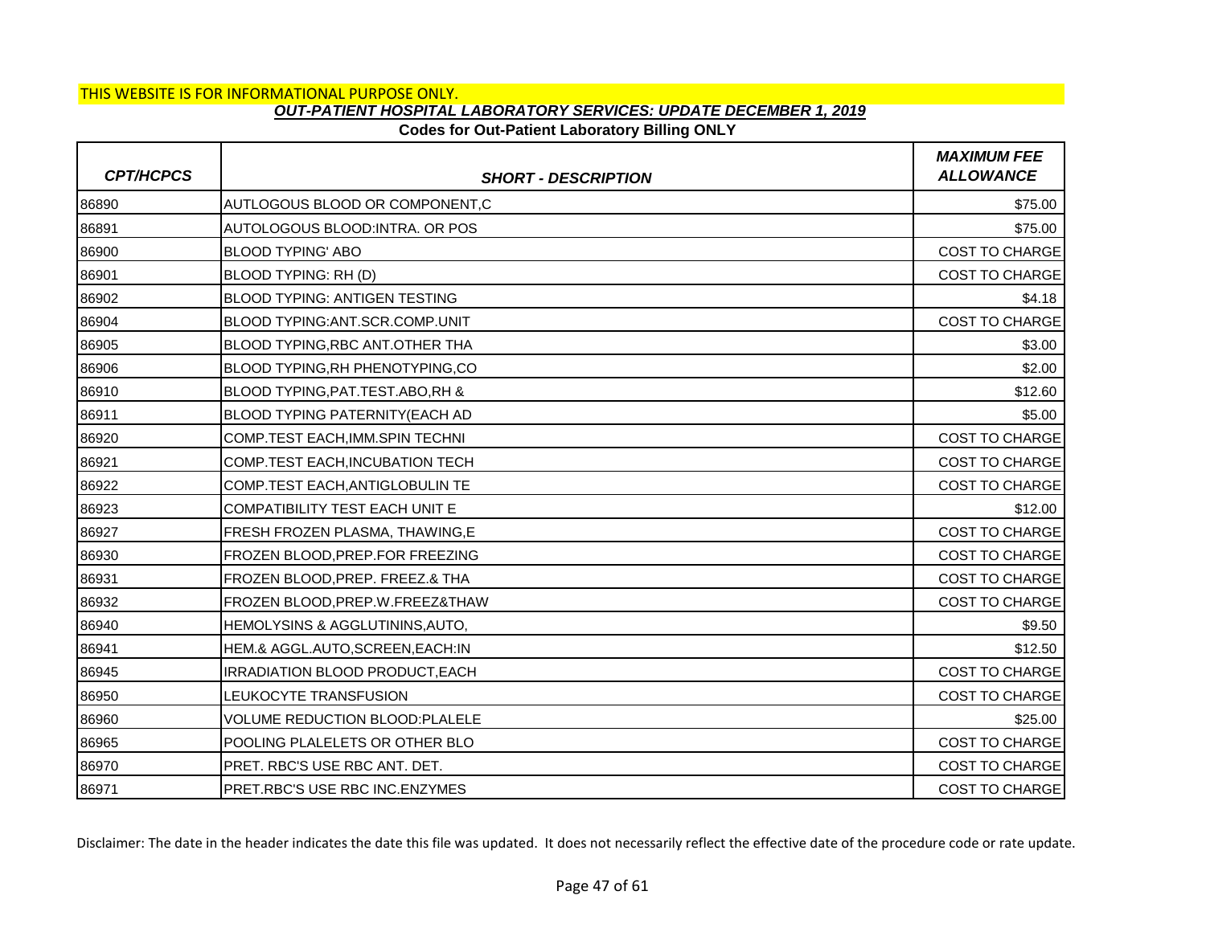THIS WEBSITE IS FOR INFORMATIONAL PURPOSE ONLY.

***OUT-PATIENT HOSPITAL LABORATORY SERVICES: UPDATE DECEMBER 1, 2019***

**Codes for Out-Patient Laboratory Billing ONLY**

| *CPT/HCPCS* | *SHORT - DESCRIPTION* | *MAXIMUM FEE ALLOWANCE* |
|---|---|---|
| 86890 | AUTLOGOUS BLOOD OR COMPONENT,C | $75.00 |
| 86891 | AUTOLOGOUS BLOOD:INTRA. OR POS | $75.00 |
| 86900 | BLOOD TYPING' ABO | COST TO CHARGE |
| 86901 | BLOOD TYPING: RH (D) | COST TO CHARGE |
| 86902 | BLOOD TYPING: ANTIGEN TESTING | $4.18 |
| 86904 | BLOOD TYPING:ANT.SCR.COMP.UNIT | COST TO CHARGE |
| 86905 | BLOOD TYPING,RBC ANT.OTHER THA | $3.00 |
| 86906 | BLOOD TYPING,RH PHENOTYPING,CO | $2.00 |
| 86910 | BLOOD TYPING,PAT.TEST.ABO,RH & | $12.60 |
| 86911 | BLOOD TYPING PATERNITY(EACH AD | $5.00 |
| 86920 | COMP.TEST EACH,IMM.SPIN TECHNI | COST TO CHARGE |
| 86921 | COMP.TEST EACH,INCUBATION TECH | COST TO CHARGE |
| 86922 | COMP.TEST EACH,ANTIGLOBULIN TE | COST TO CHARGE |
| 86923 | COMPATIBILITY TEST EACH UNIT E | $12.00 |
| 86927 | FRESH FROZEN PLASMA, THAWING,E | COST TO CHARGE |
| 86930 | FROZEN BLOOD,PREP.FOR FREEZING | COST TO CHARGE |
| 86931 | FROZEN BLOOD,PREP. FREEZ.& THA | COST TO CHARGE |
| 86932 | FROZEN BLOOD,PREP.W.FREEZ&THAW | COST TO CHARGE |
| 86940 | HEMOLYSINS & AGGLUTININS,AUTO, | $9.50 |
| 86941 | HEM.& AGGL.AUTO,SCREEN,EACH:IN | $12.50 |
| 86945 | IRRADIATION BLOOD PRODUCT,EACH | COST TO CHARGE |
| 86950 | LEUKOCYTE TRANSFUSION | COST TO CHARGE |
| 86960 | VOLUME REDUCTION BLOOD:PLALELE | $25.00 |
| 86965 | POOLING PLALELETS OR OTHER BLO | COST TO CHARGE |
| 86970 | PRET. RBC'S USE RBC ANT. DET. | COST TO CHARGE |
| 86971 | PRET.RBC'S USE RBC INC.ENZYMES | COST TO CHARGE |

Disclaimer: The date in the header indicates the date this file was updated. It does not necessarily reflect the effective date of the procedure code or rate update.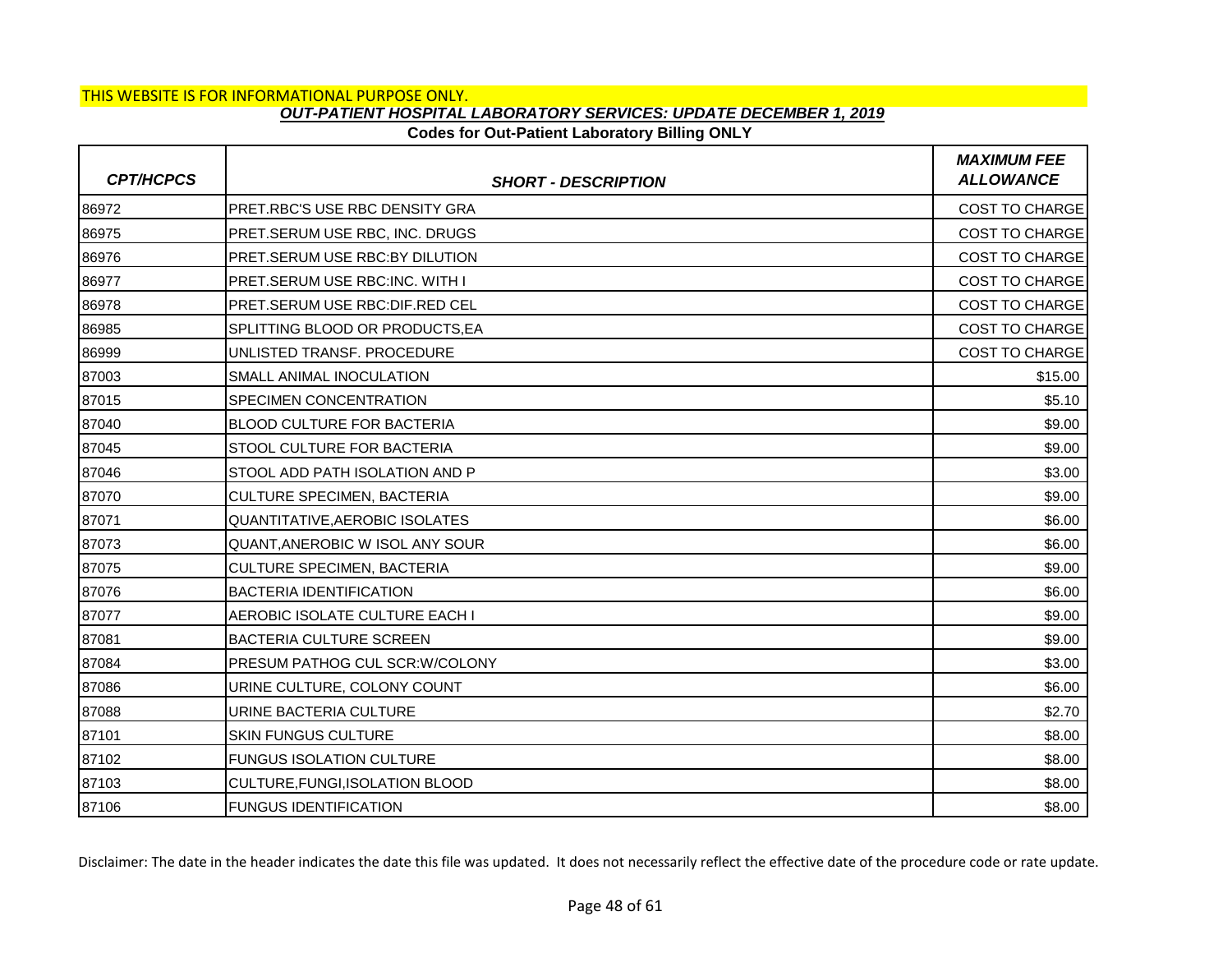THIS WEBSITE IS FOR INFORMATIONAL PURPOSE ONLY.

***OUT-PATIENT HOSPITAL LABORATORY SERVICES: UPDATE DECEMBER 1, 2019***

**Codes for Out-Patient Laboratory Billing ONLY**

| *CPT/HCPCS* | *SHORT - DESCRIPTION* | *MAXIMUM FEE ALLOWANCE* |
|---|---|---|
| 86972 | PRET.RBC'S USE RBC DENSITY GRA | COST TO CHARGE |
| 86975 | PRET.SERUM USE RBC, INC. DRUGS | COST TO CHARGE |
| 86976 | PRET.SERUM USE RBC:BY DILUTION | COST TO CHARGE |
| 86977 | PRET.SERUM USE RBC:INC. WITH I | COST TO CHARGE |
| 86978 | PRET.SERUM USE RBC:DIF.RED CEL | COST TO CHARGE |
| 86985 | SPLITTING BLOOD OR PRODUCTS,EA | COST TO CHARGE |
| 86999 | UNLISTED TRANSF. PROCEDURE | COST TO CHARGE |
| 87003 | SMALL ANIMAL INOCULATION | $15.00 |
| 87015 | SPECIMEN CONCENTRATION | $5.10 |
| 87040 | BLOOD CULTURE FOR BACTERIA | $9.00 |
| 87045 | STOOL CULTURE FOR BACTERIA | $9.00 |
| 87046 | STOOL ADD PATH ISOLATION AND P | $3.00 |
| 87070 | CULTURE SPECIMEN, BACTERIA | $9.00 |
| 87071 | QUANTITATIVE,AEROBIC ISOLATES | $6.00 |
| 87073 | QUANT,ANEROBIC W ISOL ANY SOUR | $6.00 |
| 87075 | CULTURE SPECIMEN, BACTERIA | $9.00 |
| 87076 | BACTERIA IDENTIFICATION | $6.00 |
| 87077 | AEROBIC ISOLATE CULTURE EACH I | $9.00 |
| 87081 | BACTERIA CULTURE SCREEN | $9.00 |
| 87084 | PRESUM PATHOG CUL SCR:W/COLONY | $3.00 |
| 87086 | URINE CULTURE, COLONY COUNT | $6.00 |
| 87088 | URINE BACTERIA CULTURE | $2.70 |
| 87101 | SKIN FUNGUS CULTURE | $8.00 |
| 87102 | FUNGUS ISOLATION CULTURE | $8.00 |
| 87103 | CULTURE,FUNGI,ISOLATION BLOOD | $8.00 |
| 87106 | FUNGUS IDENTIFICATION | $8.00 |

Disclaimer: The date in the header indicates the date this file was updated. It does not necessarily reflect the effective date of the procedure code or rate update.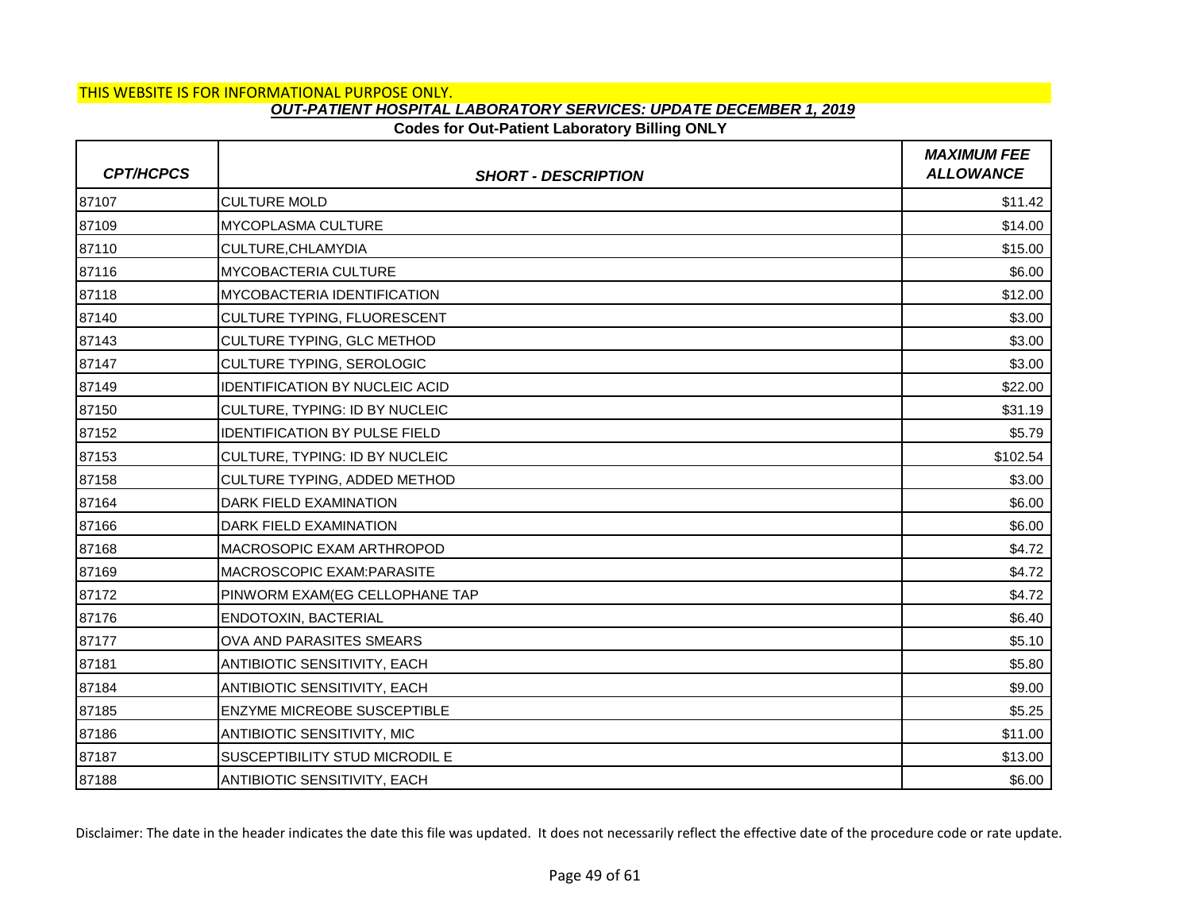THIS WEBSITE IS FOR INFORMATIONAL PURPOSE ONLY.

***OUT-PATIENT HOSPITAL LABORATORY SERVICES: UPDATE DECEMBER 1, 2019***

**Codes for Out-Patient Laboratory Billing ONLY**

| *CPT/HCPCS* | *SHORT - DESCRIPTION* | *MAXIMUM FEE ALLOWANCE* |
|---|---|---|
| 87107 | CULTURE MOLD | $11.42 |
| 87109 | MYCOPLASMA CULTURE | $14.00 |
| 87110 | CULTURE,CHLAMYDIA | $15.00 |
| 87116 | MYCOBACTERIA CULTURE | $6.00 |
| 87118 | MYCOBACTERIA IDENTIFICATION | $12.00 |
| 87140 | CULTURE TYPING, FLUORESCENT | $3.00 |
| 87143 | CULTURE TYPING, GLC METHOD | $3.00 |
| 87147 | CULTURE TYPING, SEROLOGIC | $3.00 |
| 87149 | IDENTIFICATION BY NUCLEIC ACID | $22.00 |
| 87150 | CULTURE, TYPING: ID BY NUCLEIC | $31.19 |
| 87152 | IDENTIFICATION BY PULSE FIELD | $5.79 |
| 87153 | CULTURE, TYPING: ID BY NUCLEIC | $102.54 |
| 87158 | CULTURE TYPING, ADDED METHOD | $3.00 |
| 87164 | DARK FIELD EXAMINATION | $6.00 |
| 87166 | DARK FIELD EXAMINATION | $6.00 |
| 87168 | MACROSOPIC EXAM ARTHROPOD | $4.72 |
| 87169 | MACROSCOPIC EXAM:PARASITE | $4.72 |
| 87172 | PINWORM EXAM(EG CELLOPHANE TAP | $4.72 |
| 87176 | ENDOTOXIN, BACTERIAL | $6.40 |
| 87177 | OVA AND PARASITES SMEARS | $5.10 |
| 87181 | ANTIBIOTIC SENSITIVITY, EACH | $5.80 |
| 87184 | ANTIBIOTIC SENSITIVITY, EACH | $9.00 |
| 87185 | ENZYME MICREOBE SUSCEPTIBLE | $5.25 |
| 87186 | ANTIBIOTIC SENSITIVITY, MIC | $11.00 |
| 87187 | SUSCEPTIBILITY STUD MICRODIL E | $13.00 |
| 87188 | ANTIBIOTIC SENSITIVITY, EACH | $6.00 |

Disclaimer: The date in the header indicates the date this file was updated. It does not necessarily reflect the effective date of the procedure code or rate update.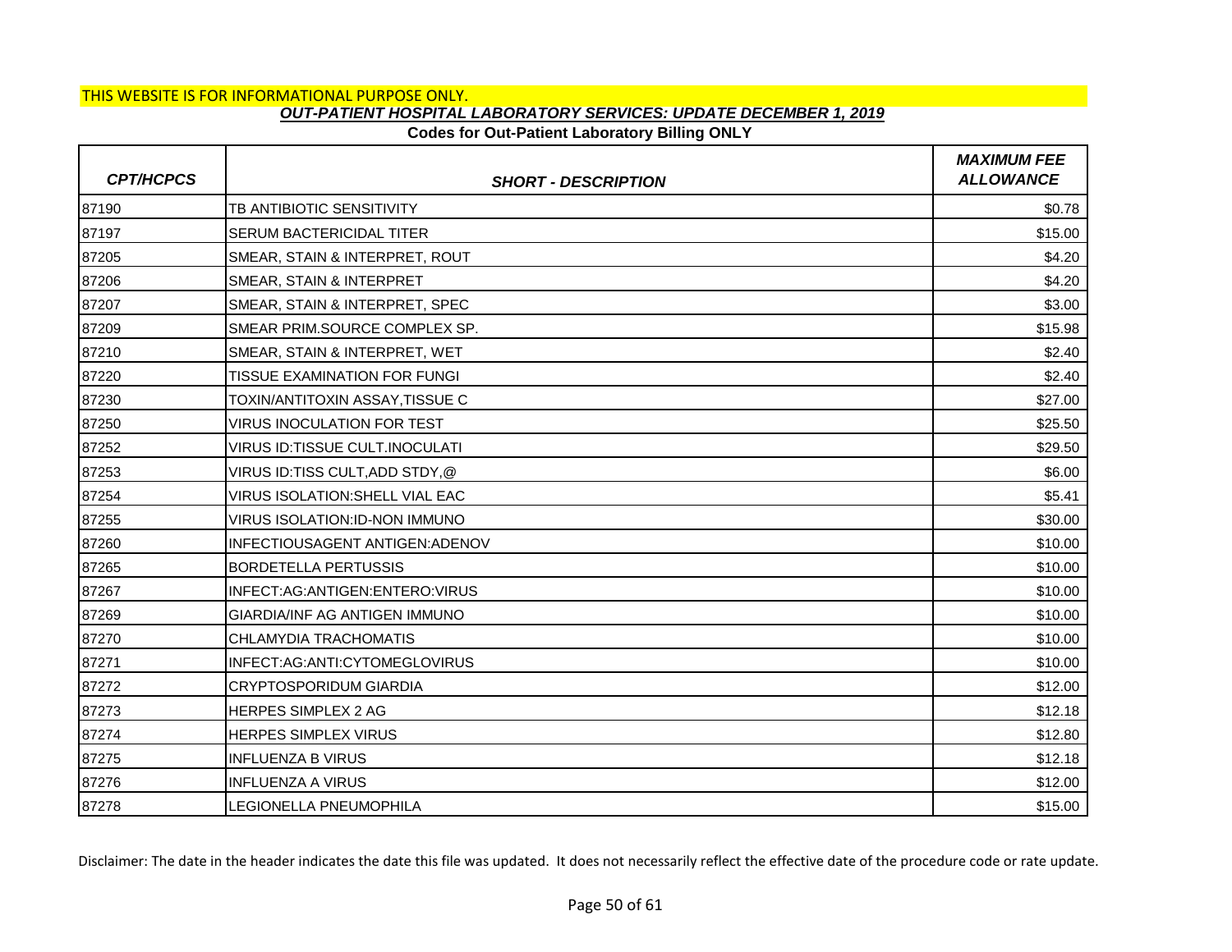THIS WEBSITE IS FOR INFORMATIONAL PURPOSE ONLY.

***OUT-PATIENT HOSPITAL LABORATORY SERVICES: UPDATE DECEMBER 1, 2019***

**Codes for Out-Patient Laboratory Billing ONLY**

| *CPT/HCPCS* | *SHORT - DESCRIPTION* | *MAXIMUM FEE ALLOWANCE* |
|---|---|---|
| 87190 | TB ANTIBIOTIC SENSITIVITY | $0.78 |
| 87197 | SERUM BACTERICIDAL TITER | $15.00 |
| 87205 | SMEAR, STAIN & INTERPRET, ROUT | $4.20 |
| 87206 | SMEAR, STAIN & INTERPRET | $4.20 |
| 87207 | SMEAR, STAIN & INTERPRET, SPEC | $3.00 |
| 87209 | SMEAR PRIM.SOURCE COMPLEX SP. | $15.98 |
| 87210 | SMEAR, STAIN & INTERPRET, WET | $2.40 |
| 87220 | TISSUE EXAMINATION FOR FUNGI | $2.40 |
| 87230 | TOXIN/ANTITOXIN ASSAY,TISSUE C | $27.00 |
| 87250 | VIRUS INOCULATION FOR TEST | $25.50 |
| 87252 | VIRUS ID:TISSUE CULT.INOCULATI | $29.50 |
| 87253 | VIRUS ID:TISS CULT,ADD STDY,@ | $6.00 |
| 87254 | VIRUS ISOLATION:SHELL VIAL EAC | $5.41 |
| 87255 | VIRUS ISOLATION:ID-NON IMMUNO | $30.00 |
| 87260 | INFECTIOUSAGENT ANTIGEN:ADENOV | $10.00 |
| 87265 | BORDETELLA PERTUSSIS | $10.00 |
| 87267 | INFECT:AG:ANTIGEN:ENTERO:VIRUS | $10.00 |
| 87269 | GIARDIA/INF AG ANTIGEN IMMUNO | $10.00 |
| 87270 | CHLAMYDIA TRACHOMATIS | $10.00 |
| 87271 | INFECT:AG:ANTI:CYTOMEGLOVIRUS | $10.00 |
| 87272 | CRYPTOSPORIDUM GIARDIA | $12.00 |
| 87273 | HERPES SIMPLEX 2 AG | $12.18 |
| 87274 | HERPES SIMPLEX VIRUS | $12.80 |
| 87275 | INFLUENZA B VIRUS | $12.18 |
| 87276 | INFLUENZA A VIRUS | $12.00 |
| 87278 | LEGIONELLA PNEUMOPHILA | $15.00 |

Disclaimer: The date in the header indicates the date this file was updated. It does not necessarily reflect the effective date of the procedure code or rate update.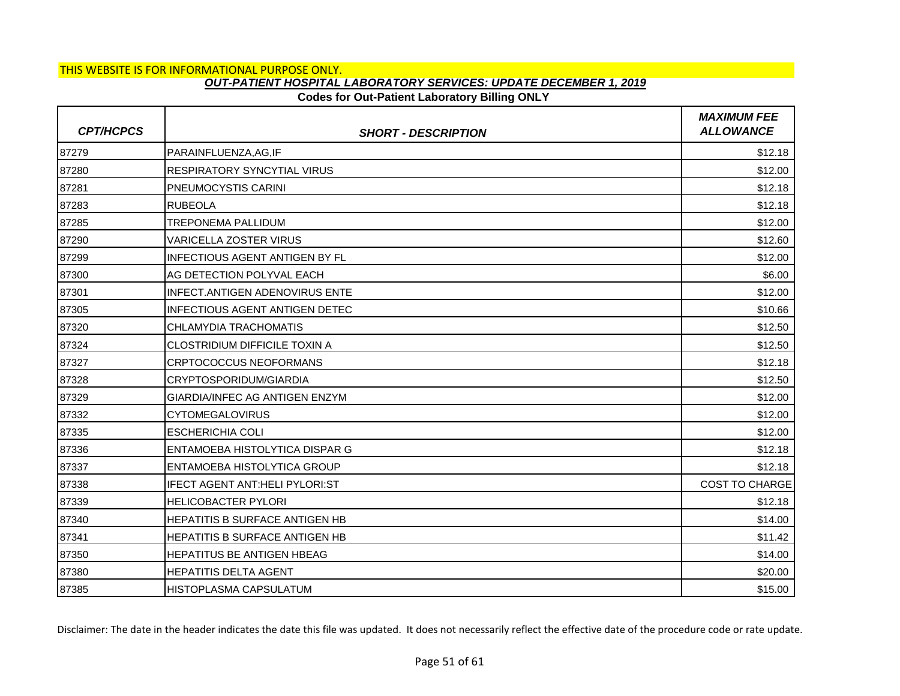THIS WEBSITE IS FOR INFORMATIONAL PURPOSE ONLY.

***OUT-PATIENT HOSPITAL LABORATORY SERVICES: UPDATE DECEMBER 1, 2019***

**Codes for Out-Patient Laboratory Billing ONLY**

| *CPT/HCPCS* | *SHORT - DESCRIPTION* | *MAXIMUM FEE ALLOWANCE* |
|---|---|---|
| 87279 | PARAINFLUENZA,AG,IF | $12.18 |
| 87280 | RESPIRATORY SYNCYTIAL VIRUS | $12.00 |
| 87281 | PNEUMOCYSTIS CARINI | $12.18 |
| 87283 | RUBEOLA | $12.18 |
| 87285 | TREPONEMA PALLIDUM | $12.00 |
| 87290 | VARICELLA ZOSTER VIRUS | $12.60 |
| 87299 | INFECTIOUS AGENT ANTIGEN BY FL | $12.00 |
| 87300 | AG DETECTION POLYVAL EACH | $6.00 |
| 87301 | INFECT.ANTIGEN ADENOVIRUS ENTE | $12.00 |
| 87305 | INFECTIOUS AGENT ANTIGEN DETEC | $10.66 |
| 87320 | CHLAMYDIA TRACHOMATIS | $12.50 |
| 87324 | CLOSTRIDIUM DIFFICILE TOXIN A | $12.50 |
| 87327 | CRPTOCOCCUS NEOFORMANS | $12.18 |
| 87328 | CRYPTOSPORIDUM/GIARDIA | $12.50 |
| 87329 | GIARDIA/INFEC AG ANTIGEN ENZYM | $12.00 |
| 87332 | CYTOMEGALOVIRUS | $12.00 |
| 87335 | ESCHERICHIA COLI | $12.00 |
| 87336 | ENTAMOEBA HISTOLYTICA DISPAR G | $12.18 |
| 87337 | ENTAMOEBA HISTOLYTICA GROUP | $12.18 |
| 87338 | IFECT AGENT ANT:HELI PYLORI:ST | COST TO CHARGE |
| 87339 | HELICOBACTER PYLORI | $12.18 |
| 87340 | HEPATITIS B SURFACE ANTIGEN HB | $14.00 |
| 87341 | HEPATITIS B SURFACE ANTIGEN HB | $11.42 |
| 87350 | HEPATITUS BE ANTIGEN HBEAG | $14.00 |
| 87380 | HEPATITIS DELTA AGENT | $20.00 |
| 87385 | HISTOPLASMA CAPSULATUM | $15.00 |

Disclaimer: The date in the header indicates the date this file was updated. It does not necessarily reflect the effective date of the procedure code or rate update.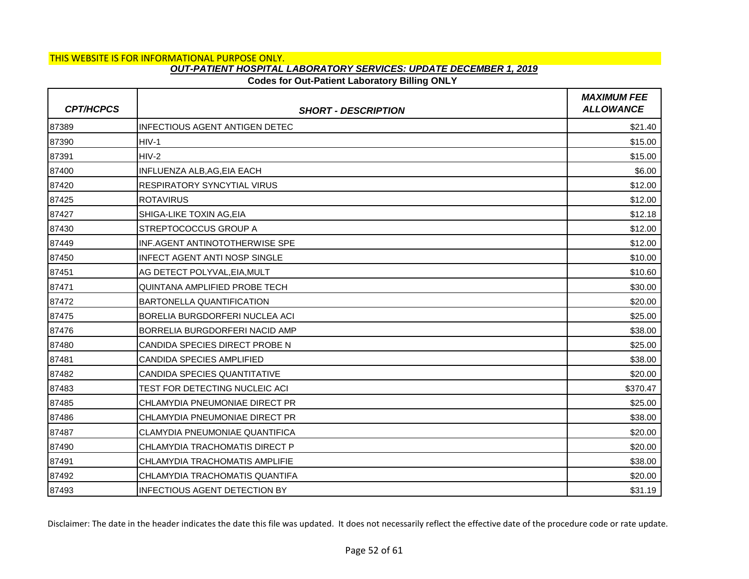THIS WEBSITE IS FOR INFORMATIONAL PURPOSE ONLY.

## *OUT-PATIENT HOSPITAL LABORATORY SERVICES: UPDATE DECEMBER 1, 2019*

**Codes for Out-Patient Laboratory Billing ONLY**

| *CPT/HCPCS* | *SHORT - DESCRIPTION* | *MAXIMUM FEE ALLOWANCE* |
|---|---|---|
| 87389 | INFECTIOUS AGENT ANTIGEN DETEC | $21.40 |
| 87390 | HIV-1 | $15.00 |
| 87391 | HIV-2 | $15.00 |
| 87400 | INFLUENZA ALB,AG,EIA EACH | $6.00 |
| 87420 | RESPIRATORY SYNCYTIAL VIRUS | $12.00 |
| 87425 | ROTAVIRUS | $12.00 |
| 87427 | SHIGA-LIKE TOXIN AG,EIA | $12.18 |
| 87430 | STREPTOCOCCUS GROUP A | $12.00 |
| 87449 | INF.AGENT ANTINOTOTHERWISE SPE | $12.00 |
| 87450 | INFECT AGENT ANTI NOSP SINGLE | $10.00 |
| 87451 | AG DETECT POLYVAL,EIA,MULT | $10.60 |
| 87471 | QUINTANA AMPLIFIED PROBE TECH | $30.00 |
| 87472 | BARTONELLA QUANTIFICATION | $20.00 |
| 87475 | BORELIA BURGDORFERI NUCLEA ACI | $25.00 |
| 87476 | BORRELIA BURGDORFERI NACID AMP | $38.00 |
| 87480 | CANDIDA SPECIES DIRECT PROBE N | $25.00 |
| 87481 | CANDIDA SPECIES AMPLIFIED | $38.00 |
| 87482 | CANDIDA SPECIES QUANTITATIVE | $20.00 |
| 87483 | TEST FOR DETECTING NUCLEIC ACI | $370.47 |
| 87485 | CHLAMYDIA PNEUMONIAE DIRECT PR | $25.00 |
| 87486 | CHLAMYDIA PNEUMONIAE DIRECT PR | $38.00 |
| 87487 | CLAMYDIA PNEUMONIAE QUANTIFICA | $20.00 |
| 87490 | CHLAMYDIA TRACHOMATIS DIRECT P | $20.00 |
| 87491 | CHLAMYDIA TRACHOMATIS AMPLIFIE | $38.00 |
| 87492 | CHLAMYDIA TRACHOMATIS QUANTIFA | $20.00 |
| 87493 | INFECTIOUS AGENT DETECTION BY | $31.19 |

Disclaimer: The date in the header indicates the date this file was updated. It does not necessarily reflect the effective date of the procedure code or rate update.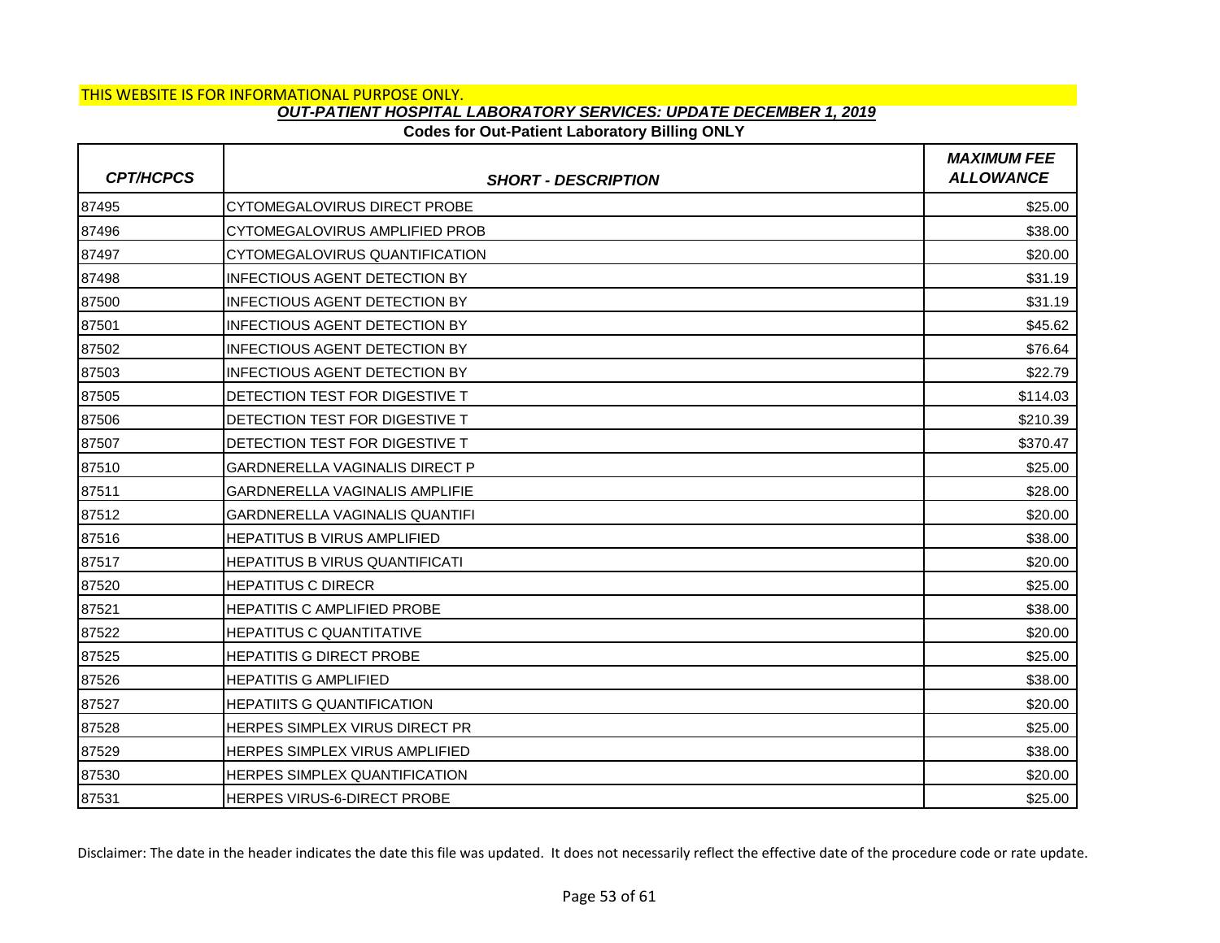THIS WEBSITE IS FOR INFORMATIONAL PURPOSE ONLY.

## *OUT-PATIENT HOSPITAL LABORATORY SERVICES: UPDATE DECEMBER 1, 2019*

### Codes for Out-Patient Laboratory Billing ONLY

| *CPT/HCPCS* | *SHORT - DESCRIPTION* | *MAXIMUM FEE ALLOWANCE* |
|---|---|---|
| 87495 | CYTOMEGALOVIRUS DIRECT PROBE | $25.00 |
| 87496 | CYTOMEGALOVIRUS AMPLIFIED PROB | $38.00 |
| 87497 | CYTOMEGALOVIRUS QUANTIFICATION | $20.00 |
| 87498 | INFECTIOUS AGENT DETECTION BY | $31.19 |
| 87500 | INFECTIOUS AGENT DETECTION BY | $31.19 |
| 87501 | INFECTIOUS AGENT DETECTION BY | $45.62 |
| 87502 | INFECTIOUS AGENT DETECTION BY | $76.64 |
| 87503 | INFECTIOUS AGENT DETECTION BY | $22.79 |
| 87505 | DETECTION TEST FOR DIGESTIVE T | $114.03 |
| 87506 | DETECTION TEST FOR DIGESTIVE T | $210.39 |
| 87507 | DETECTION TEST FOR DIGESTIVE T | $370.47 |
| 87510 | GARDNERELLA VAGINALIS DIRECT P | $25.00 |
| 87511 | GARDNERELLA VAGINALIS AMPLIFIE | $28.00 |
| 87512 | GARDNERELLA VAGINALIS QUANTIFI | $20.00 |
| 87516 | HEPATITUS B VIRUS AMPLIFIED | $38.00 |
| 87517 | HEPATITUS B VIRUS QUANTIFICATI | $20.00 |
| 87520 | HEPATITUS C DIRECR | $25.00 |
| 87521 | HEPATITIS C AMPLIFIED PROBE | $38.00 |
| 87522 | HEPATITUS C QUANTITATIVE | $20.00 |
| 87525 | HEPATITIS G DIRECT PROBE | $25.00 |
| 87526 | HEPATITIS G AMPLIFIED | $38.00 |
| 87527 | HEPATIITS G QUANTIFICATION | $20.00 |
| 87528 | HERPES SIMPLEX VIRUS DIRECT PR | $25.00 |
| 87529 | HERPES SIMPLEX VIRUS AMPLIFIED | $38.00 |
| 87530 | HERPES SIMPLEX QUANTIFICATION | $20.00 |
| 87531 | HERPES VIRUS-6-DIRECT PROBE | $25.00 |

Disclaimer: The date in the header indicates the date this file was updated. It does not necessarily reflect the effective date of the procedure code or rate update.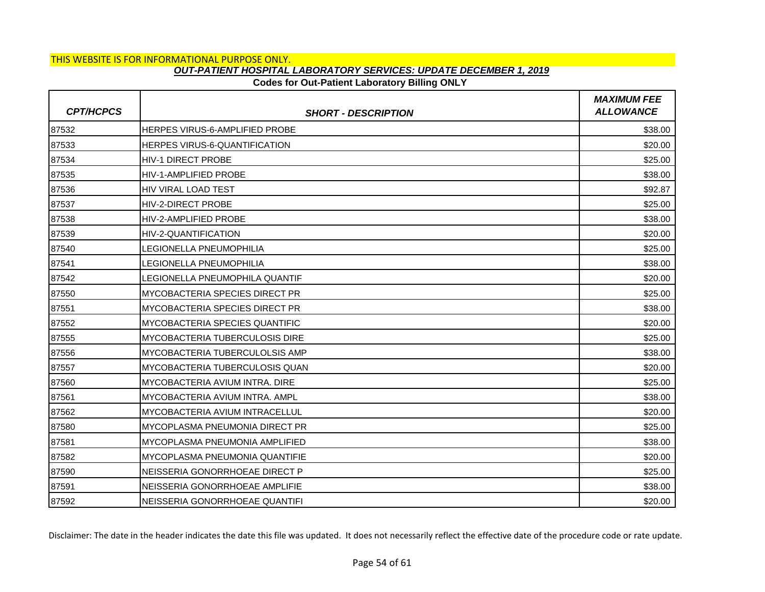THIS WEBSITE IS FOR INFORMATIONAL PURPOSE ONLY.

***OUT-PATIENT HOSPITAL LABORATORY SERVICES: UPDATE DECEMBER 1, 2019***

**Codes for Out-Patient Laboratory Billing ONLY**

| *CPT/HCPCS* | *SHORT - DESCRIPTION* | *MAXIMUM FEE ALLOWANCE* |
|---|---|---|
| 87532 | HERPES VIRUS-6-AMPLIFIED PROBE | $38.00 |
| 87533 | HERPES VIRUS-6-QUANTIFICATION | $20.00 |
| 87534 | HIV-1 DIRECT PROBE | $25.00 |
| 87535 | HIV-1-AMPLIFIED PROBE | $38.00 |
| 87536 | HIV VIRAL LOAD TEST | $92.87 |
| 87537 | HIV-2-DIRECT PROBE | $25.00 |
| 87538 | HIV-2-AMPLIFIED PROBE | $38.00 |
| 87539 | HIV-2-QUANTIFICATION | $20.00 |
| 87540 | LEGIONELLA PNEUMOPHILIA | $25.00 |
| 87541 | LEGIONELLA PNEUMOPHILIA | $38.00 |
| 87542 | LEGIONELLA PNEUMOPHILA QUANTIF | $20.00 |
| 87550 | MYCOBACTERIA SPECIES DIRECT PR | $25.00 |
| 87551 | MYCOBACTERIA SPECIES DIRECT PR | $38.00 |
| 87552 | MYCOBACTERIA SPECIES QUANTIFIC | $20.00 |
| 87555 | MYCOBACTERIA TUBERCULOSIS DIRE | $25.00 |
| 87556 | MYCOBACTERIA TUBERCULOLSIS AMP | $38.00 |
| 87557 | MYCOBACTERIA TUBERCULOSIS QUAN | $20.00 |
| 87560 | MYCOBACTERIA AVIUM INTRA. DIRE | $25.00 |
| 87561 | MYCOBACTERIA AVIUM INTRA. AMPL | $38.00 |
| 87562 | MYCOBACTERIA AVIUM INTRACELLUL | $20.00 |
| 87580 | MYCOPLASMA PNEUMONIA DIRECT PR | $25.00 |
| 87581 | MYCOPLASMA PNEUMONIA AMPLIFIED | $38.00 |
| 87582 | MYCOPLASMA PNEUMONIA QUANTIFIE | $20.00 |
| 87590 | NEISSERIA GONORRHOEAE DIRECT P | $25.00 |
| 87591 | NEISSERIA GONORRHOEAE AMPLIFIE | $38.00 |
| 87592 | NEISSERIA GONORRHOEAE QUANTIFI | $20.00 |

Disclaimer: The date in the header indicates the date this file was updated. It does not necessarily reflect the effective date of the procedure code or rate update.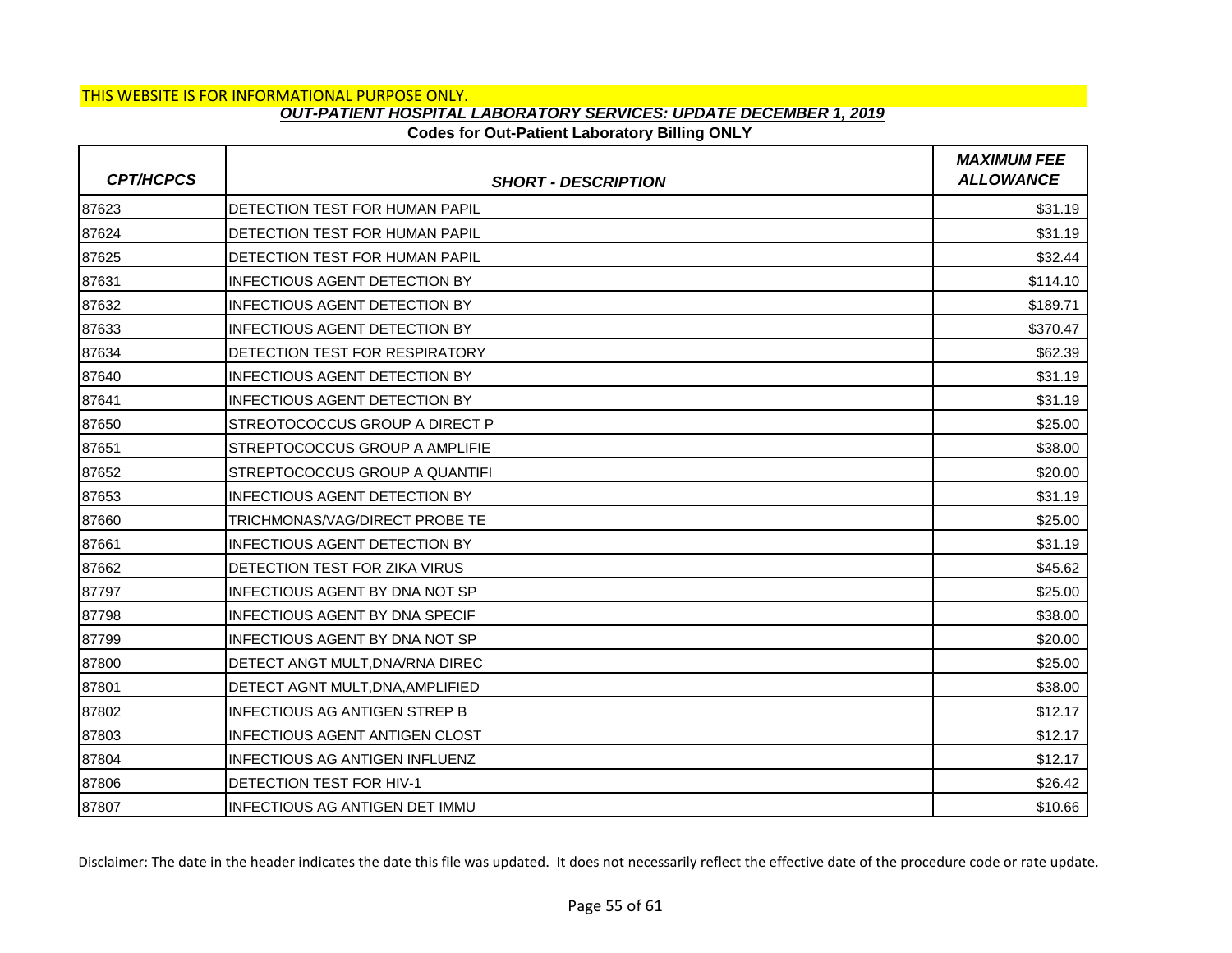THIS WEBSITE IS FOR INFORMATIONAL PURPOSE ONLY.

## OUT-PATIENT HOSPITAL LABORATORY SERVICES: UPDATE DECEMBER 1, 2019

### Codes for Out-Patient Laboratory Billing ONLY

| CPT/HCPCS | SHORT - DESCRIPTION | MAXIMUM FEE ALLOWANCE |
|---|---|---|
| 87623 | DETECTION TEST FOR HUMAN PAPIL | $31.19 |
| 87624 | DETECTION TEST FOR HUMAN PAPIL | $31.19 |
| 87625 | DETECTION TEST FOR HUMAN PAPIL | $32.44 |
| 87631 | INFECTIOUS AGENT DETECTION BY | $114.10 |
| 87632 | INFECTIOUS AGENT DETECTION BY | $189.71 |
| 87633 | INFECTIOUS AGENT DETECTION BY | $370.47 |
| 87634 | DETECTION TEST FOR RESPIRATORY | $62.39 |
| 87640 | INFECTIOUS AGENT DETECTION BY | $31.19 |
| 87641 | INFECTIOUS AGENT DETECTION BY | $31.19 |
| 87650 | STREOTOCOCCUS GROUP A DIRECT P | $25.00 |
| 87651 | STREPTOCOCCUS GROUP A AMPLIFIE | $38.00 |
| 87652 | STREPTOCOCCUS GROUP A QUANTIFI | $20.00 |
| 87653 | INFECTIOUS AGENT DETECTION BY | $31.19 |
| 87660 | TRICHMONAS/VAG/DIRECT PROBE TE | $25.00 |
| 87661 | INFECTIOUS AGENT DETECTION BY | $31.19 |
| 87662 | DETECTION TEST FOR ZIKA VIRUS | $45.62 |
| 87797 | INFECTIOUS AGENT BY DNA NOT SP | $25.00 |
| 87798 | INFECTIOUS AGENT BY DNA SPECIF | $38.00 |
| 87799 | INFECTIOUS AGENT BY DNA NOT SP | $20.00 |
| 87800 | DETECT ANGT MULT,DNA/RNA DIREC | $25.00 |
| 87801 | DETECT AGNT MULT,DNA,AMPLIFIED | $38.00 |
| 87802 | INFECTIOUS AG ANTIGEN STREP B | $12.17 |
| 87803 | INFECTIOUS AGENT ANTIGEN CLOST | $12.17 |
| 87804 | INFECTIOUS AG ANTIGEN INFLUENZ | $12.17 |
| 87806 | DETECTION TEST FOR HIV-1 | $26.42 |
| 87807 | INFECTIOUS AG ANTIGEN DET IMMU | $10.66 |

Disclaimer: The date in the header indicates the date this file was updated. It does not necessarily reflect the effective date of the procedure code or rate update.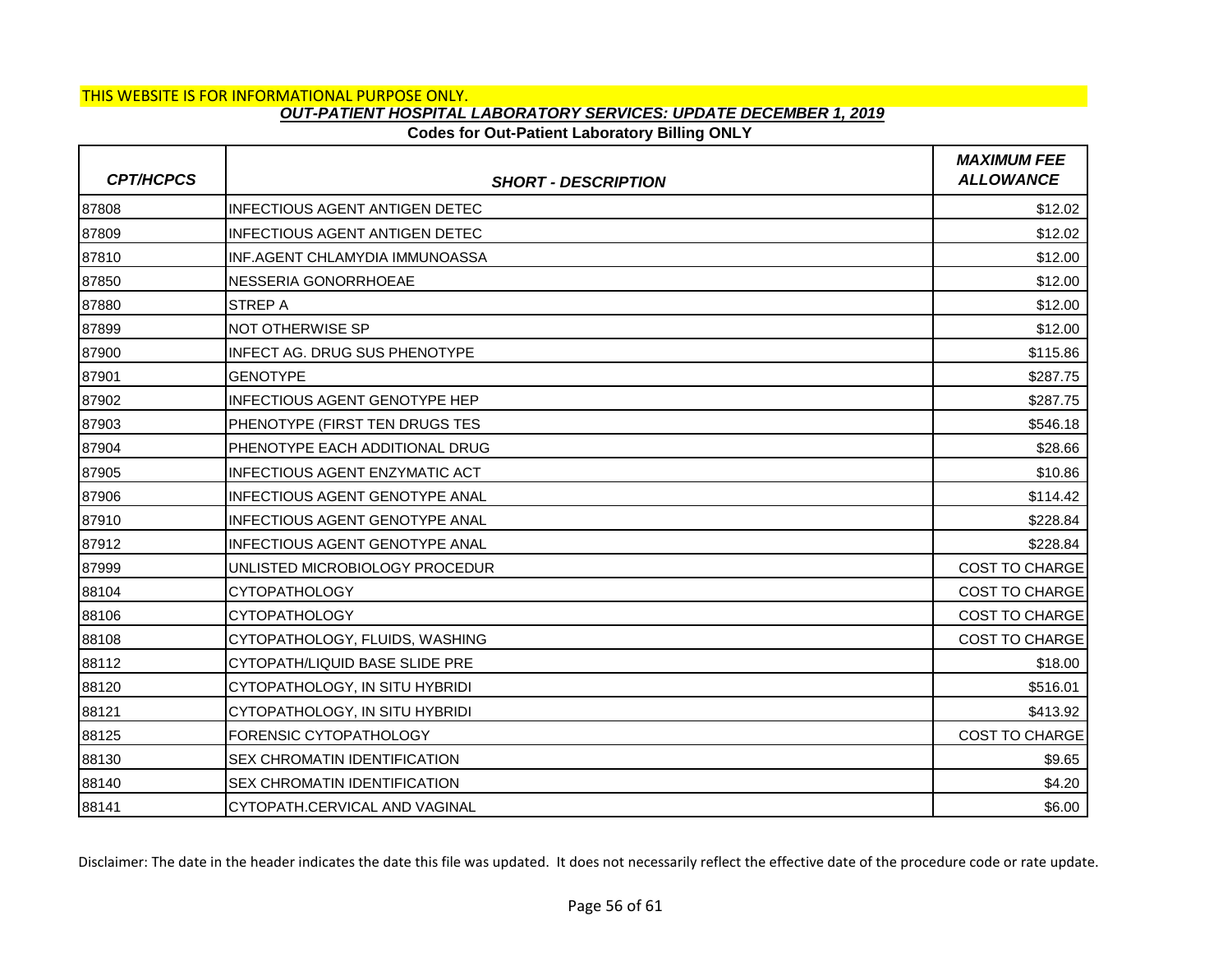THIS WEBSITE IS FOR INFORMATIONAL PURPOSE ONLY.

***OUT-PATIENT HOSPITAL LABORATORY SERVICES: UPDATE DECEMBER 1, 2019***

**Codes for Out-Patient Laboratory Billing ONLY**

| *CPT/HCPCS* | *SHORT - DESCRIPTION* | *MAXIMUM FEE ALLOWANCE* |
|---|---|---|
| 87808 | INFECTIOUS AGENT ANTIGEN DETEC | $12.02 |
| 87809 | INFECTIOUS AGENT ANTIGEN DETEC | $12.02 |
| 87810 | INF.AGENT CHLAMYDIA IMMUNOASSA | $12.00 |
| 87850 | NESSERIA GONORRHOEAE | $12.00 |
| 87880 | STREP A | $12.00 |
| 87899 | NOT OTHERWISE SP | $12.00 |
| 87900 | INFECT AG. DRUG SUS PHENOTYPE | $115.86 |
| 87901 | GENOTYPE | $287.75 |
| 87902 | INFECTIOUS AGENT GENOTYPE HEP | $287.75 |
| 87903 | PHENOTYPE (FIRST TEN DRUGS TES | $546.18 |
| 87904 | PHENOTYPE EACH ADDITIONAL DRUG | $28.66 |
| 87905 | INFECTIOUS AGENT ENZYMATIC ACT | $10.86 |
| 87906 | INFECTIOUS AGENT GENOTYPE ANAL | $114.42 |
| 87910 | INFECTIOUS AGENT GENOTYPE ANAL | $228.84 |
| 87912 | INFECTIOUS AGENT GENOTYPE ANAL | $228.84 |
| 87999 | UNLISTED MICROBIOLOGY PROCEDUR | COST TO CHARGE |
| 88104 | CYTOPATHOLOGY | COST TO CHARGE |
| 88106 | CYTOPATHOLOGY | COST TO CHARGE |
| 88108 | CYTOPATHOLOGY, FLUIDS, WASHING | COST TO CHARGE |
| 88112 | CYTOPATH/LIQUID BASE SLIDE PRE | $18.00 |
| 88120 | CYTOPATHOLOGY, IN SITU HYBRIDI | $516.01 |
| 88121 | CYTOPATHOLOGY, IN SITU HYBRIDI | $413.92 |
| 88125 | FORENSIC CYTOPATHOLOGY | COST TO CHARGE |
| 88130 | SEX CHROMATIN IDENTIFICATION | $9.65 |
| 88140 | SEX CHROMATIN IDENTIFICATION | $4.20 |
| 88141 | CYTOPATH.CERVICAL AND VAGINAL | $6.00 |

Disclaimer: The date in the header indicates the date this file was updated. It does not necessarily reflect the effective date of the procedure code or rate update.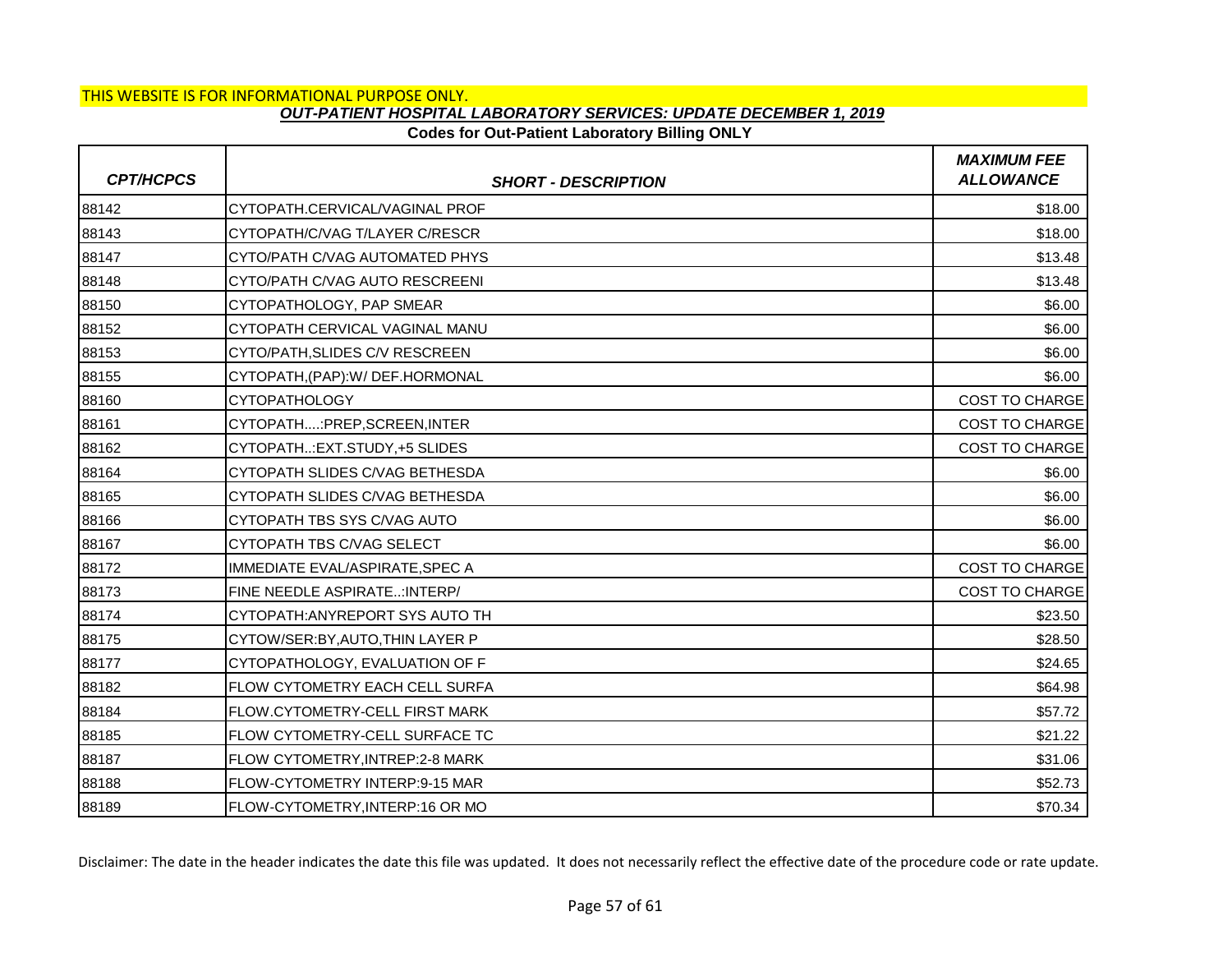THIS WEBSITE IS FOR INFORMATIONAL PURPOSE ONLY.

## *OUT-PATIENT HOSPITAL LABORATORY SERVICES: UPDATE DECEMBER 1, 2019*

### Codes for Out-Patient Laboratory Billing ONLY

| *CPT/HCPCS* | *SHORT - DESCRIPTION* | *MAXIMUM FEE ALLOWANCE* |
|---|---|---|
| 88142 | CYTOPATH.CERVICAL/VAGINAL PROF | $18.00 |
| 88143 | CYTOPATH/C/VAG T/LAYER C/RESCR | $18.00 |
| 88147 | CYTO/PATH C/VAG AUTOMATED PHYS | $13.48 |
| 88148 | CYTO/PATH C/VAG AUTO RESCREENI | $13.48 |
| 88150 | CYTOPATHOLOGY, PAP SMEAR | $6.00 |
| 88152 | CYTOPATH CERVICAL VAGINAL MANU | $6.00 |
| 88153 | CYTO/PATH,SLIDES C/V RESCREEN | $6.00 |
| 88155 | CYTOPATH,(PAP):W/ DEF.HORMONAL | $6.00 |
| 88160 | CYTOPATHOLOGY | COST TO CHARGE |
| 88161 | CYTOPATH....:PREP,SCREEN,INTER | COST TO CHARGE |
| 88162 | CYTOPATH..:EXT.STUDY,+5 SLIDES | COST TO CHARGE |
| 88164 | CYTOPATH SLIDES C/VAG BETHESDA | $6.00 |
| 88165 | CYTOPATH SLIDES C/VAG BETHESDA | $6.00 |
| 88166 | CYTOPATH TBS SYS C/VAG AUTO | $6.00 |
| 88167 | CYTOPATH TBS C/VAG SELECT | $6.00 |
| 88172 | IMMEDIATE EVAL/ASPIRATE,SPEC A | COST TO CHARGE |
| 88173 | FINE NEEDLE ASPIRATE..:INTERP/ | COST TO CHARGE |
| 88174 | CYTOPATH:ANYREPORT SYS AUTO TH | $23.50 |
| 88175 | CYTOW/SER:BY,AUTO,THIN LAYER P | $28.50 |
| 88177 | CYTOPATHOLOGY, EVALUATION OF F | $24.65 |
| 88182 | FLOW CYTOMETRY EACH CELL SURFA | $64.98 |
| 88184 | FLOW.CYTOMETRY-CELL FIRST MARK | $57.72 |
| 88185 | FLOW CYTOMETRY-CELL SURFACE TC | $21.22 |
| 88187 | FLOW CYTOMETRY,INTREP:2-8 MARK | $31.06 |
| 88188 | FLOW-CYTOMETRY INTERP:9-15 MAR | $52.73 |
| 88189 | FLOW-CYTOMETRY,INTERP:16 OR MO | $70.34 |

Disclaimer: The date in the header indicates the date this file was updated. It does not necessarily reflect the effective date of the procedure code or rate update.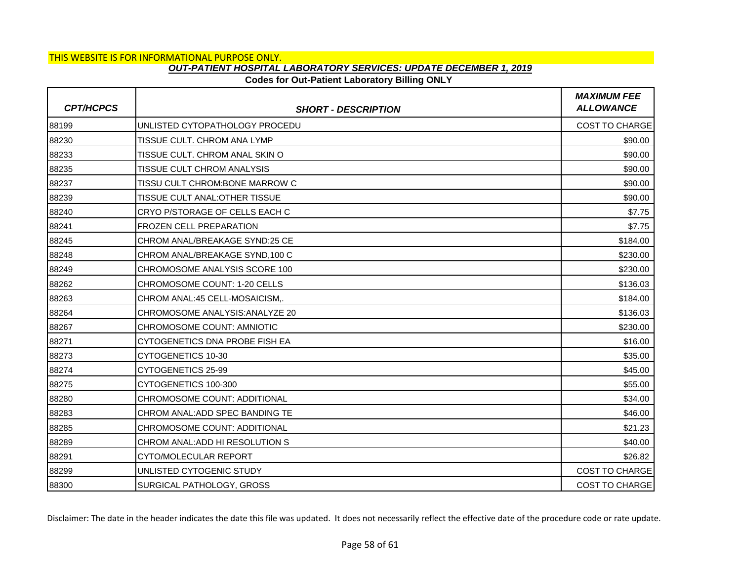THIS WEBSITE IS FOR INFORMATIONAL PURPOSE ONLY.

***OUT-PATIENT HOSPITAL LABORATORY SERVICES: UPDATE DECEMBER 1, 2019***

**Codes for Out-Patient Laboratory Billing ONLY**

| *CPT/HCPCS* | *SHORT - DESCRIPTION* | *MAXIMUM FEE ALLOWANCE* |
|---|---|---|
| 88199 | UNLISTED CYTOPATHOLOGY PROCEDU | COST TO CHARGE |
| 88230 | TISSUE CULT. CHROM ANA LYMP | $90.00 |
| 88233 | TISSUE CULT. CHROM ANAL SKIN O | $90.00 |
| 88235 | TISSUE CULT CHROM ANALYSIS | $90.00 |
| 88237 | TISSU CULT CHROM:BONE MARROW C | $90.00 |
| 88239 | TISSUE CULT ANAL:OTHER TISSUE | $90.00 |
| 88240 | CRYO P/STORAGE OF CELLS EACH C | $7.75 |
| 88241 | FROZEN CELL PREPARATION | $7.75 |
| 88245 | CHROM ANAL/BREAKAGE SYND:25 CE | $184.00 |
| 88248 | CHROM ANAL/BREAKAGE SYND,100 C | $230.00 |
| 88249 | CHROMOSOME ANALYSIS SCORE 100 | $230.00 |
| 88262 | CHROMOSOME COUNT: 1-20 CELLS | $136.03 |
| 88263 | CHROM ANAL:45 CELL-MOSAICISM,. | $184.00 |
| 88264 | CHROMOSOME ANALYSIS:ANALYZE 20 | $136.03 |
| 88267 | CHROMOSOME COUNT: AMNIOTIC | $230.00 |
| 88271 | CYTOGENETICS DNA PROBE FISH EA | $16.00 |
| 88273 | CYTOGENETICS 10-30 | $35.00 |
| 88274 | CYTOGENETICS 25-99 | $45.00 |
| 88275 | CYTOGENETICS 100-300 | $55.00 |
| 88280 | CHROMOSOME COUNT: ADDITIONAL | $34.00 |
| 88283 | CHROM ANAL:ADD SPEC BANDING TE | $46.00 |
| 88285 | CHROMOSOME COUNT: ADDITIONAL | $21.23 |
| 88289 | CHROM ANAL:ADD HI RESOLUTION S | $40.00 |
| 88291 | CYTO/MOLECULAR REPORT | $26.82 |
| 88299 | UNLISTED CYTOGENIC STUDY | COST TO CHARGE |
| 88300 | SURGICAL PATHOLOGY, GROSS | COST TO CHARGE |

Disclaimer: The date in the header indicates the date this file was updated. It does not necessarily reflect the effective date of the procedure code or rate update.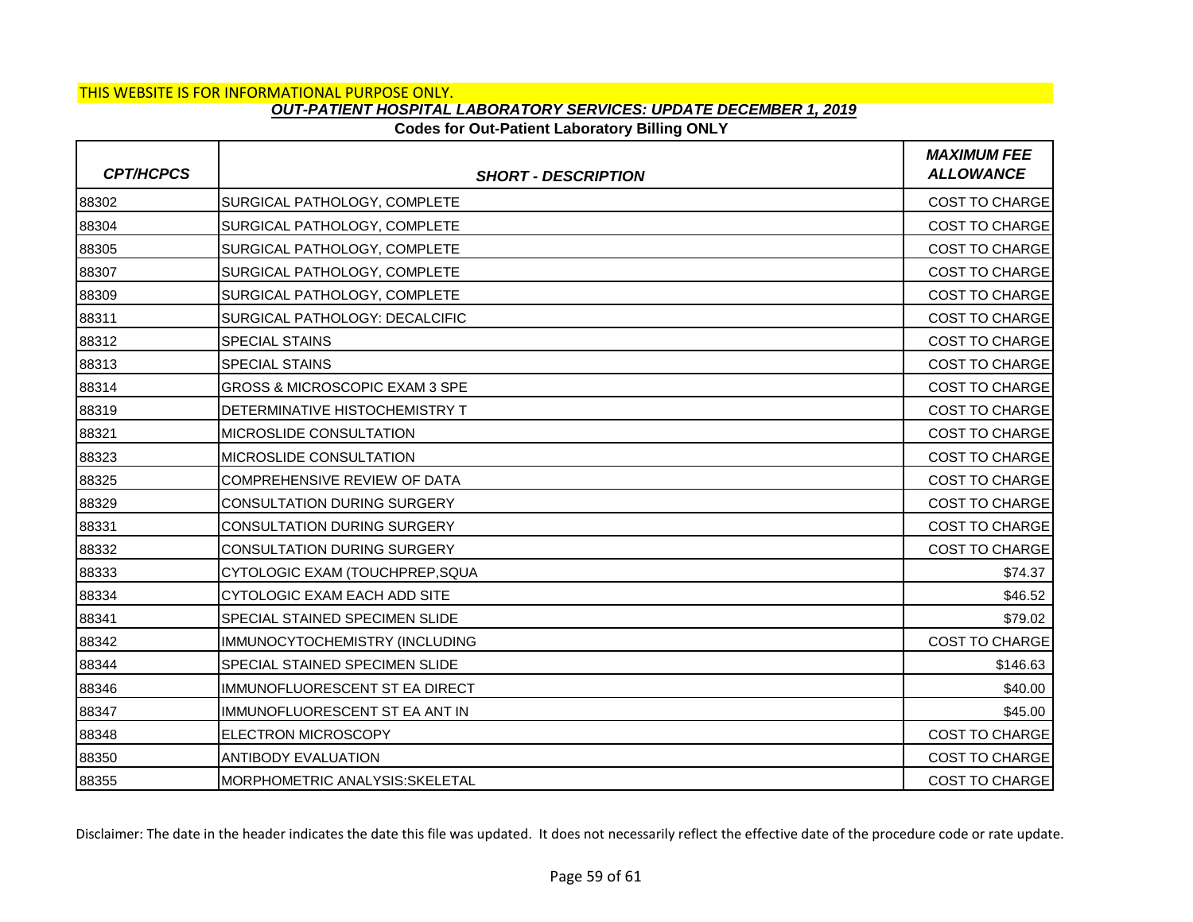THIS WEBSITE IS FOR INFORMATIONAL PURPOSE ONLY.

***OUT-PATIENT HOSPITAL LABORATORY SERVICES: UPDATE DECEMBER 1, 2019***

**Codes for Out-Patient Laboratory Billing ONLY**

| *CPT/HCPCS* | *SHORT - DESCRIPTION* | *MAXIMUM FEE ALLOWANCE* |
|---|---|---|
| 88302 | SURGICAL PATHOLOGY, COMPLETE | COST TO CHARGE |
| 88304 | SURGICAL PATHOLOGY, COMPLETE | COST TO CHARGE |
| 88305 | SURGICAL PATHOLOGY, COMPLETE | COST TO CHARGE |
| 88307 | SURGICAL PATHOLOGY, COMPLETE | COST TO CHARGE |
| 88309 | SURGICAL PATHOLOGY, COMPLETE | COST TO CHARGE |
| 88311 | SURGICAL PATHOLOGY: DECALCIFIC | COST TO CHARGE |
| 88312 | SPECIAL STAINS | COST TO CHARGE |
| 88313 | SPECIAL STAINS | COST TO CHARGE |
| 88314 | GROSS & MICROSCOPIC EXAM 3 SPE | COST TO CHARGE |
| 88319 | DETERMINATIVE HISTOCHEMISTRY T | COST TO CHARGE |
| 88321 | MICROSLIDE CONSULTATION | COST TO CHARGE |
| 88323 | MICROSLIDE CONSULTATION | COST TO CHARGE |
| 88325 | COMPREHENSIVE REVIEW OF DATA | COST TO CHARGE |
| 88329 | CONSULTATION DURING SURGERY | COST TO CHARGE |
| 88331 | CONSULTATION DURING SURGERY | COST TO CHARGE |
| 88332 | CONSULTATION DURING SURGERY | COST TO CHARGE |
| 88333 | CYTOLOGIC EXAM (TOUCHPREP,SQUA | $74.37 |
| 88334 | CYTOLOGIC EXAM EACH ADD SITE | $46.52 |
| 88341 | SPECIAL STAINED SPECIMEN SLIDE | $79.02 |
| 88342 | IMMUNOCYTOCHEMISTRY (INCLUDING | COST TO CHARGE |
| 88344 | SPECIAL STAINED SPECIMEN SLIDE | $146.63 |
| 88346 | IMMUNOFLUORESCENT ST EA DIRECT | $40.00 |
| 88347 | IMMUNOFLUORESCENT ST EA ANT IN | $45.00 |
| 88348 | ELECTRON MICROSCOPY | COST TO CHARGE |
| 88350 | ANTIBODY EVALUATION | COST TO CHARGE |
| 88355 | MORPHOMETRIC ANALYSIS:SKELETAL | COST TO CHARGE |

Disclaimer: The date in the header indicates the date this file was updated. It does not necessarily reflect the effective date of the procedure code or rate update.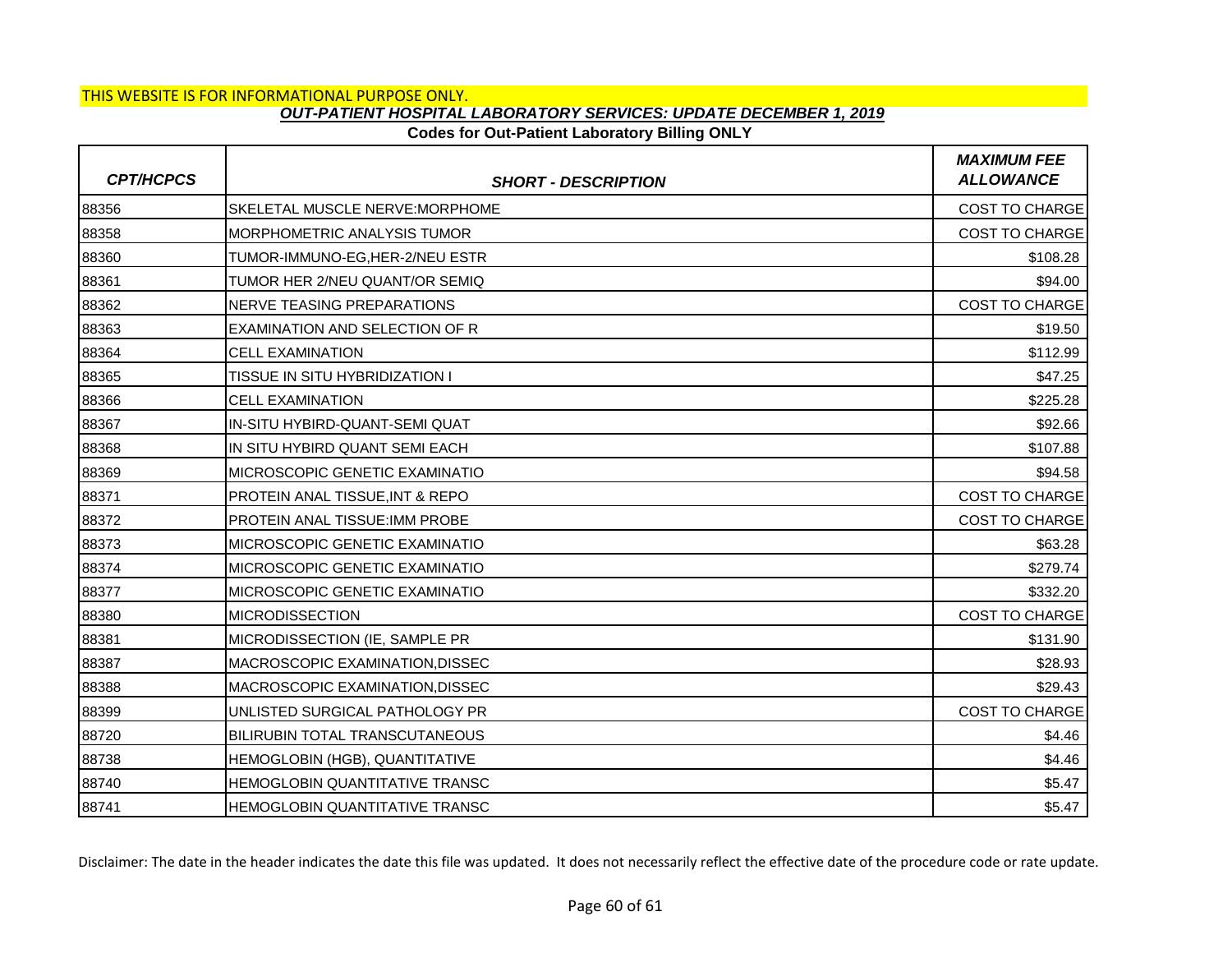THIS WEBSITE IS FOR INFORMATIONAL PURPOSE ONLY.

***OUT-PATIENT HOSPITAL LABORATORY SERVICES: UPDATE DECEMBER 1, 2019***

**Codes for Out-Patient Laboratory Billing ONLY**

| *CPT/HCPCS* | *SHORT - DESCRIPTION* | *MAXIMUM FEE ALLOWANCE* |
|---|---|---|
| 88356 | SKELETAL MUSCLE NERVE:MORPHOME | COST TO CHARGE |
| 88358 | MORPHOMETRIC ANALYSIS TUMOR | COST TO CHARGE |
| 88360 | TUMOR-IMMUNO-EG,HER-2/NEU ESTR | $108.28 |
| 88361 | TUMOR HER 2/NEU QUANT/OR SEMIQ | $94.00 |
| 88362 | NERVE TEASING PREPARATIONS | COST TO CHARGE |
| 88363 | EXAMINATION AND SELECTION OF R | $19.50 |
| 88364 | CELL EXAMINATION | $112.99 |
| 88365 | TISSUE IN SITU HYBRIDIZATION I | $47.25 |
| 88366 | CELL EXAMINATION | $225.28 |
| 88367 | IN-SITU HYBIRD-QUANT-SEMI QUAT | $92.66 |
| 88368 | IN SITU HYBIRD QUANT SEMI EACH | $107.88 |
| 88369 | MICROSCOPIC GENETIC EXAMINATIO | $94.58 |
| 88371 | PROTEIN ANAL TISSUE,INT & REPO | COST TO CHARGE |
| 88372 | PROTEIN ANAL TISSUE:IMM PROBE | COST TO CHARGE |
| 88373 | MICROSCOPIC GENETIC EXAMINATIO | $63.28 |
| 88374 | MICROSCOPIC GENETIC EXAMINATIO | $279.74 |
| 88377 | MICROSCOPIC GENETIC EXAMINATIO | $332.20 |
| 88380 | MICRODISSECTION | COST TO CHARGE |
| 88381 | MICRODISSECTION (IE, SAMPLE PR | $131.90 |
| 88387 | MACROSCOPIC EXAMINATION,DISSEC | $28.93 |
| 88388 | MACROSCOPIC EXAMINATION,DISSEC | $29.43 |
| 88399 | UNLISTED SURGICAL PATHOLOGY PR | COST TO CHARGE |
| 88720 | BILIRUBIN TOTAL TRANSCUTANEOUS | $4.46 |
| 88738 | HEMOGLOBIN (HGB), QUANTITATIVE | $4.46 |
| 88740 | HEMOGLOBIN QUANTITATIVE TRANSC | $5.47 |
| 88741 | HEMOGLOBIN QUANTITATIVE TRANSC | $5.47 |

Disclaimer: The date in the header indicates the date this file was updated. It does not necessarily reflect the effective date of the procedure code or rate update.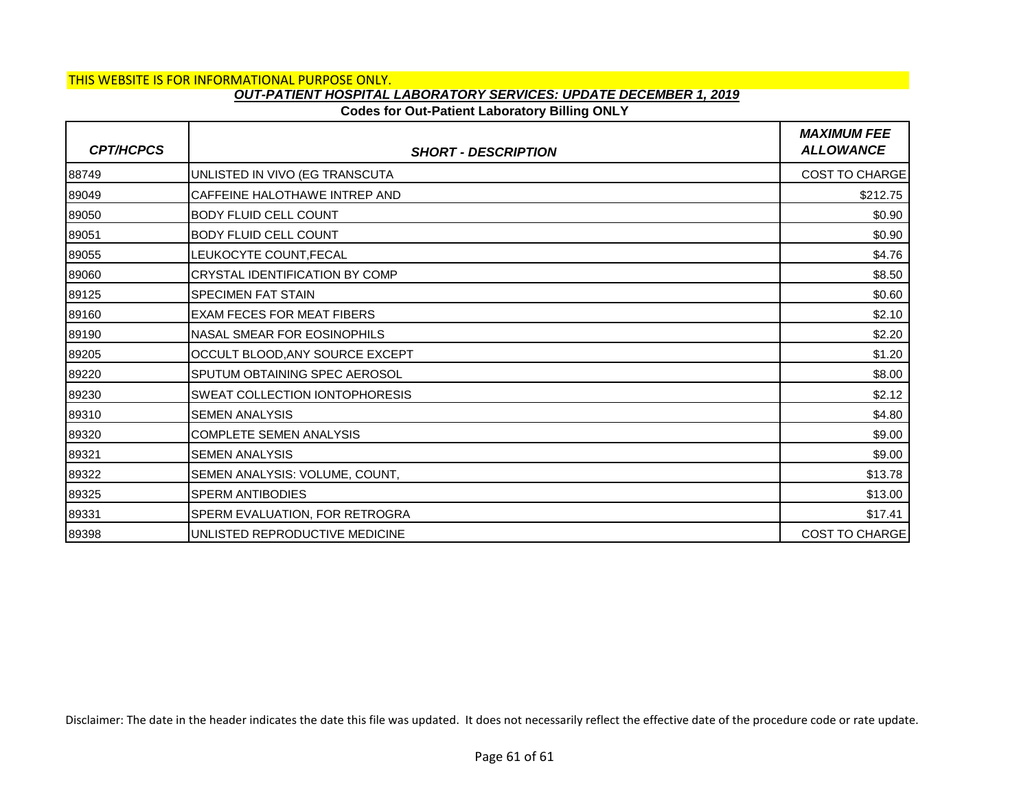THIS WEBSITE IS FOR INFORMATIONAL PURPOSE ONLY.

***OUT-PATIENT HOSPITAL LABORATORY SERVICES: UPDATE DECEMBER 1, 2019***

**Codes for Out-Patient Laboratory Billing ONLY**

| ***CPT/HCPCS*** | ***SHORT - DESCRIPTION*** | ***MAXIMUM FEE ALLOWANCE*** |
|---|---|---|
| 88749 | UNLISTED IN VIVO (EG TRANSCUTA | COST TO CHARGE |
| 89049 | CAFFEINE HALOTHAWE INTREP AND | $212.75 |
| 89050 | BODY FLUID CELL COUNT | $0.90 |
| 89051 | BODY FLUID CELL COUNT | $0.90 |
| 89055 | LEUKOCYTE COUNT,FECAL | $4.76 |
| 89060 | CRYSTAL IDENTIFICATION BY COMP | $8.50 |
| 89125 | SPECIMEN FAT STAIN | $0.60 |
| 89160 | EXAM FECES FOR MEAT FIBERS | $2.10 |
| 89190 | NASAL SMEAR FOR EOSINOPHILS | $2.20 |
| 89205 | OCCULT BLOOD,ANY SOURCE EXCEPT | $1.20 |
| 89220 | SPUTUM OBTAINING SPEC AEROSOL | $8.00 |
| 89230 | SWEAT COLLECTION IONTOPHORESIS | $2.12 |
| 89310 | SEMEN ANALYSIS | $4.80 |
| 89320 | COMPLETE SEMEN ANALYSIS | $9.00 |
| 89321 | SEMEN ANALYSIS | $9.00 |
| 89322 | SEMEN ANALYSIS: VOLUME, COUNT, | $13.78 |
| 89325 | SPERM ANTIBODIES | $13.00 |
| 89331 | SPERM EVALUATION, FOR RETROGRA | $17.41 |
| 89398 | UNLISTED REPRODUCTIVE MEDICINE | COST TO CHARGE |

Disclaimer: The date in the header indicates the date this file was updated. It does not necessarily reflect the effective date of the procedure code or rate update.